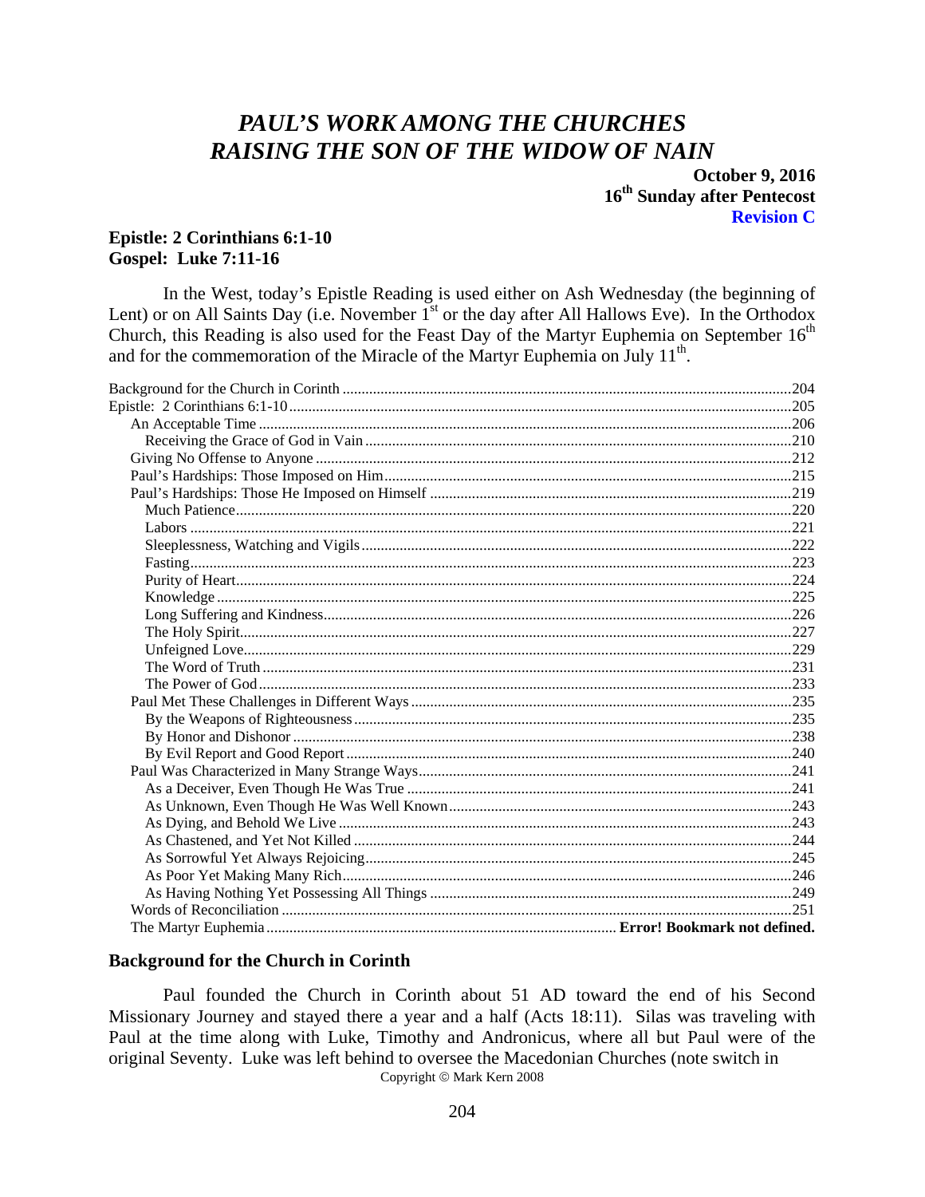# *PAUL'S WORK AMONG THE CHURCHES*
# *RAISING THE SON OF THE WIDOW OF NAIN*

**October 9, 2016**
**16th Sunday after Pentecost**
**Revision C**

**Epistle: 2 Corinthians 6:1-10**
**Gospel: Luke 7:11-16**

In the West, today's Epistle Reading is used either on Ash Wednesday (the beginning of Lent) or on All Saints Day (i.e. November 1st or the day after All Hallows Eve). In the Orthodox Church, this Reading is also used for the Feast Day of the Martyr Euphemia on September 16th and for the commemoration of the Miracle of the Martyr Euphemia on July 11th.

Background for the Church in Corinth ..... 204
Epistle: 2 Corinthians 6:1-10 ..... 205
- An Acceptable Time ..... 206
  - Receiving the Grace of God in Vain ..... 210
- Giving No Offense to Anyone ..... 212
- Paul's Hardships: Those Imposed on Him ..... 215
- Paul's Hardships: Those He Imposed on Himself ..... 219
  - Much Patience ..... 220
  - Labors ..... 221
  - Sleeplessness, Watching and Vigils ..... 222
  - Fasting ..... 223
  - Purity of Heart ..... 224
  - Knowledge ..... 225
  - Long Suffering and Kindness ..... 226
  - The Holy Spirit ..... 227
  - Unfeigned Love ..... 229
  - The Word of Truth ..... 231
  - The Power of God ..... 233
- Paul Met These Challenges in Different Ways ..... 235
  - By the Weapons of Righteousness ..... 235
  - By Honor and Dishonor ..... 238
  - By Evil Report and Good Report ..... 240
- Paul Was Characterized in Many Strange Ways ..... 241
  - As a Deceiver, Even Though He Was True ..... 241
  - As Unknown, Even Though He Was Well Known ..... 243
  - As Dying, and Behold We Live ..... 243
  - As Chastened, and Yet Not Killed ..... 244
  - As Sorrowful Yet Always Rejoicing ..... 245
  - As Poor Yet Making Many Rich ..... 246
  - As Having Nothing Yet Possessing All Things ..... 249
- Words of Reconciliation ..... 251
- The Martyr Euphemia ..... **Error! Bookmark not defined.**

### Background for the Church in Corinth

Paul founded the Church in Corinth about 51 AD toward the end of his Second Missionary Journey and stayed there a year and a half (Acts 18:11). Silas was traveling with Paul at the time along with Luke, Timothy and Andronicus, where all but Paul were of the original Seventy. Luke was left behind to oversee the Macedonian Churches (note switch in

Copyright © Mark Kern 2008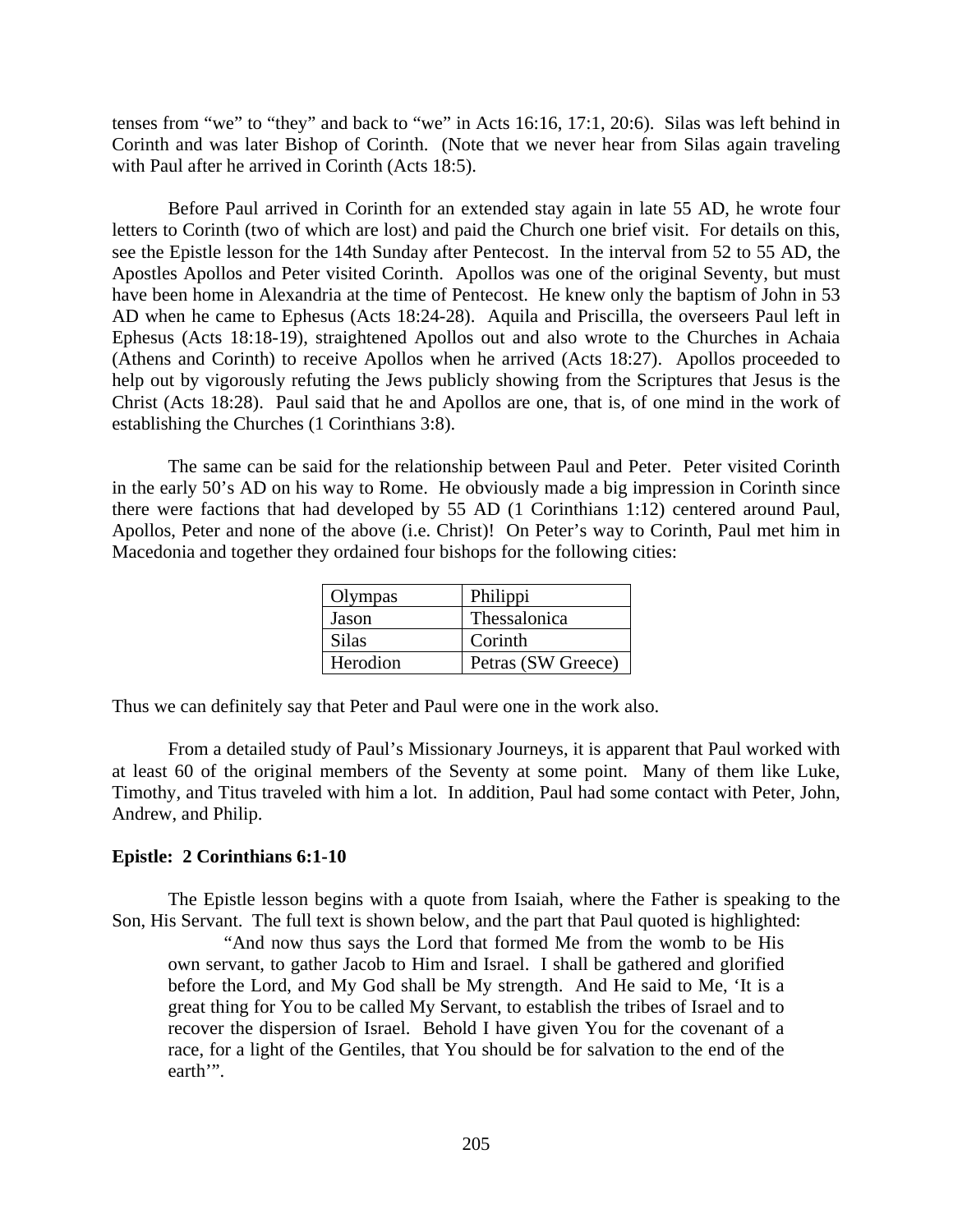tenses from “we” to “they” and back to “we” in Acts 16:16, 17:1, 20:6). Silas was left behind in Corinth and was later Bishop of Corinth. (Note that we never hear from Silas again traveling with Paul after he arrived in Corinth (Acts 18:5).

Before Paul arrived in Corinth for an extended stay again in late 55 AD, he wrote four letters to Corinth (two of which are lost) and paid the Church one brief visit. For details on this, see the Epistle lesson for the 14th Sunday after Pentecost. In the interval from 52 to 55 AD, the Apostles Apollos and Peter visited Corinth. Apollos was one of the original Seventy, but must have been home in Alexandria at the time of Pentecost. He knew only the baptism of John in 53 AD when he came to Ephesus (Acts 18:24-28). Aquila and Priscilla, the overseers Paul left in Ephesus (Acts 18:18-19), straightened Apollos out and also wrote to the Churches in Achaia (Athens and Corinth) to receive Apollos when he arrived (Acts 18:27). Apollos proceeded to help out by vigorously refuting the Jews publicly showing from the Scriptures that Jesus is the Christ (Acts 18:28). Paul said that he and Apollos are one, that is, of one mind in the work of establishing the Churches (1 Corinthians 3:8).

The same can be said for the relationship between Paul and Peter. Peter visited Corinth in the early 50’s AD on his way to Rome. He obviously made a big impression in Corinth since there were factions that had developed by 55 AD (1 Corinthians 1:12) centered around Paul, Apollos, Peter and none of the above (i.e. Christ)! On Peter’s way to Corinth, Paul met him in Macedonia and together they ordained four bishops for the following cities:

| | |
|---|---|
| Olympas | Philippi |
| Jason | Thessalonica |
| Silas | Corinth |
| Herodion | Petras (SW Greece) |

Thus we can definitely say that Peter and Paul were one in the work also.

From a detailed study of Paul’s Missionary Journeys, it is apparent that Paul worked with at least 60 of the original members of the Seventy at some point. Many of them like Luke, Timothy, and Titus traveled with him a lot. In addition, Paul had some contact with Peter, John, Andrew, and Philip.

**Epistle: 2 Corinthians 6:1-10**

The Epistle lesson begins with a quote from Isaiah, where the Father is speaking to the Son, His Servant. The full text is shown below, and the part that Paul quoted is highlighted:

> “And now thus says the Lord that formed Me from the womb to be His own servant, to gather Jacob to Him and Israel. I shall be gathered and glorified before the Lord, and My God shall be My strength. And He said to Me, ‘It is a great thing for You to be called My Servant, to establish the tribes of Israel and to recover the dispersion of Israel. Behold I have given You for the covenant of a race, for a light of the Gentiles, that You should be for salvation to the end of the earth’”.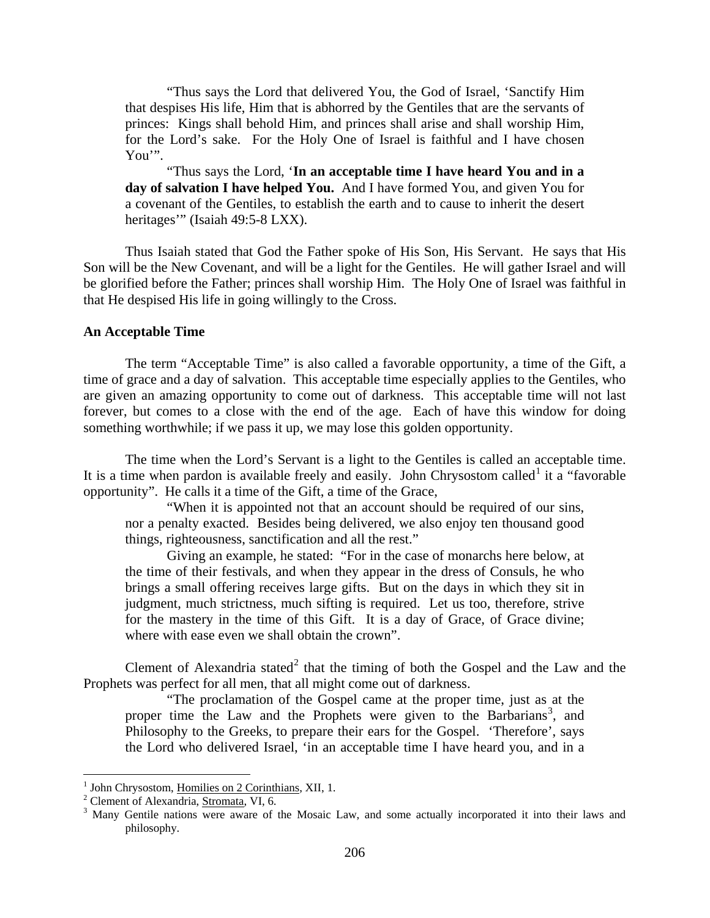> "Thus says the Lord that delivered You, the God of Israel, 'Sanctify Him that despises His life, Him that is abhorred by the Gentiles that are the servants of princes: Kings shall behold Him, and princes shall arise and shall worship Him, for the Lord's sake. For the Holy One of Israel is faithful and I have chosen You'".
>
> "Thus says the Lord, '**In an acceptable time I have heard You and in a day of salvation I have helped You.** And I have formed You, and given You for a covenant of the Gentiles, to establish the earth and to cause to inherit the desert heritages'" (Isaiah 49:5-8 LXX).

Thus Isaiah stated that God the Father spoke of His Son, His Servant. He says that His Son will be the New Covenant, and will be a light for the Gentiles. He will gather Israel and will be glorified before the Father; princes shall worship Him. The Holy One of Israel was faithful in that He despised His life in going willingly to the Cross.

### An Acceptable Time

The term "Acceptable Time" is also called a favorable opportunity, a time of the Gift, a time of grace and a day of salvation. This acceptable time especially applies to the Gentiles, who are given an amazing opportunity to come out of darkness. This acceptable time will not last forever, but comes to a close with the end of the age. Each of have this window for doing something worthwhile; if we pass it up, we may lose this golden opportunity.

The time when the Lord's Servant is a light to the Gentiles is called an acceptable time. It is a time when pardon is available freely and easily. John Chrysostom called[1] it a "favorable opportunity". He calls it a time of the Gift, a time of the Grace,

> "When it is appointed not that an account should be required of our sins, nor a penalty exacted. Besides being delivered, we also enjoy ten thousand good things, righteousness, sanctification and all the rest."
>
> Giving an example, he stated: "For in the case of monarchs here below, at the time of their festivals, and when they appear in the dress of Consuls, he who brings a small offering receives large gifts. But on the days in which they sit in judgment, much strictness, much sifting is required. Let us too, therefore, strive for the mastery in the time of this Gift. It is a day of Grace, of Grace divine; where with ease even we shall obtain the crown".

Clement of Alexandria stated[2] that the timing of both the Gospel and the Law and the Prophets was perfect for all men, that all might come out of darkness.

> "The proclamation of the Gospel came at the proper time, just as at the proper time the Law and the Prophets were given to the Barbarians[3], and Philosophy to the Greeks, to prepare their ears for the Gospel. 'Therefore', says the Lord who delivered Israel, 'in an acceptable time I have heard you, and in a

---

[1] John Chrysostom, Homilies on 2 Corinthians, XII, 1.

[2] Clement of Alexandria, Stromata, VI, 6.

[3] Many Gentile nations were aware of the Mosaic Law, and some actually incorporated it into their laws and philosophy.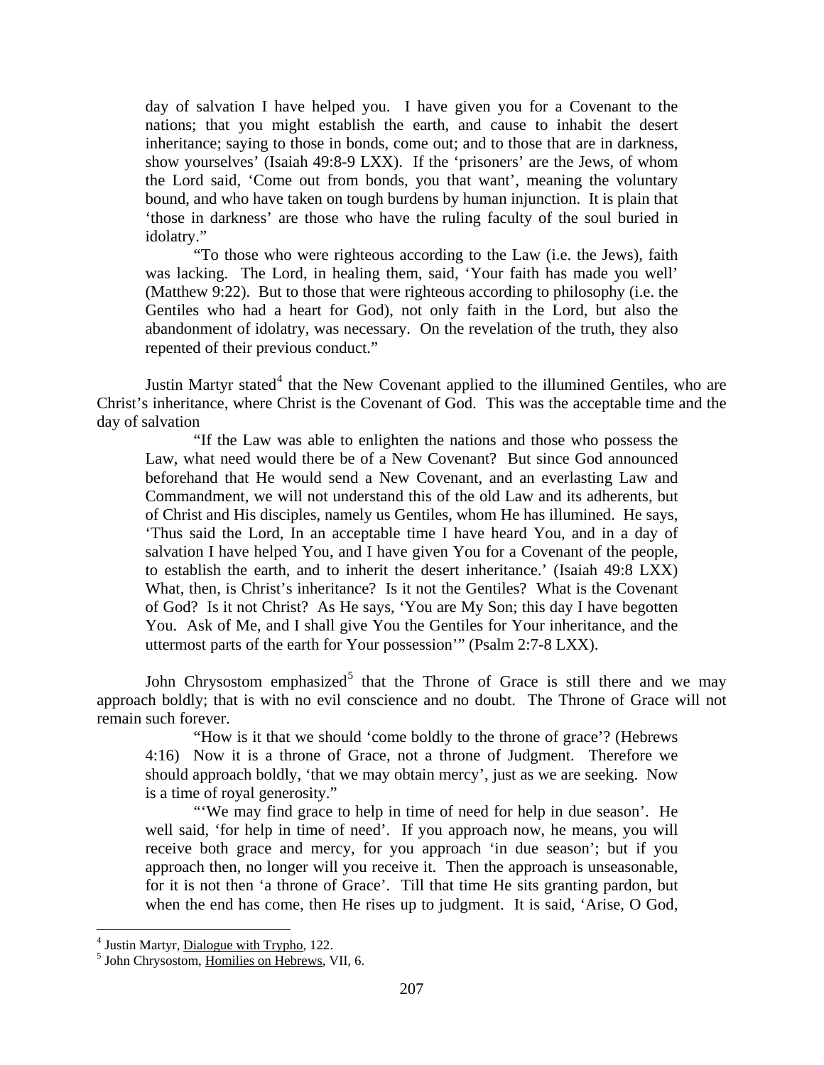day of salvation I have helped you. I have given you for a Covenant to the nations; that you might establish the earth, and cause to inhabit the desert inheritance; saying to those in bonds, come out; and to those that are in darkness, show yourselves' (Isaiah 49:8-9 LXX). If the 'prisoners' are the Jews, of whom the Lord said, 'Come out from bonds, you that want', meaning the voluntary bound, and who have taken on tough burdens by human injunction. It is plain that 'those in darkness' are those who have the ruling faculty of the soul buried in idolatry."

> "To those who were righteous according to the Law (i.e. the Jews), faith was lacking. The Lord, in healing them, said, 'Your faith has made you well' (Matthew 9:22). But to those that were righteous according to philosophy (i.e. the Gentiles who had a heart for God), not only faith in the Lord, but also the abandonment of idolatry, was necessary. On the revelation of the truth, they also repented of their previous conduct."

Justin Martyr stated[4] that the New Covenant applied to the illumined Gentiles, who are Christ's inheritance, where Christ is the Covenant of God. This was the acceptable time and the day of salvation

> "If the Law was able to enlighten the nations and those who possess the Law, what need would there be of a New Covenant? But since God announced beforehand that He would send a New Covenant, and an everlasting Law and Commandment, we will not understand this of the old Law and its adherents, but of Christ and His disciples, namely us Gentiles, whom He has illumined. He says, 'Thus said the Lord, In an acceptable time I have heard You, and in a day of salvation I have helped You, and I have given You for a Covenant of the people, to establish the earth, and to inherit the desert inheritance.' (Isaiah 49:8 LXX) What, then, is Christ's inheritance? Is it not the Gentiles? What is the Covenant of God? Is it not Christ? As He says, 'You are My Son; this day I have begotten You. Ask of Me, and I shall give You the Gentiles for Your inheritance, and the uttermost parts of the earth for Your possession'" (Psalm 2:7-8 LXX).

John Chrysostom emphasized[5] that the Throne of Grace is still there and we may approach boldly; that is with no evil conscience and no doubt. The Throne of Grace will not remain such forever.

> "How is it that we should 'come boldly to the throne of grace'? (Hebrews 4:16) Now it is a throne of Grace, not a throne of Judgment. Therefore we should approach boldly, 'that we may obtain mercy', just as we are seeking. Now is a time of royal generosity."
>
> "'We may find grace to help in time of need for help in due season'. He well said, 'for help in time of need'. If you approach now, he means, you will receive both grace and mercy, for you approach 'in due season'; but if you approach then, no longer will you receive it. Then the approach is unseasonable, for it is not then 'a throne of Grace'. Till that time He sits granting pardon, but when the end has come, then He rises up to judgment. It is said, 'Arise, O God,

---

[4] Justin Martyr, Dialogue with Trypho, 122.

[5] John Chrysostom, Homilies on Hebrews, VII, 6.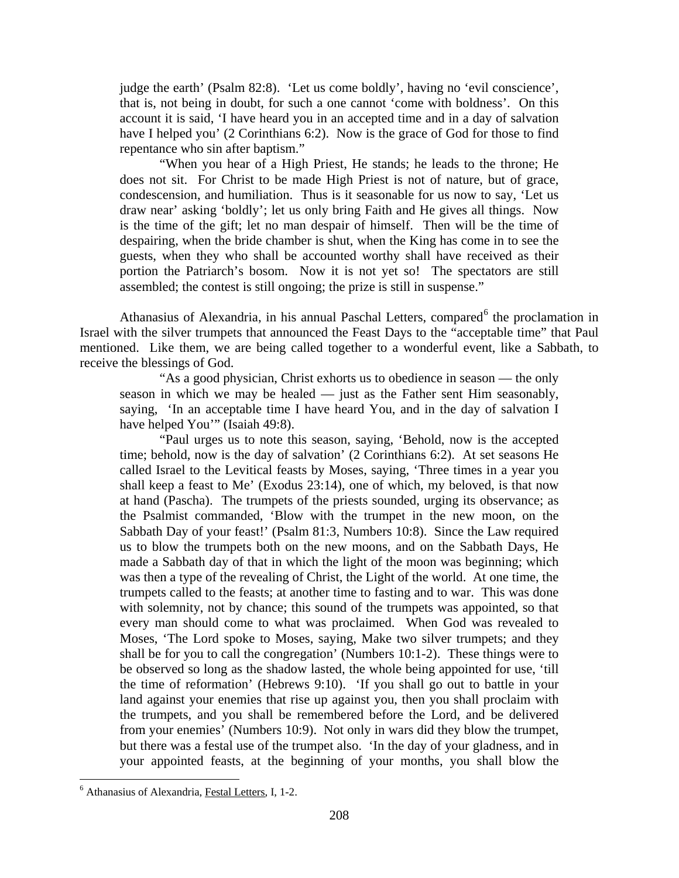judge the earth' (Psalm 82:8). 'Let us come boldly', having no 'evil conscience', that is, not being in doubt, for such a one cannot 'come with boldness'. On this account it is said, 'I have heard you in an accepted time and in a day of salvation have I helped you' (2 Corinthians 6:2). Now is the grace of God for those to find repentance who sin after baptism."

> "When you hear of a High Priest, He stands; he leads to the throne; He does not sit. For Christ to be made High Priest is not of nature, but of grace, condescension, and humiliation. Thus is it seasonable for us now to say, 'Let us draw near' asking 'boldly'; let us only bring Faith and He gives all things. Now is the time of the gift; let no man despair of himself. Then will be the time of despairing, when the bride chamber is shut, when the King has come in to see the guests, when they who shall be accounted worthy shall have received as their portion the Patriarch's bosom. Now it is not yet so! The spectators are still assembled; the contest is still ongoing; the prize is still in suspense."

Athanasius of Alexandria, in his annual Paschal Letters, compared[6] the proclamation in Israel with the silver trumpets that announced the Feast Days to the "acceptable time" that Paul mentioned. Like them, we are being called together to a wonderful event, like a Sabbath, to receive the blessings of God.

> "As a good physician, Christ exhorts us to obedience in season — the only season in which we may be healed — just as the Father sent Him seasonably, saying, 'In an acceptable time I have heard You, and in the day of salvation I have helped You'" (Isaiah 49:8).

> "Paul urges us to note this season, saying, 'Behold, now is the accepted time; behold, now is the day of salvation' (2 Corinthians 6:2). At set seasons He called Israel to the Levitical feasts by Moses, saying, 'Three times in a year you shall keep a feast to Me' (Exodus 23:14), one of which, my beloved, is that now at hand (Pascha). The trumpets of the priests sounded, urging its observance; as the Psalmist commanded, 'Blow with the trumpet in the new moon, on the Sabbath Day of your feast!' (Psalm 81:3, Numbers 10:8). Since the Law required us to blow the trumpets both on the new moons, and on the Sabbath Days, He made a Sabbath day of that in which the light of the moon was beginning; which was then a type of the revealing of Christ, the Light of the world. At one time, the trumpets called to the feasts; at another time to fasting and to war. This was done with solemnity, not by chance; this sound of the trumpets was appointed, so that every man should come to what was proclaimed. When God was revealed to Moses, 'The Lord spoke to Moses, saying, Make two silver trumpets; and they shall be for you to call the congregation' (Numbers 10:1-2). These things were to be observed so long as the shadow lasted, the whole being appointed for use, 'till the time of reformation' (Hebrews 9:10). 'If you shall go out to battle in your land against your enemies that rise up against you, then you shall proclaim with the trumpets, and you shall be remembered before the Lord, and be delivered from your enemies' (Numbers 10:9). Not only in wars did they blow the trumpet, but there was a festal use of the trumpet also. 'In the day of your gladness, and in your appointed feasts, at the beginning of your months, you shall blow the

---

[6] Athanasius of Alexandria, Festal Letters, I, 1-2.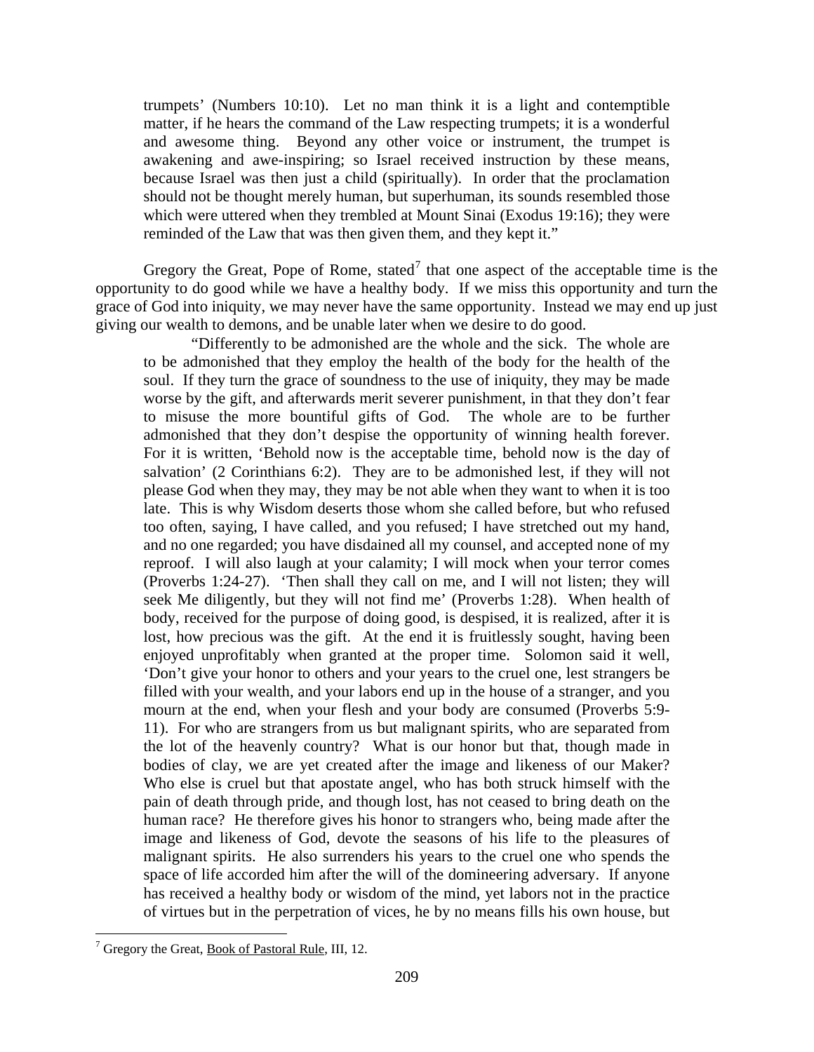> trumpets' (Numbers 10:10). Let no man think it is a light and contemptible matter, if he hears the command of the Law respecting trumpets; it is a wonderful and awesome thing. Beyond any other voice or instrument, the trumpet is awakening and awe-inspiring; so Israel received instruction by these means, because Israel was then just a child (spiritually). In order that the proclamation should not be thought merely human, but superhuman, its sounds resembled those which were uttered when they trembled at Mount Sinai (Exodus 19:16); they were reminded of the Law that was then given them, and they kept it."

Gregory the Great, Pope of Rome, stated[7] that one aspect of the acceptable time is the opportunity to do good while we have a healthy body. If we miss this opportunity and turn the grace of God into iniquity, we may never have the same opportunity. Instead we may end up just giving our wealth to demons, and be unable later when we desire to do good.

> "Differently to be admonished are the whole and the sick. The whole are to be admonished that they employ the health of the body for the health of the soul. If they turn the grace of soundness to the use of iniquity, they may be made worse by the gift, and afterwards merit severer punishment, in that they don't fear to misuse the more bountiful gifts of God. The whole are to be further admonished that they don't despise the opportunity of winning health forever. For it is written, 'Behold now is the acceptable time, behold now is the day of salvation' (2 Corinthians 6:2). They are to be admonished lest, if they will not please God when they may, they may be not able when they want to when it is too late. This is why Wisdom deserts those whom she called before, but who refused too often, saying, I have called, and you refused; I have stretched out my hand, and no one regarded; you have disdained all my counsel, and accepted none of my reproof. I will also laugh at your calamity; I will mock when your terror comes (Proverbs 1:24-27). 'Then shall they call on me, and I will not listen; they will seek Me diligently, but they will not find me' (Proverbs 1:28). When health of body, received for the purpose of doing good, is despised, it is realized, after it is lost, how precious was the gift. At the end it is fruitlessly sought, having been enjoyed unprofitably when granted at the proper time. Solomon said it well, 'Don't give your honor to others and your years to the cruel one, lest strangers be filled with your wealth, and your labors end up in the house of a stranger, and you mourn at the end, when your flesh and your body are consumed (Proverbs 5:9-11). For who are strangers from us but malignant spirits, who are separated from the lot of the heavenly country? What is our honor but that, though made in bodies of clay, we are yet created after the image and likeness of our Maker? Who else is cruel but that apostate angel, who has both struck himself with the pain of death through pride, and though lost, has not ceased to bring death on the human race? He therefore gives his honor to strangers who, being made after the image and likeness of God, devote the seasons of his life to the pleasures of malignant spirits. He also surrenders his years to the cruel one who spends the space of life accorded him after the will of the domineering adversary. If anyone has received a healthy body or wisdom of the mind, yet labors not in the practice of virtues but in the perpetration of vices, he by no means fills his own house, but

---

[7] Gregory the Great, Book of Pastoral Rule, III, 12.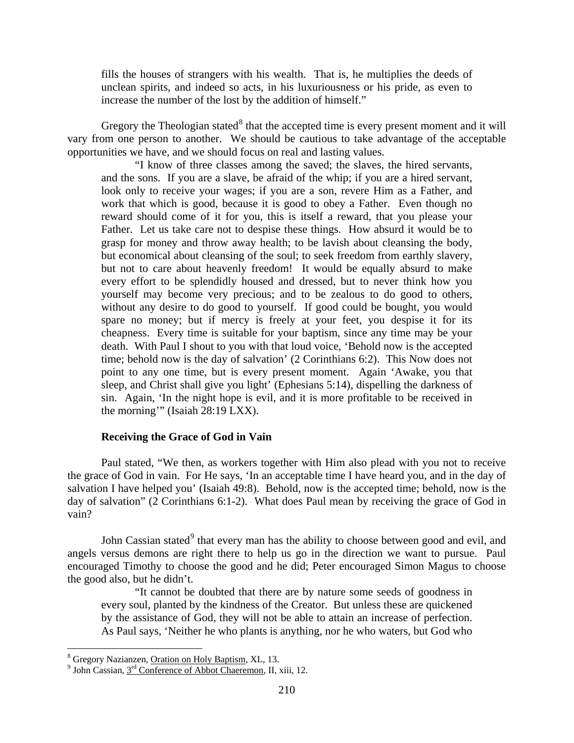fills the houses of strangers with his wealth. That is, he multiplies the deeds of unclean spirits, and indeed so acts, in his luxuriousness or his pride, as even to increase the number of the lost by the addition of himself."

Gregory the Theologian stated[8] that the accepted time is every present moment and it will vary from one person to another. We should be cautious to take advantage of the acceptable opportunities we have, and we should focus on real and lasting values.

> "I know of three classes among the saved; the slaves, the hired servants, and the sons. If you are a slave, be afraid of the whip; if you are a hired servant, look only to receive your wages; if you are a son, revere Him as a Father, and work that which is good, because it is good to obey a Father. Even though no reward should come of it for you, this is itself a reward, that you please your Father. Let us take care not to despise these things. How absurd it would be to grasp for money and throw away health; to be lavish about cleansing the body, but economical about cleansing of the soul; to seek freedom from earthly slavery, but not to care about heavenly freedom! It would be equally absurd to make every effort to be splendidly housed and dressed, but to never think how you yourself may become very precious; and to be zealous to do good to others, without any desire to do good to yourself. If good could be bought, you would spare no money; but if mercy is freely at your feet, you despise it for its cheapness. Every time is suitable for your baptism, since any time may be your death. With Paul I shout to you with that loud voice, 'Behold now is the accepted time; behold now is the day of salvation' (2 Corinthians 6:2). This Now does not point to any one time, but is every present moment. Again 'Awake, you that sleep, and Christ shall give you light' (Ephesians 5:14), dispelling the darkness of sin. Again, 'In the night hope is evil, and it is more profitable to be received in the morning'" (Isaiah 28:19 LXX).

### Receiving the Grace of God in Vain

Paul stated, "We then, as workers together with Him also plead with you not to receive the grace of God in vain. For He says, 'In an acceptable time I have heard you, and in the day of salvation I have helped you' (Isaiah 49:8). Behold, now is the accepted time; behold, now is the day of salvation" (2 Corinthians 6:1-2). What does Paul mean by receiving the grace of God in vain?

John Cassian stated[9] that every man has the ability to choose between good and evil, and angels versus demons are right there to help us go in the direction we want to pursue. Paul encouraged Timothy to choose the good and he did; Peter encouraged Simon Magus to choose the good also, but he didn't.

> "It cannot be doubted that there are by nature some seeds of goodness in every soul, planted by the kindness of the Creator. But unless these are quickened by the assistance of God, they will not be able to attain an increase of perfection. As Paul says, 'Neither he who plants is anything, nor he who waters, but God who

---

[8] Gregory Nazianzen, Oration on Holy Baptism, XL, 13.

[9] John Cassian, 3rd Conference of Abbot Chaeremon, II, xiii, 12.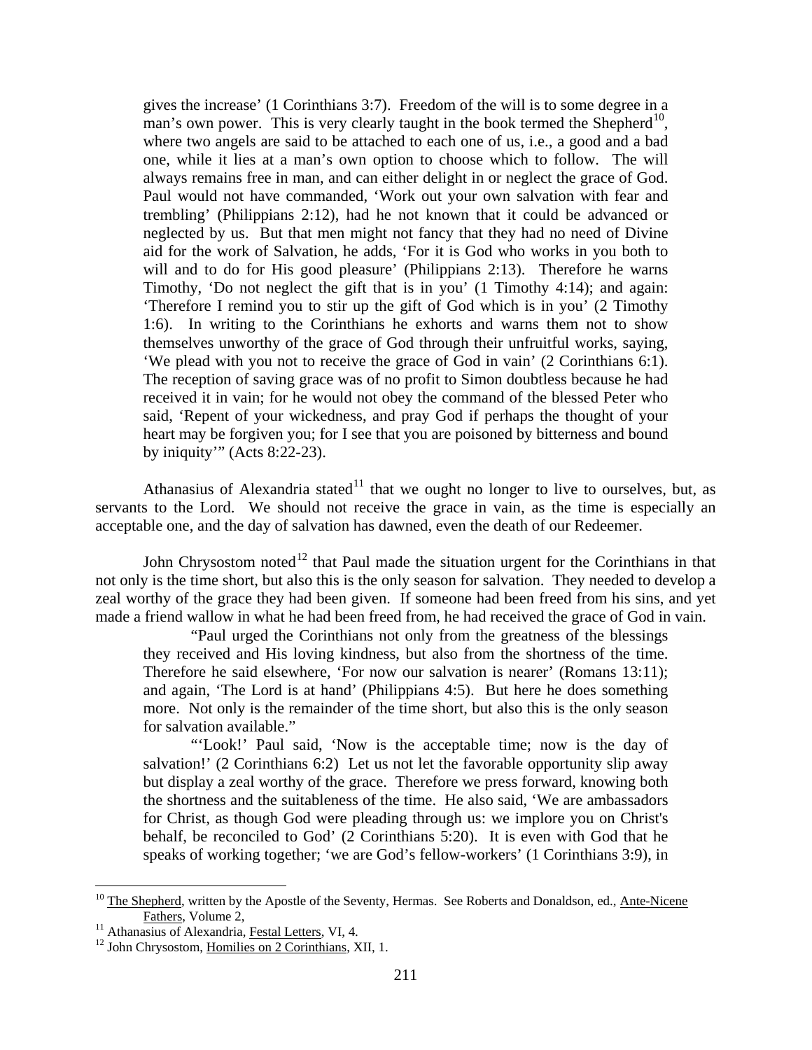> gives the increase' (1 Corinthians 3:7). Freedom of the will is to some degree in a man's own power. This is very clearly taught in the book termed the Shepherd[10], where two angels are said to be attached to each one of us, i.e., a good and a bad one, while it lies at a man's own option to choose which to follow. The will always remains free in man, and can either delight in or neglect the grace of God. Paul would not have commanded, 'Work out your own salvation with fear and trembling' (Philippians 2:12), had he not known that it could be advanced or neglected by us. But that men might not fancy that they had no need of Divine aid for the work of Salvation, he adds, 'For it is God who works in you both to will and to do for His good pleasure' (Philippians 2:13). Therefore he warns Timothy, 'Do not neglect the gift that is in you' (1 Timothy 4:14); and again: 'Therefore I remind you to stir up the gift of God which is in you' (2 Timothy 1:6). In writing to the Corinthians he exhorts and warns them not to show themselves unworthy of the grace of God through their unfruitful works, saying, 'We plead with you not to receive the grace of God in vain' (2 Corinthians 6:1). The reception of saving grace was of no profit to Simon doubtless because he had received it in vain; for he would not obey the command of the blessed Peter who said, 'Repent of your wickedness, and pray God if perhaps the thought of your heart may be forgiven you; for I see that you are poisoned by bitterness and bound by iniquity'" (Acts 8:22-23).

Athanasius of Alexandria stated[11] that we ought no longer to live to ourselves, but, as servants to the Lord. We should not receive the grace in vain, as the time is especially an acceptable one, and the day of salvation has dawned, even the death of our Redeemer.

John Chrysostom noted[12] that Paul made the situation urgent for the Corinthians in that not only is the time short, but also this is the only season for salvation. They needed to develop a zeal worthy of the grace they had been given. If someone had been freed from his sins, and yet made a friend wallow in what he had been freed from, he had received the grace of God in vain.

> "Paul urged the Corinthians not only from the greatness of the blessings they received and His loving kindness, but also from the shortness of the time. Therefore he said elsewhere, 'For now our salvation is nearer' (Romans 13:11); and again, 'The Lord is at hand' (Philippians 4:5). But here he does something more. Not only is the remainder of the time short, but also this is the only season for salvation available."
>
> "'Look!' Paul said, 'Now is the acceptable time; now is the day of salvation!' (2 Corinthians 6:2) Let us not let the favorable opportunity slip away but display a zeal worthy of the grace. Therefore we press forward, knowing both the shortness and the suitableness of the time. He also said, 'We are ambassadors for Christ, as though God were pleading through us: we implore you on Christ's behalf, be reconciled to God' (2 Corinthians 5:20). It is even with God that he speaks of working together; 'we are God's fellow-workers' (1 Corinthians 3:9), in

---

[10] The Shepherd, written by the Apostle of the Seventy, Hermas. See Roberts and Donaldson, ed., Ante-Nicene Fathers, Volume 2,

[11] Athanasius of Alexandria, Festal Letters, VI, 4.

[12] John Chrysostom, Homilies on 2 Corinthians, XII, 1.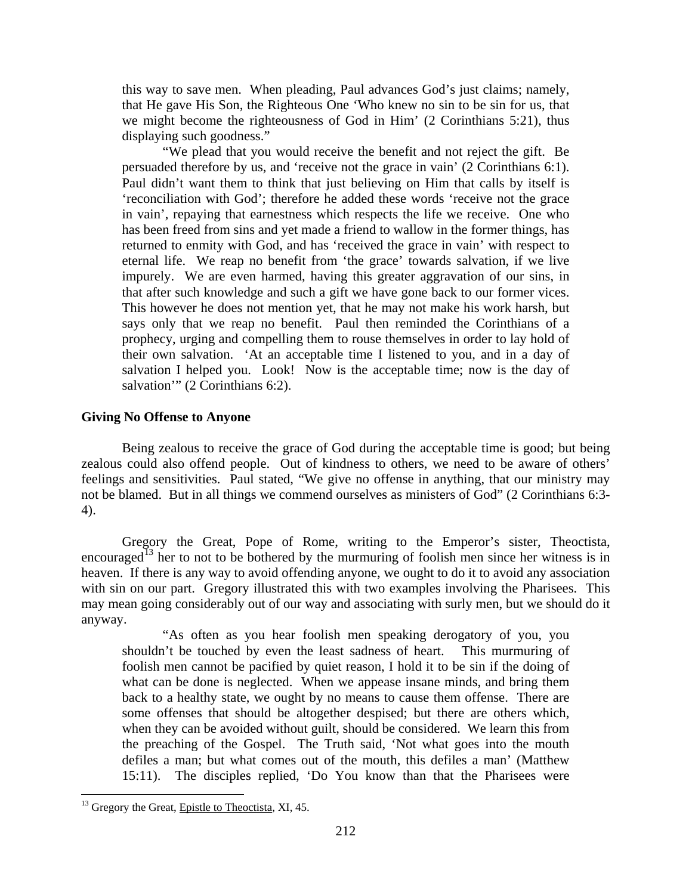this way to save men. When pleading, Paul advances God's just claims; namely, that He gave His Son, the Righteous One 'Who knew no sin to be sin for us, that we might become the righteousness of God in Him' (2 Corinthians 5:21), thus displaying such goodness."

> "We plead that you would receive the benefit and not reject the gift. Be persuaded therefore by us, and 'receive not the grace in vain' (2 Corinthians 6:1). Paul didn't want them to think that just believing on Him that calls by itself is 'reconciliation with God'; therefore he added these words 'receive not the grace in vain', repaying that earnestness which respects the life we receive. One who has been freed from sins and yet made a friend to wallow in the former things, has returned to enmity with God, and has 'received the grace in vain' with respect to eternal life. We reap no benefit from 'the grace' towards salvation, if we live impurely. We are even harmed, having this greater aggravation of our sins, in that after such knowledge and such a gift we have gone back to our former vices. This however he does not mention yet, that he may not make his work harsh, but says only that we reap no benefit. Paul then reminded the Corinthians of a prophecy, urging and compelling them to rouse themselves in order to lay hold of their own salvation. 'At an acceptable time I listened to you, and in a day of salvation I helped you. Look! Now is the acceptable time; now is the day of salvation'" (2 Corinthians 6:2).

**Giving No Offense to Anyone**

Being zealous to receive the grace of God during the acceptable time is good; but being zealous could also offend people. Out of kindness to others, we need to be aware of others' feelings and sensitivities. Paul stated, "We give no offense in anything, that our ministry may not be blamed. But in all things we commend ourselves as ministers of God" (2 Corinthians 6:3-4).

Gregory the Great, Pope of Rome, writing to the Emperor's sister, Theoctista, encouraged[13] her to not to be bothered by the murmuring of foolish men since her witness is in heaven. If there is any way to avoid offending anyone, we ought to do it to avoid any association with sin on our part. Gregory illustrated this with two examples involving the Pharisees. This may mean going considerably out of our way and associating with surly men, but we should do it anyway.

> "As often as you hear foolish men speaking derogatory of you, you shouldn't be touched by even the least sadness of heart. This murmuring of foolish men cannot be pacified by quiet reason, I hold it to be sin if the doing of what can be done is neglected. When we appease insane minds, and bring them back to a healthy state, we ought by no means to cause them offense. There are some offenses that should be altogether despised; but there are others which, when they can be avoided without guilt, should be considered. We learn this from the preaching of the Gospel. The Truth said, 'Not what goes into the mouth defiles a man; but what comes out of the mouth, this defiles a man' (Matthew 15:11). The disciples replied, 'Do You know than that the Pharisees were

---

[13] Gregory the Great, Epistle to Theoctista, XI, 45.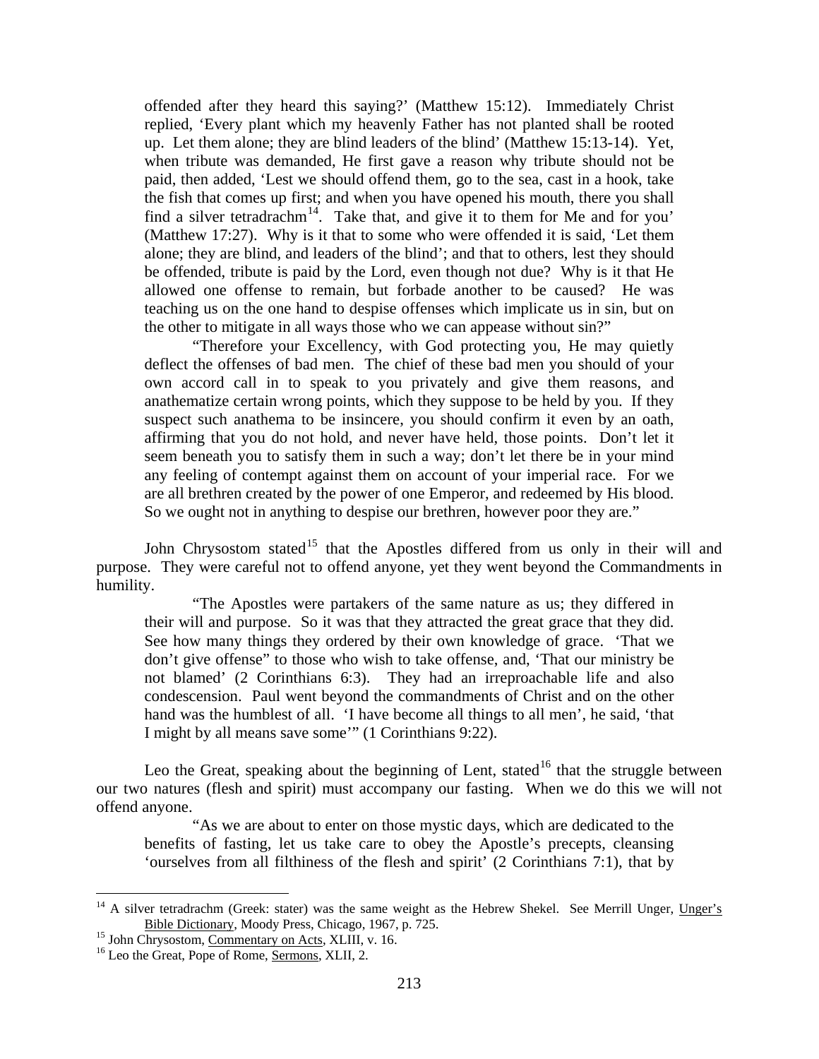> offended after they heard this saying?' (Matthew 15:12). Immediately Christ replied, 'Every plant which my heavenly Father has not planted shall be rooted up. Let them alone; they are blind leaders of the blind' (Matthew 15:13-14). Yet, when tribute was demanded, He first gave a reason why tribute should not be paid, then added, 'Lest we should offend them, go to the sea, cast in a hook, take the fish that comes up first; and when you have opened his mouth, there you shall find a silver tetradrachm[14]. Take that, and give it to them for Me and for you' (Matthew 17:27). Why is it that to some who were offended it is said, 'Let them alone; they are blind, and leaders of the blind'; and that to others, lest they should be offended, tribute is paid by the Lord, even though not due? Why is it that He allowed one offense to remain, but forbade another to be caused? He was teaching us on the one hand to despise offenses which implicate us in sin, but on the other to mitigate in all ways those who we can appease without sin?"
>
> "Therefore your Excellency, with God protecting you, He may quietly deflect the offenses of bad men. The chief of these bad men you should of your own accord call in to speak to you privately and give them reasons, and anathematize certain wrong points, which they suppose to be held by you. If they suspect such anathema to be insincere, you should confirm it even by an oath, affirming that you do not hold, and never have held, those points. Don't let it seem beneath you to satisfy them in such a way; don't let there be in your mind any feeling of contempt against them on account of your imperial race. For we are all brethren created by the power of one Emperor, and redeemed by His blood. So we ought not in anything to despise our brethren, however poor they are."

John Chrysostom stated[15] that the Apostles differed from us only in their will and purpose. They were careful not to offend anyone, yet they went beyond the Commandments in humility.

> "The Apostles were partakers of the same nature as us; they differed in their will and purpose. So it was that they attracted the great grace that they did. See how many things they ordered by their own knowledge of grace. 'That we don't give offense" to those who wish to take offense, and, 'That our ministry be not blamed' (2 Corinthians 6:3). They had an irreproachable life and also condescension. Paul went beyond the commandments of Christ and on the other hand was the humblest of all. 'I have become all things to all men', he said, 'that I might by all means save some'" (1 Corinthians 9:22).

Leo the Great, speaking about the beginning of Lent, stated[16] that the struggle between our two natures (flesh and spirit) must accompany our fasting. When we do this we will not offend anyone.

> "As we are about to enter on those mystic days, which are dedicated to the benefits of fasting, let us take care to obey the Apostle's precepts, cleansing 'ourselves from all filthiness of the flesh and spirit' (2 Corinthians 7:1), that by

---

[14] A silver tetradrachm (Greek: stater) was the same weight as the Hebrew Shekel. See Merrill Unger, Unger's Bible Dictionary, Moody Press, Chicago, 1967, p. 725.

[15] John Chrysostom, Commentary on Acts, XLIII, v. 16.

[16] Leo the Great, Pope of Rome, Sermons, XLII, 2.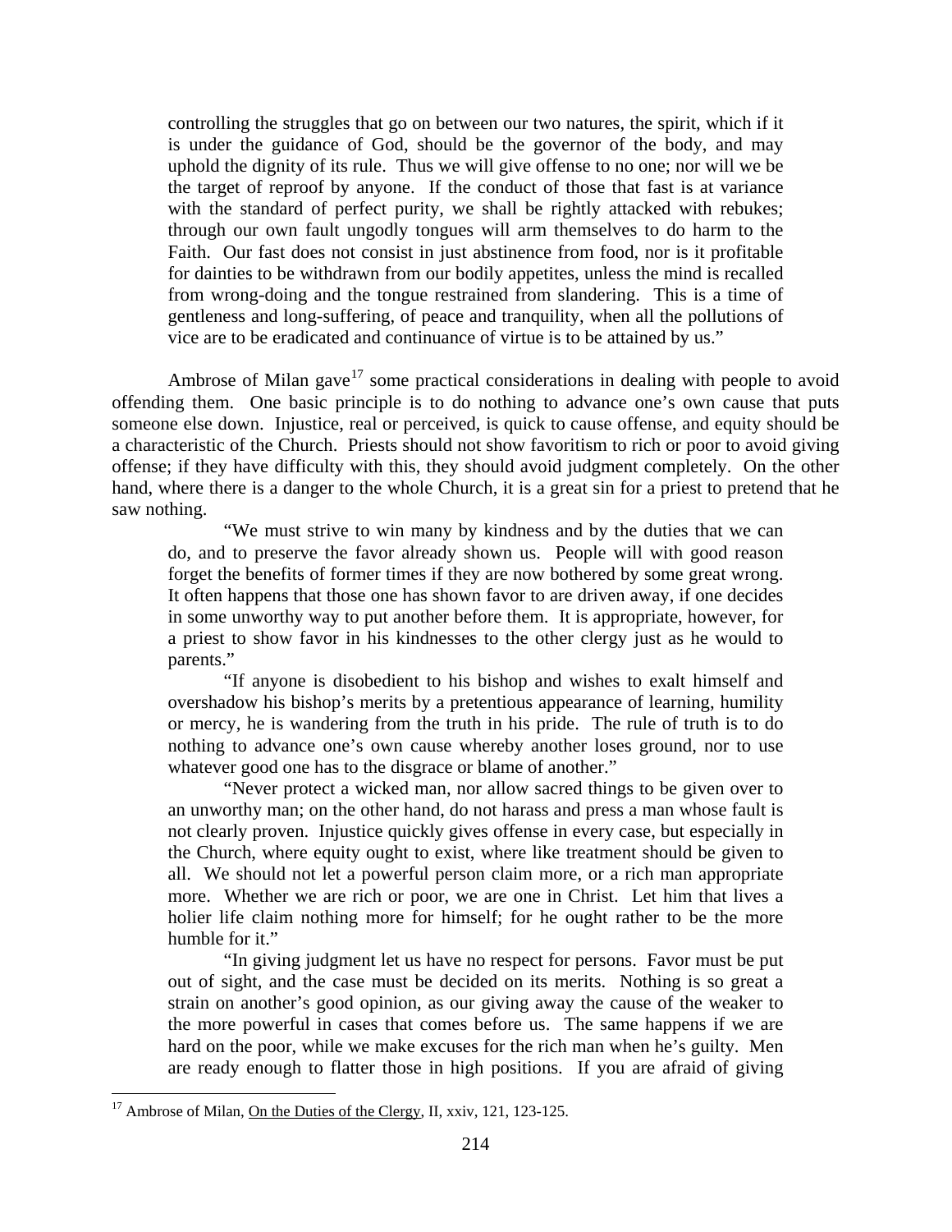controlling the struggles that go on between our two natures, the spirit, which if it is under the guidance of God, should be the governor of the body, and may uphold the dignity of its rule. Thus we will give offense to no one; nor will we be the target of reproof by anyone. If the conduct of those that fast is at variance with the standard of perfect purity, we shall be rightly attacked with rebukes; through our own fault ungodly tongues will arm themselves to do harm to the Faith. Our fast does not consist in just abstinence from food, nor is it profitable for dainties to be withdrawn from our bodily appetites, unless the mind is recalled from wrong-doing and the tongue restrained from slandering. This is a time of gentleness and long-suffering, of peace and tranquility, when all the pollutions of vice are to be eradicated and continuance of virtue is to be attained by us."

Ambrose of Milan gave[17] some practical considerations in dealing with people to avoid offending them. One basic principle is to do nothing to advance one's own cause that puts someone else down. Injustice, real or perceived, is quick to cause offense, and equity should be a characteristic of the Church. Priests should not show favoritism to rich or poor to avoid giving offense; if they have difficulty with this, they should avoid judgment completely. On the other hand, where there is a danger to the whole Church, it is a great sin for a priest to pretend that he saw nothing.

> "We must strive to win many by kindness and by the duties that we can do, and to preserve the favor already shown us. People will with good reason forget the benefits of former times if they are now bothered by some great wrong. It often happens that those one has shown favor to are driven away, if one decides in some unworthy way to put another before them. It is appropriate, however, for a priest to show favor in his kindnesses to the other clergy just as he would to parents."
>
> "If anyone is disobedient to his bishop and wishes to exalt himself and overshadow his bishop's merits by a pretentious appearance of learning, humility or mercy, he is wandering from the truth in his pride. The rule of truth is to do nothing to advance one's own cause whereby another loses ground, nor to use whatever good one has to the disgrace or blame of another."
>
> "Never protect a wicked man, nor allow sacred things to be given over to an unworthy man; on the other hand, do not harass and press a man whose fault is not clearly proven. Injustice quickly gives offense in every case, but especially in the Church, where equity ought to exist, where like treatment should be given to all. We should not let a powerful person claim more, or a rich man appropriate more. Whether we are rich or poor, we are one in Christ. Let him that lives a holier life claim nothing more for himself; for he ought rather to be the more humble for it."
>
> "In giving judgment let us have no respect for persons. Favor must be put out of sight, and the case must be decided on its merits. Nothing is so great a strain on another's good opinion, as our giving away the cause of the weaker to the more powerful in cases that comes before us. The same happens if we are hard on the poor, while we make excuses for the rich man when he's guilty. Men are ready enough to flatter those in high positions. If you are afraid of giving

---

[17] Ambrose of Milan, On the Duties of the Clergy, II, xxiv, 121, 123-125.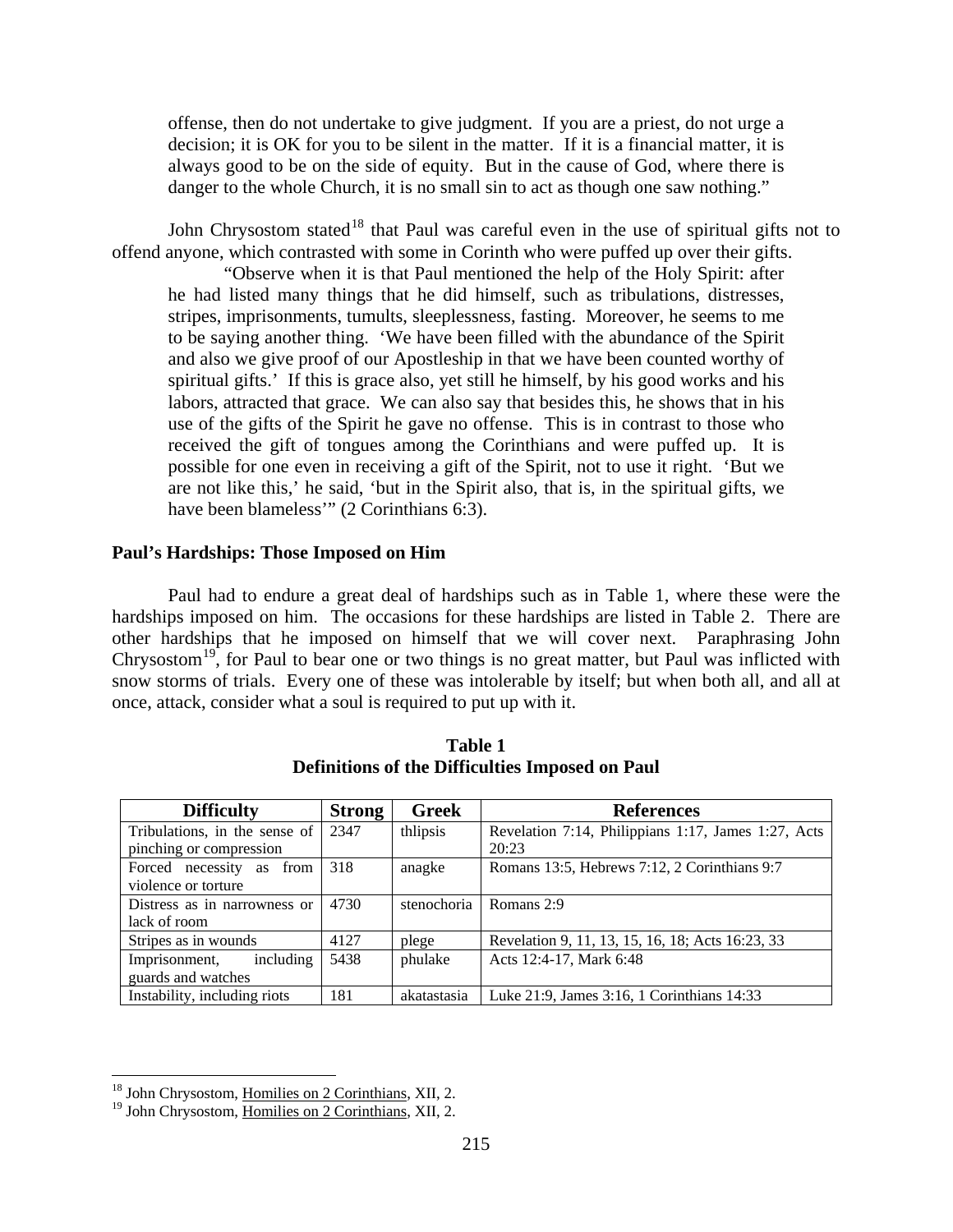offense, then do not undertake to give judgment. If you are a priest, do not urge a decision; it is OK for you to be silent in the matter. If it is a financial matter, it is always good to be on the side of equity. But in the cause of God, where there is danger to the whole Church, it is no small sin to act as though one saw nothing."

John Chrysostom stated[18] that Paul was careful even in the use of spiritual gifts not to offend anyone, which contrasted with some in Corinth who were puffed up over their gifts.

> "Observe when it is that Paul mentioned the help of the Holy Spirit: after he had listed many things that he did himself, such as tribulations, distresses, stripes, imprisonments, tumults, sleeplessness, fasting. Moreover, he seems to me to be saying another thing. 'We have been filled with the abundance of the Spirit and also we give proof of our Apostleship in that we have been counted worthy of spiritual gifts.' If this is grace also, yet still he himself, by his good works and his labors, attracted that grace. We can also say that besides this, he shows that in his use of the gifts of the Spirit he gave no offense. This is in contrast to those who received the gift of tongues among the Corinthians and were puffed up. It is possible for one even in receiving a gift of the Spirit, not to use it right. 'But we are not like this,' he said, 'but in the Spirit also, that is, in the spiritual gifts, we have been blameless'" (2 Corinthians 6:3).

### Paul's Hardships: Those Imposed on Him

Paul had to endure a great deal of hardships such as in Table 1, where these were the hardships imposed on him. The occasions for these hardships are listed in Table 2. There are other hardships that he imposed on himself that we will cover next. Paraphrasing John Chrysostom[19], for Paul to bear one or two things is no great matter, but Paul was inflicted with snow storms of trials. Every one of these was intolerable by itself; but when both all, and all at once, attack, consider what a soul is required to put up with it.

**Table 1**
**Definitions of the Difficulties Imposed on Paul**

| Difficulty | Strong | Greek | References |
|---|---|---|---|
| Tribulations, in the sense of pinching or compression | 2347 | thlipsis | Revelation 7:14, Philippians 1:17, James 1:27, Acts 20:23 |
| Forced necessity as from violence or torture | 318 | anagke | Romans 13:5, Hebrews 7:12, 2 Corinthians 9:7 |
| Distress as in narrowness or lack of room | 4730 | stenochoria | Romans 2:9 |
| Stripes as in wounds | 4127 | plege | Revelation 9, 11, 13, 15, 16, 18; Acts 16:23, 33 |
| Imprisonment, including guards and watches | 5438 | phulake | Acts 12:4-17, Mark 6:48 |
| Instability, including riots | 181 | akatastasia | Luke 21:9, James 3:16, 1 Corinthians 14:33 |

[18] John Chrysostom, Homilies on 2 Corinthians, XII, 2.
[19] John Chrysostom, Homilies on 2 Corinthians, XII, 2.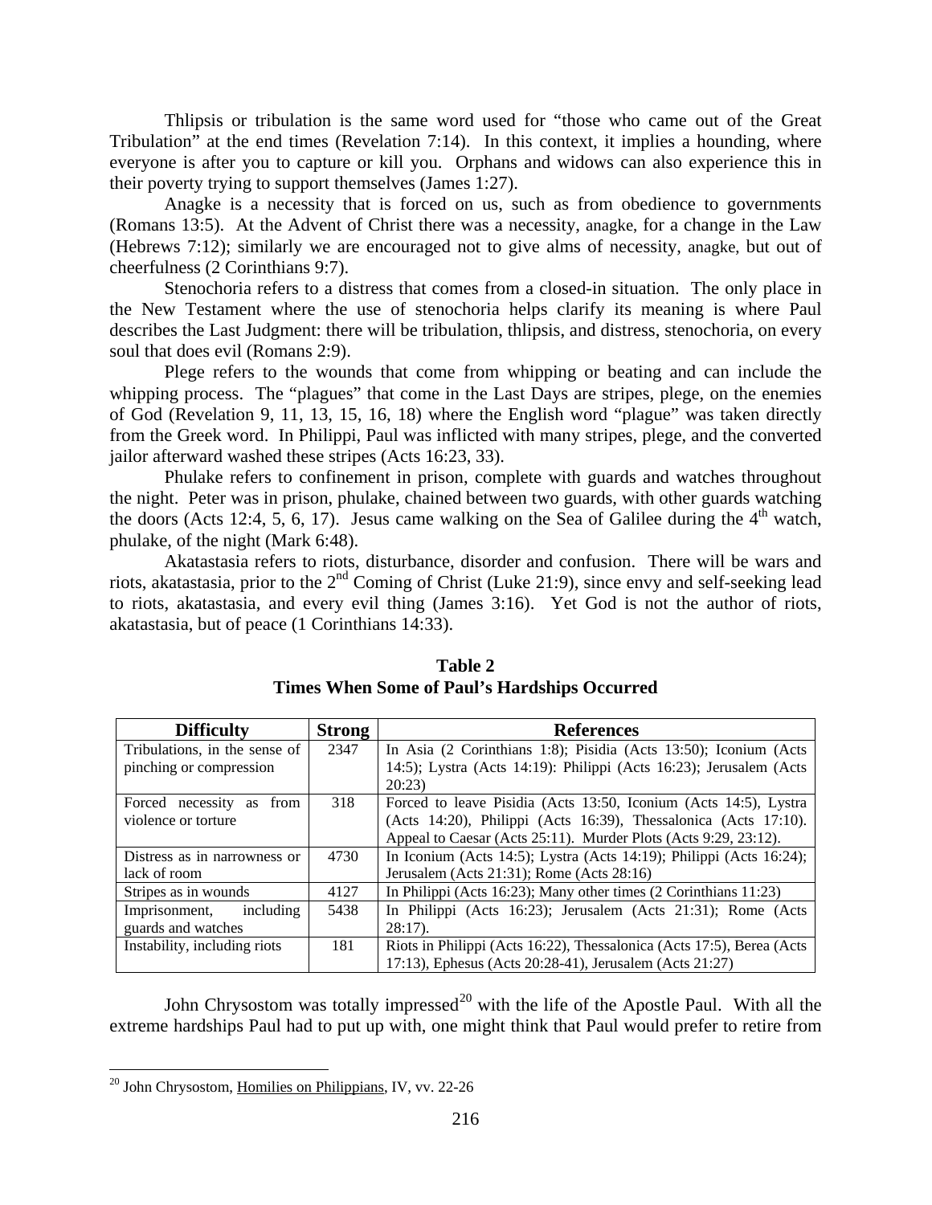Thlipsis or tribulation is the same word used for "those who came out of the Great Tribulation" at the end times (Revelation 7:14). In this context, it implies a hounding, where everyone is after you to capture or kill you. Orphans and widows can also experience this in their poverty trying to support themselves (James 1:27).

Anagke is a necessity that is forced on us, such as from obedience to governments (Romans 13:5). At the Advent of Christ there was a necessity, anagke, for a change in the Law (Hebrews 7:12); similarly we are encouraged not to give alms of necessity, anagke, but out of cheerfulness (2 Corinthians 9:7).

Stenochoria refers to a distress that comes from a closed-in situation. The only place in the New Testament where the use of stenochoria helps clarify its meaning is where Paul describes the Last Judgment: there will be tribulation, thlipsis, and distress, stenochoria, on every soul that does evil (Romans 2:9).

Plege refers to the wounds that come from whipping or beating and can include the whipping process. The "plagues" that come in the Last Days are stripes, plege, on the enemies of God (Revelation 9, 11, 13, 15, 16, 18) where the English word "plague" was taken directly from the Greek word. In Philippi, Paul was inflicted with many stripes, plege, and the converted jailor afterward washed these stripes (Acts 16:23, 33).

Phulake refers to confinement in prison, complete with guards and watches throughout the night. Peter was in prison, phulake, chained between two guards, with other guards watching the doors (Acts 12:4, 5, 6, 17). Jesus came walking on the Sea of Galilee during the 4th watch, phulake, of the night (Mark 6:48).

Akatastasia refers to riots, disturbance, disorder and confusion. There will be wars and riots, akatastasia, prior to the 2nd Coming of Christ (Luke 21:9), since envy and self-seeking lead to riots, akatastasia, and every evil thing (James 3:16). Yet God is not the author of riots, akatastasia, but of peace (1 Corinthians 14:33).

**Table 2**
**Times When Some of Paul's Hardships Occurred**

| Difficulty | Strong | References |
|---|---|---|
| Tribulations, in the sense of pinching or compression | 2347 | In Asia (2 Corinthians 1:8); Pisidia (Acts 13:50); Iconium (Acts 14:5); Lystra (Acts 14:19): Philippi (Acts 16:23); Jerusalem (Acts 20:23) |
| Forced necessity as from violence or torture | 318 | Forced to leave Pisidia (Acts 13:50, Iconium (Acts 14:5), Lystra (Acts 14:20), Philippi (Acts 16:39), Thessalonica (Acts 17:10). Appeal to Caesar (Acts 25:11). Murder Plots (Acts 9:29, 23:12). |
| Distress as in narrowness or lack of room | 4730 | In Iconium (Acts 14:5); Lystra (Acts 14:19); Philippi (Acts 16:24); Jerusalem (Acts 21:31); Rome (Acts 28:16) |
| Stripes as in wounds | 4127 | In Philippi (Acts 16:23); Many other times (2 Corinthians 11:23) |
| Imprisonment, including guards and watches | 5438 | In Philippi (Acts 16:23); Jerusalem (Acts 21:31); Rome (Acts 28:17). |
| Instability, including riots | 181 | Riots in Philippi (Acts 16:22), Thessalonica (Acts 17:5), Berea (Acts 17:13), Ephesus (Acts 20:28-41), Jerusalem (Acts 21:27) |

John Chrysostom was totally impressed[20] with the life of the Apostle Paul. With all the extreme hardships Paul had to put up with, one might think that Paul would prefer to retire from

[20] John Chrysostom, Homilies on Philippians, IV, vv. 22-26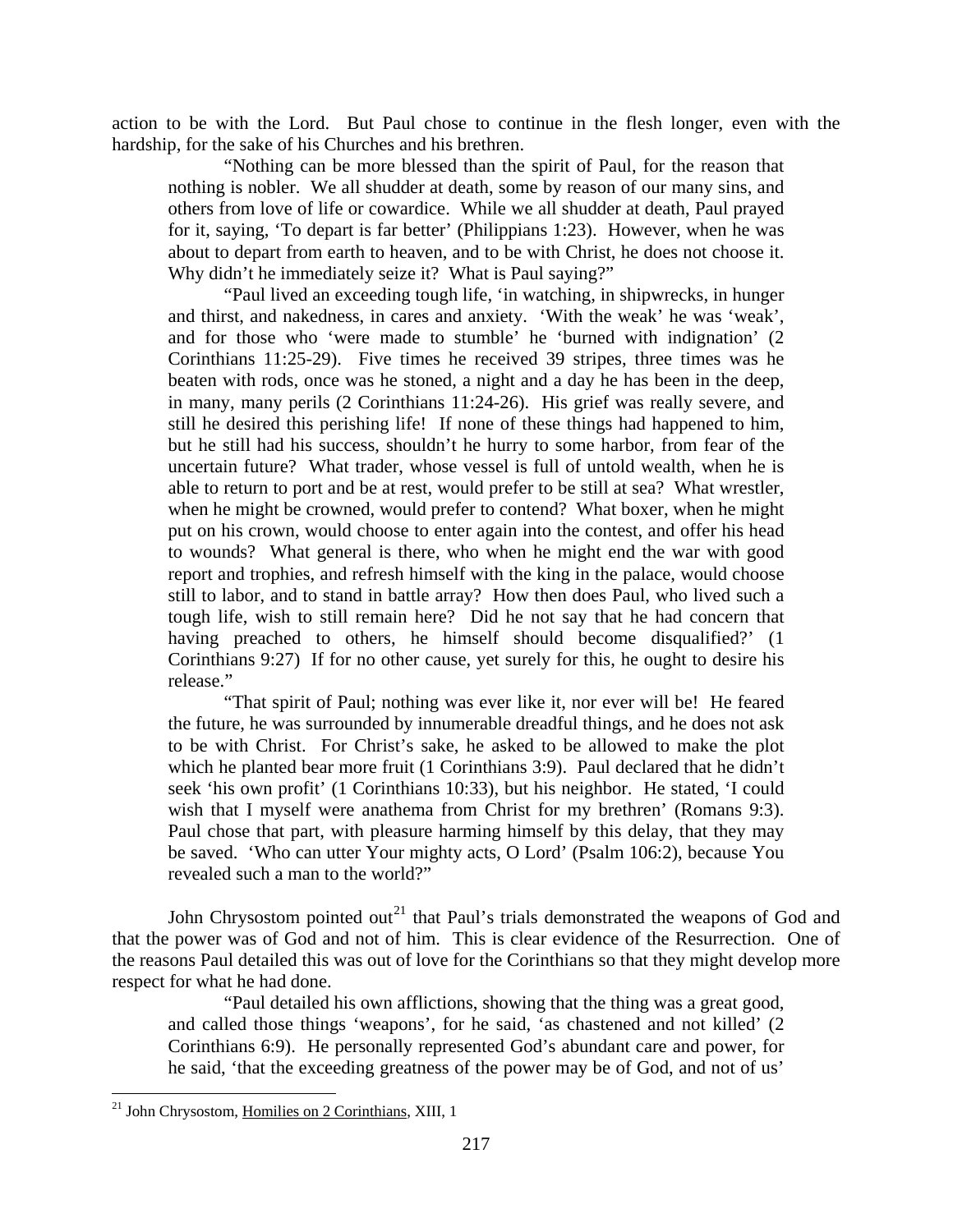action to be with the Lord. But Paul chose to continue in the flesh longer, even with the hardship, for the sake of his Churches and his brethren.

> "Nothing can be more blessed than the spirit of Paul, for the reason that nothing is nobler. We all shudder at death, some by reason of our many sins, and others from love of life or cowardice. While we all shudder at death, Paul prayed for it, saying, 'To depart is far better' (Philippians 1:23). However, when he was about to depart from earth to heaven, and to be with Christ, he does not choose it. Why didn't he immediately seize it? What is Paul saying?"
>
> "Paul lived an exceeding tough life, 'in watching, in shipwrecks, in hunger and thirst, and nakedness, in cares and anxiety. 'With the weak' he was 'weak', and for those who 'were made to stumble' he 'burned with indignation' (2 Corinthians 11:25-29). Five times he received 39 stripes, three times was he beaten with rods, once was he stoned, a night and a day he has been in the deep, in many, many perils (2 Corinthians 11:24-26). His grief was really severe, and still he desired this perishing life! If none of these things had happened to him, but he still had his success, shouldn't he hurry to some harbor, from fear of the uncertain future? What trader, whose vessel is full of untold wealth, when he is able to return to port and be at rest, would prefer to be still at sea? What wrestler, when he might be crowned, would prefer to contend? What boxer, when he might put on his crown, would choose to enter again into the contest, and offer his head to wounds? What general is there, who when he might end the war with good report and trophies, and refresh himself with the king in the palace, would choose still to labor, and to stand in battle array? How then does Paul, who lived such a tough life, wish to still remain here? Did he not say that he had concern that having preached to others, he himself should become disqualified?' (1 Corinthians 9:27) If for no other cause, yet surely for this, he ought to desire his release."
>
> "That spirit of Paul; nothing was ever like it, nor ever will be! He feared the future, he was surrounded by innumerable dreadful things, and he does not ask to be with Christ. For Christ's sake, he asked to be allowed to make the plot which he planted bear more fruit (1 Corinthians 3:9). Paul declared that he didn't seek 'his own profit' (1 Corinthians 10:33), but his neighbor. He stated, 'I could wish that I myself were anathema from Christ for my brethren' (Romans 9:3). Paul chose that part, with pleasure harming himself by this delay, that they may be saved. 'Who can utter Your mighty acts, O Lord' (Psalm 106:2), because You revealed such a man to the world?"

John Chrysostom pointed out[21] that Paul's trials demonstrated the weapons of God and that the power was of God and not of him. This is clear evidence of the Resurrection. One of the reasons Paul detailed this was out of love for the Corinthians so that they might develop more respect for what he had done.

> "Paul detailed his own afflictions, showing that the thing was a great good, and called those things 'weapons', for he said, 'as chastened and not killed' (2 Corinthians 6:9). He personally represented God's abundant care and power, for he said, 'that the exceeding greatness of the power may be of God, and not of us'

[21] John Chrysostom, Homilies on 2 Corinthians, XIII, 1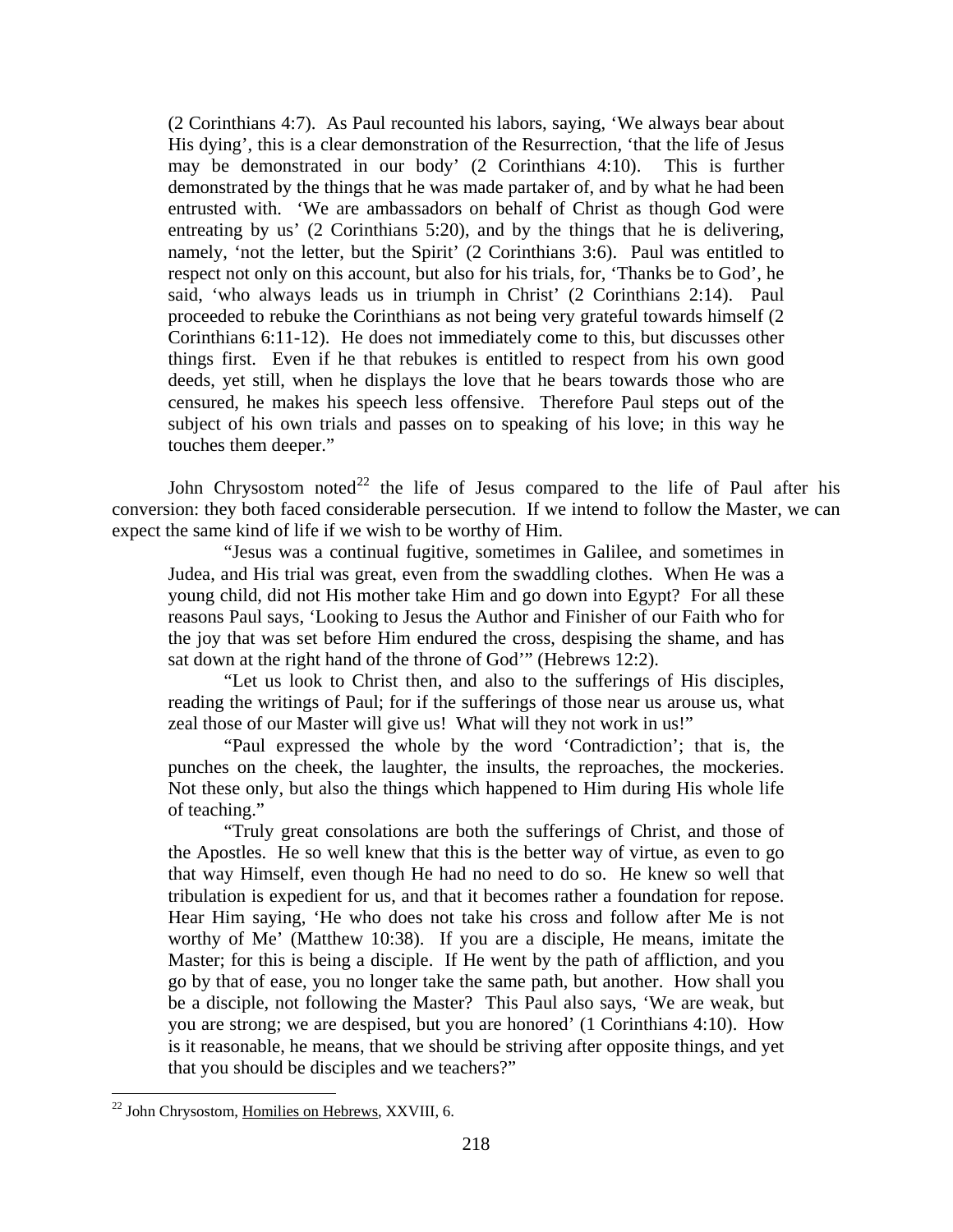(2 Corinthians 4:7). As Paul recounted his labors, saying, 'We always bear about His dying', this is a clear demonstration of the Resurrection, 'that the life of Jesus may be demonstrated in our body' (2 Corinthians 4:10). This is further demonstrated by the things that he was made partaker of, and by what he had been entrusted with. 'We are ambassadors on behalf of Christ as though God were entreating by us' (2 Corinthians 5:20), and by the things that he is delivering, namely, 'not the letter, but the Spirit' (2 Corinthians 3:6). Paul was entitled to respect not only on this account, but also for his trials, for, 'Thanks be to God', he said, 'who always leads us in triumph in Christ' (2 Corinthians 2:14). Paul proceeded to rebuke the Corinthians as not being very grateful towards himself (2 Corinthians 6:11-12). He does not immediately come to this, but discusses other things first. Even if he that rebukes is entitled to respect from his own good deeds, yet still, when he displays the love that he bears towards those who are censured, he makes his speech less offensive. Therefore Paul steps out of the subject of his own trials and passes on to speaking of his love; in this way he touches them deeper."

John Chrysostom noted[22] the life of Jesus compared to the life of Paul after his conversion: they both faced considerable persecution. If we intend to follow the Master, we can expect the same kind of life if we wish to be worthy of Him.

> "Jesus was a continual fugitive, sometimes in Galilee, and sometimes in Judea, and His trial was great, even from the swaddling clothes. When He was a young child, did not His mother take Him and go down into Egypt? For all these reasons Paul says, 'Looking to Jesus the Author and Finisher of our Faith who for the joy that was set before Him endured the cross, despising the shame, and has sat down at the right hand of the throne of God'" (Hebrews 12:2).
>
> "Let us look to Christ then, and also to the sufferings of His disciples, reading the writings of Paul; for if the sufferings of those near us arouse us, what zeal those of our Master will give us! What will they not work in us!"
>
> "Paul expressed the whole by the word 'Contradiction'; that is, the punches on the cheek, the laughter, the insults, the reproaches, the mockeries. Not these only, but also the things which happened to Him during His whole life of teaching."
>
> "Truly great consolations are both the sufferings of Christ, and those of the Apostles. He so well knew that this is the better way of virtue, as even to go that way Himself, even though He had no need to do so. He knew so well that tribulation is expedient for us, and that it becomes rather a foundation for repose. Hear Him saying, 'He who does not take his cross and follow after Me is not worthy of Me' (Matthew 10:38). If you are a disciple, He means, imitate the Master; for this is being a disciple. If He went by the path of affliction, and you go by that of ease, you no longer take the same path, but another. How shall you be a disciple, not following the Master? This Paul also says, 'We are weak, but you are strong; we are despised, but you are honored' (1 Corinthians 4:10). How is it reasonable, he means, that we should be striving after opposite things, and yet that you should be disciples and we teachers?"

---

[22] John Chrysostom, Homilies on Hebrews, XXVIII, 6.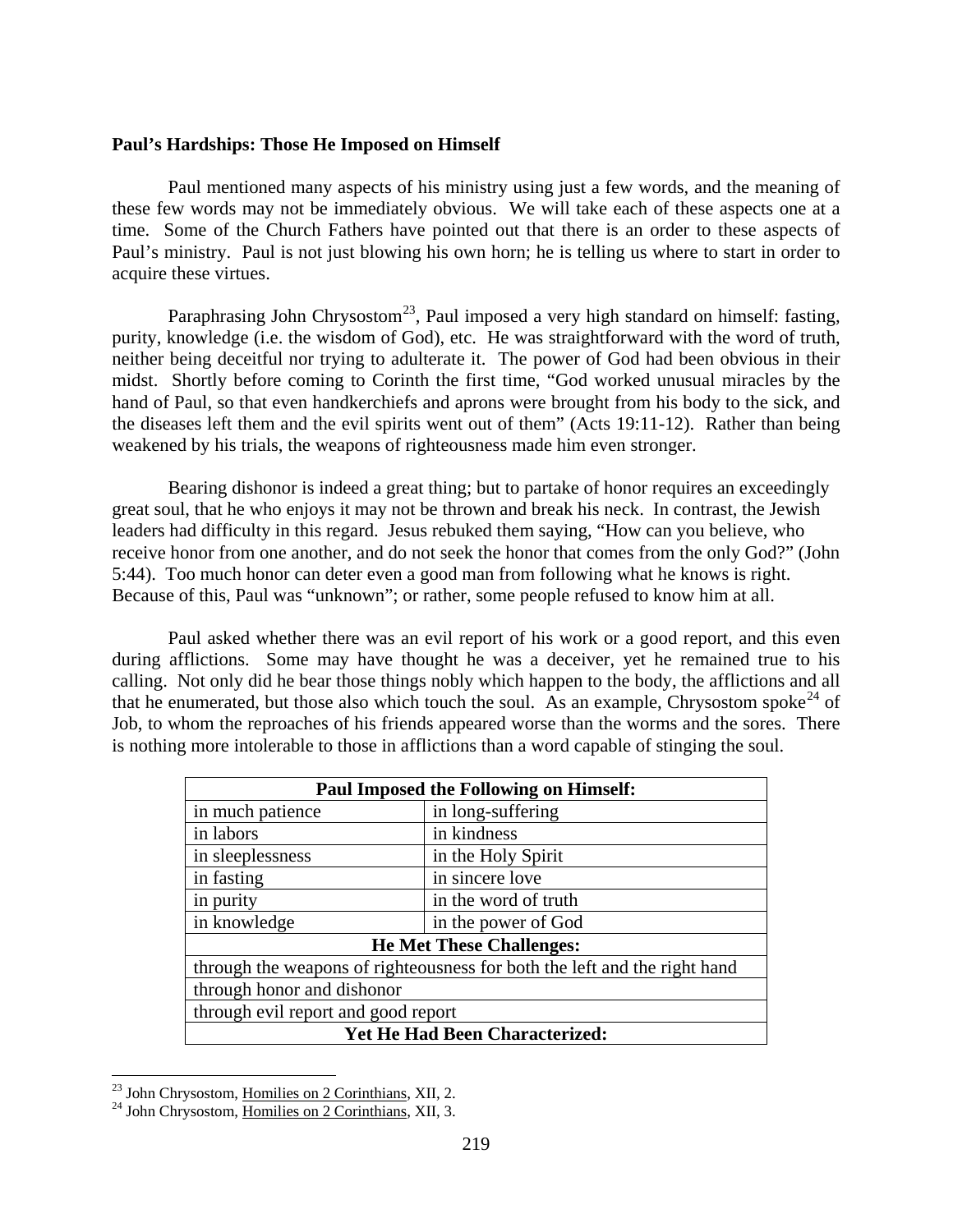**Paul's Hardships: Those He Imposed on Himself**

Paul mentioned many aspects of his ministry using just a few words, and the meaning of these few words may not be immediately obvious. We will take each of these aspects one at a time. Some of the Church Fathers have pointed out that there is an order to these aspects of Paul's ministry. Paul is not just blowing his own horn; he is telling us where to start in order to acquire these virtues.

Paraphrasing John Chrysostom[23], Paul imposed a very high standard on himself: fasting, purity, knowledge (i.e. the wisdom of God), etc. He was straightforward with the word of truth, neither being deceitful nor trying to adulterate it. The power of God had been obvious in their midst. Shortly before coming to Corinth the first time, "God worked unusual miracles by the hand of Paul, so that even handkerchiefs and aprons were brought from his body to the sick, and the diseases left them and the evil spirits went out of them" (Acts 19:11-12). Rather than being weakened by his trials, the weapons of righteousness made him even stronger.

Bearing dishonor is indeed a great thing; but to partake of honor requires an exceedingly great soul, that he who enjoys it may not be thrown and break his neck. In contrast, the Jewish leaders had difficulty in this regard. Jesus rebuked them saying, "How can you believe, who receive honor from one another, and do not seek the honor that comes from the only God?" (John 5:44). Too much honor can deter even a good man from following what he knows is right. Because of this, Paul was "unknown"; or rather, some people refused to know him at all.

Paul asked whether there was an evil report of his work or a good report, and this even during afflictions. Some may have thought he was a deceiver, yet he remained true to his calling. Not only did he bear those things nobly which happen to the body, the afflictions and all that he enumerated, but those also which touch the soul. As an example, Chrysostom spoke[24] of Job, to whom the reproaches of his friends appeared worse than the worms and the sores. There is nothing more intolerable to those in afflictions than a word capable of stinging the soul.

| **Paul Imposed the Following on Himself:** | |
|---|---|
| in much patience | in long-suffering |
| in labors | in kindness |
| in sleeplessness | in the Holy Spirit |
| in fasting | in sincere love |
| in purity | in the word of truth |
| in knowledge | in the power of God |
| **He Met These Challenges:** | |
| through the weapons of righteousness for both the left and the right hand | |
| through honor and dishonor | |
| through evil report and good report | |
| **Yet He Had Been Characterized:** | |

[23] John Chrysostom, Homilies on 2 Corinthians, XII, 2.

[24] John Chrysostom, Homilies on 2 Corinthians, XII, 3.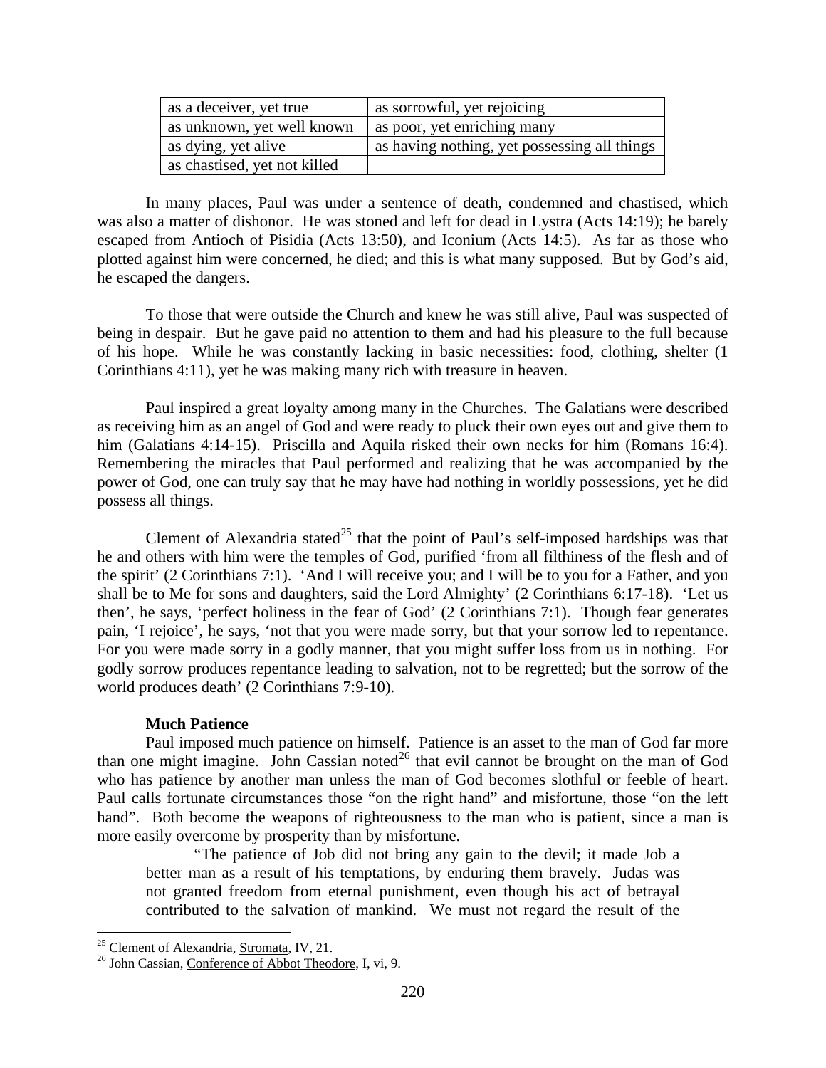| as a deceiver, yet true | as sorrowful, yet rejoicing |
|---|---|
| as unknown, yet well known | as poor, yet enriching many |
| as dying, yet alive | as having nothing, yet possessing all things |
| as chastised, yet not killed | |

In many places, Paul was under a sentence of death, condemned and chastised, which was also a matter of dishonor. He was stoned and left for dead in Lystra (Acts 14:19); he barely escaped from Antioch of Pisidia (Acts 13:50), and Iconium (Acts 14:5). As far as those who plotted against him were concerned, he died; and this is what many supposed. But by God's aid, he escaped the dangers.

To those that were outside the Church and knew he was still alive, Paul was suspected of being in despair. But he gave paid no attention to them and had his pleasure to the full because of his hope. While he was constantly lacking in basic necessities: food, clothing, shelter (1 Corinthians 4:11), yet he was making many rich with treasure in heaven.

Paul inspired a great loyalty among many in the Churches. The Galatians were described as receiving him as an angel of God and were ready to pluck their own eyes out and give them to him (Galatians 4:14-15). Priscilla and Aquila risked their own necks for him (Romans 16:4). Remembering the miracles that Paul performed and realizing that he was accompanied by the power of God, one can truly say that he may have had nothing in worldly possessions, yet he did possess all things.

Clement of Alexandria stated[25] that the point of Paul's self-imposed hardships was that he and others with him were the temples of God, purified 'from all filthiness of the flesh and of the spirit' (2 Corinthians 7:1). 'And I will receive you; and I will be to you for a Father, and you shall be to Me for sons and daughters, said the Lord Almighty' (2 Corinthians 6:17-18). 'Let us then', he says, 'perfect holiness in the fear of God' (2 Corinthians 7:1). Though fear generates pain, 'I rejoice', he says, 'not that you were made sorry, but that your sorrow led to repentance. For you were made sorry in a godly manner, that you might suffer loss from us in nothing. For godly sorrow produces repentance leading to salvation, not to be regretted; but the sorrow of the world produces death' (2 Corinthians 7:9-10).

**Much Patience**

Paul imposed much patience on himself. Patience is an asset to the man of God far more than one might imagine. John Cassian noted[26] that evil cannot be brought on the man of God who has patience by another man unless the man of God becomes slothful or feeble of heart. Paul calls fortunate circumstances those "on the right hand" and misfortune, those "on the left hand". Both become the weapons of righteousness to the man who is patient, since a man is more easily overcome by prosperity than by misfortune.

> "The patience of Job did not bring any gain to the devil; it made Job a better man as a result of his temptations, by enduring them bravely. Judas was not granted freedom from eternal punishment, even though his act of betrayal contributed to the salvation of mankind. We must not regard the result of the

[25] Clement of Alexandria, Stromata, IV, 21.

[26] John Cassian, Conference of Abbot Theodore, I, vi, 9.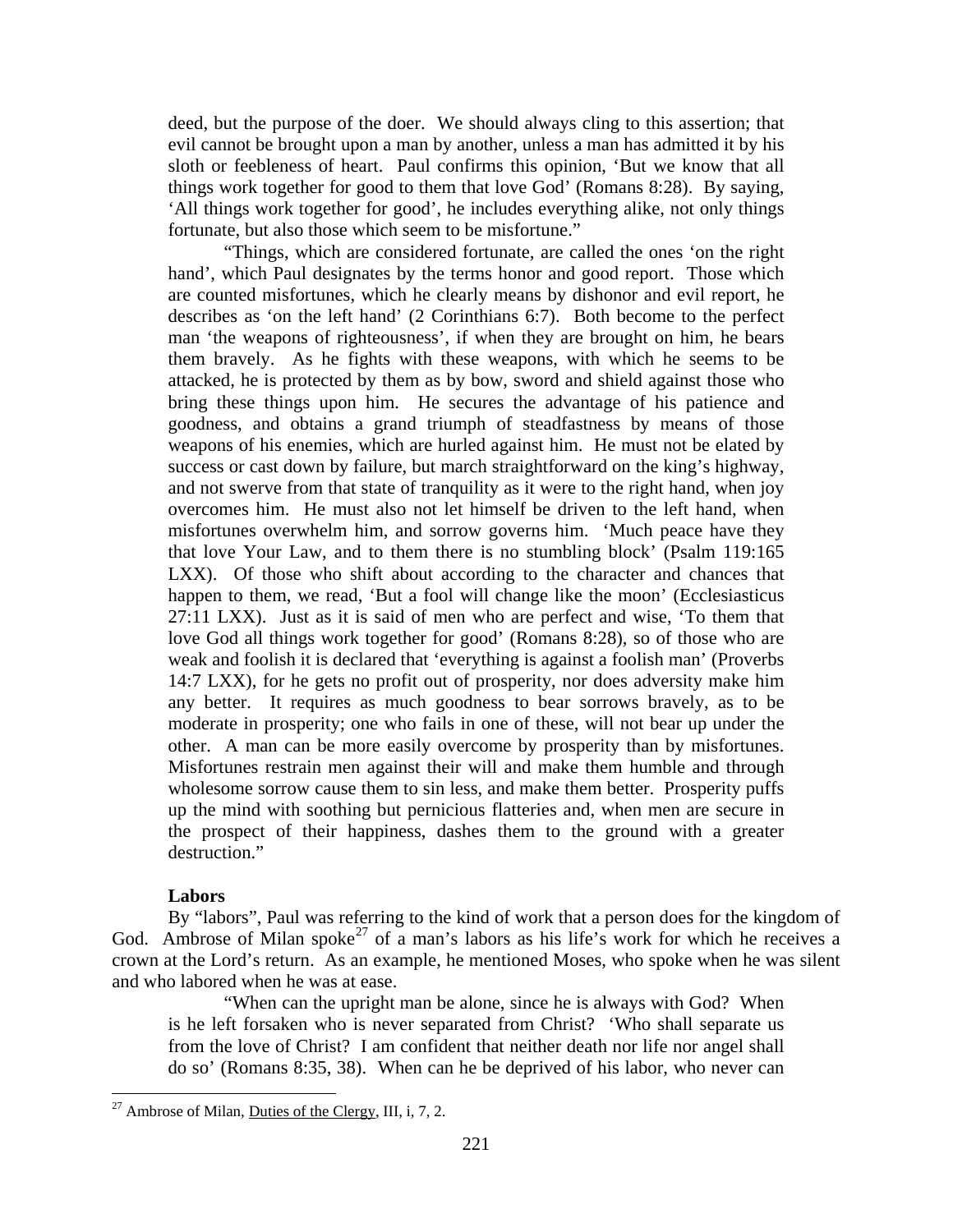deed, but the purpose of the doer. We should always cling to this assertion; that evil cannot be brought upon a man by another, unless a man has admitted it by his sloth or feebleness of heart. Paul confirms this opinion, 'But we know that all things work together for good to them that love God' (Romans 8:28). By saying, 'All things work together for good', he includes everything alike, not only things fortunate, but also those which seem to be misfortune."

"Things, which are considered fortunate, are called the ones 'on the right hand', which Paul designates by the terms honor and good report. Those which are counted misfortunes, which he clearly means by dishonor and evil report, he describes as 'on the left hand' (2 Corinthians 6:7). Both become to the perfect man 'the weapons of righteousness', if when they are brought on him, he bears them bravely. As he fights with these weapons, with which he seems to be attacked, he is protected by them as by bow, sword and shield against those who bring these things upon him. He secures the advantage of his patience and goodness, and obtains a grand triumph of steadfastness by means of those weapons of his enemies, which are hurled against him. He must not be elated by success or cast down by failure, but march straightforward on the king's highway, and not swerve from that state of tranquility as it were to the right hand, when joy overcomes him. He must also not let himself be driven to the left hand, when misfortunes overwhelm him, and sorrow governs him. 'Much peace have they that love Your Law, and to them there is no stumbling block' (Psalm 119:165 LXX). Of those who shift about according to the character and chances that happen to them, we read, 'But a fool will change like the moon' (Ecclesiasticus 27:11 LXX). Just as it is said of men who are perfect and wise, 'To them that love God all things work together for good' (Romans 8:28), so of those who are weak and foolish it is declared that 'everything is against a foolish man' (Proverbs 14:7 LXX), for he gets no profit out of prosperity, nor does adversity make him any better. It requires as much goodness to bear sorrows bravely, as to be moderate in prosperity; one who fails in one of these, will not bear up under the other. A man can be more easily overcome by prosperity than by misfortunes. Misfortunes restrain men against their will and make them humble and through wholesome sorrow cause them to sin less, and make them better. Prosperity puffs up the mind with soothing but pernicious flatteries and, when men are secure in the prospect of their happiness, dashes them to the ground with a greater destruction."

**Labors**

By "labors", Paul was referring to the kind of work that a person does for the kingdom of God. Ambrose of Milan spoke[27] of a man's labors as his life's work for which he receives a crown at the Lord's return. As an example, he mentioned Moses, who spoke when he was silent and who labored when he was at ease.

"When can the upright man be alone, since he is always with God? When is he left forsaken who is never separated from Christ? 'Who shall separate us from the love of Christ? I am confident that neither death nor life nor angel shall do so' (Romans 8:35, 38). When can he be deprived of his labor, who never can

[27] Ambrose of Milan, Duties of the Clergy, III, i, 7, 2.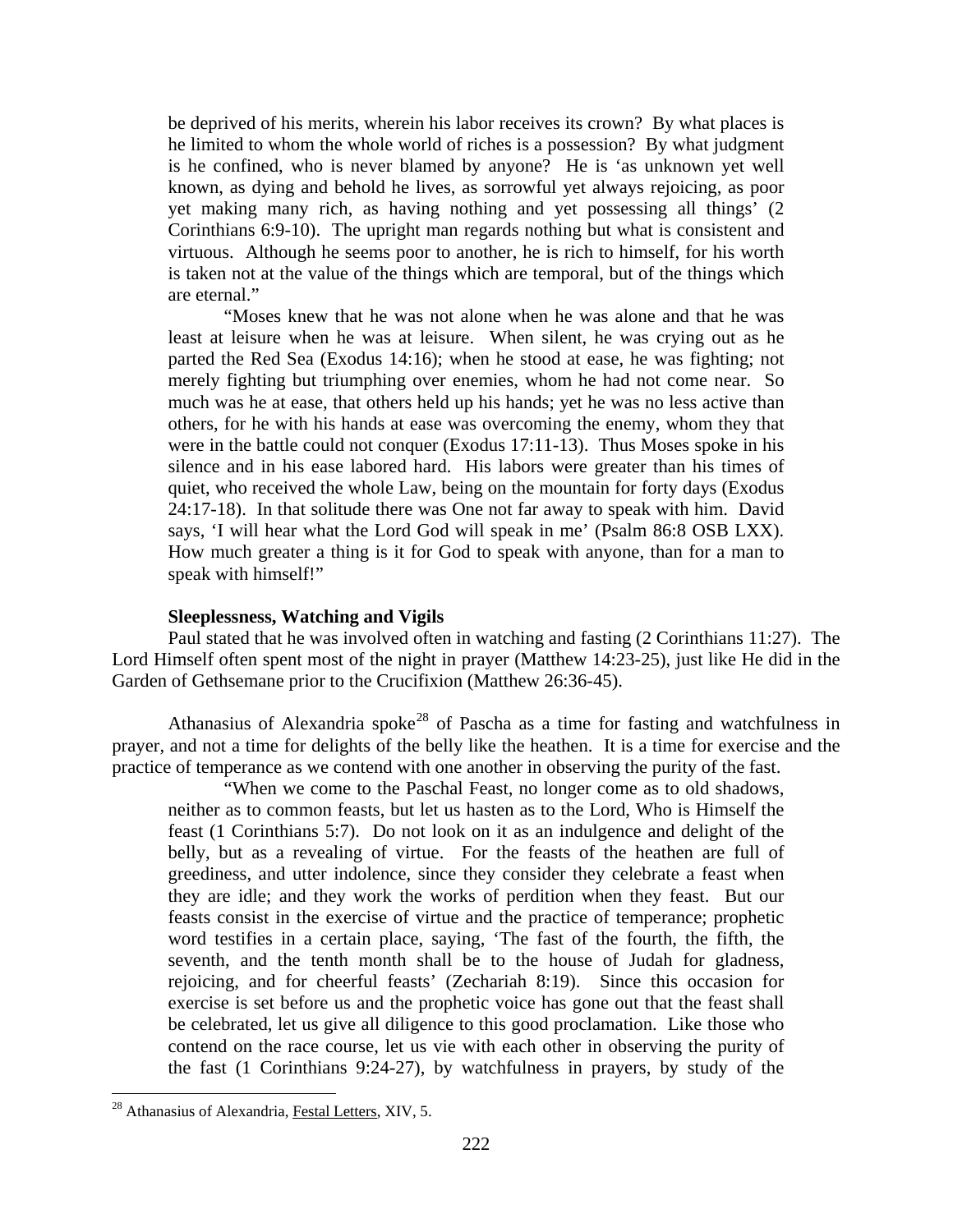be deprived of his merits, wherein his labor receives its crown? By what places is he limited to whom the whole world of riches is a possession? By what judgment is he confined, who is never blamed by anyone? He is 'as unknown yet well known, as dying and behold he lives, as sorrowful yet always rejoicing, as poor yet making many rich, as having nothing and yet possessing all things' (2 Corinthians 6:9-10). The upright man regards nothing but what is consistent and virtuous. Although he seems poor to another, he is rich to himself, for his worth is taken not at the value of the things which are temporal, but of the things which are eternal."

"Moses knew that he was not alone when he was alone and that he was least at leisure when he was at leisure. When silent, he was crying out as he parted the Red Sea (Exodus 14:16); when he stood at ease, he was fighting; not merely fighting but triumphing over enemies, whom he had not come near. So much was he at ease, that others held up his hands; yet he was no less active than others, for he with his hands at ease was overcoming the enemy, whom they that were in the battle could not conquer (Exodus 17:11-13). Thus Moses spoke in his silence and in his ease labored hard. His labors were greater than his times of quiet, who received the whole Law, being on the mountain for forty days (Exodus 24:17-18). In that solitude there was One not far away to speak with him. David says, 'I will hear what the Lord God will speak in me' (Psalm 86:8 OSB LXX). How much greater a thing is it for God to speak with anyone, than for a man to speak with himself!"

**Sleeplessness, Watching and Vigils**

Paul stated that he was involved often in watching and fasting (2 Corinthians 11:27). The Lord Himself often spent most of the night in prayer (Matthew 14:23-25), just like He did in the Garden of Gethsemane prior to the Crucifixion (Matthew 26:36-45).

Athanasius of Alexandria spoke[28] of Pascha as a time for fasting and watchfulness in prayer, and not a time for delights of the belly like the heathen. It is a time for exercise and the practice of temperance as we contend with one another in observing the purity of the fast.

"When we come to the Paschal Feast, no longer come as to old shadows, neither as to common feasts, but let us hasten as to the Lord, Who is Himself the feast (1 Corinthians 5:7). Do not look on it as an indulgence and delight of the belly, but as a revealing of virtue. For the feasts of the heathen are full of greediness, and utter indolence, since they consider they celebrate a feast when they are idle; and they work the works of perdition when they feast. But our feasts consist in the exercise of virtue and the practice of temperance; prophetic word testifies in a certain place, saying, 'The fast of the fourth, the fifth, the seventh, and the tenth month shall be to the house of Judah for gladness, rejoicing, and for cheerful feasts' (Zechariah 8:19). Since this occasion for exercise is set before us and the prophetic voice has gone out that the feast shall be celebrated, let us give all diligence to this good proclamation. Like those who contend on the race course, let us vie with each other in observing the purity of the fast (1 Corinthians 9:24-27), by watchfulness in prayers, by study of the

---

[28] Athanasius of Alexandria, Festal Letters, XIV, 5.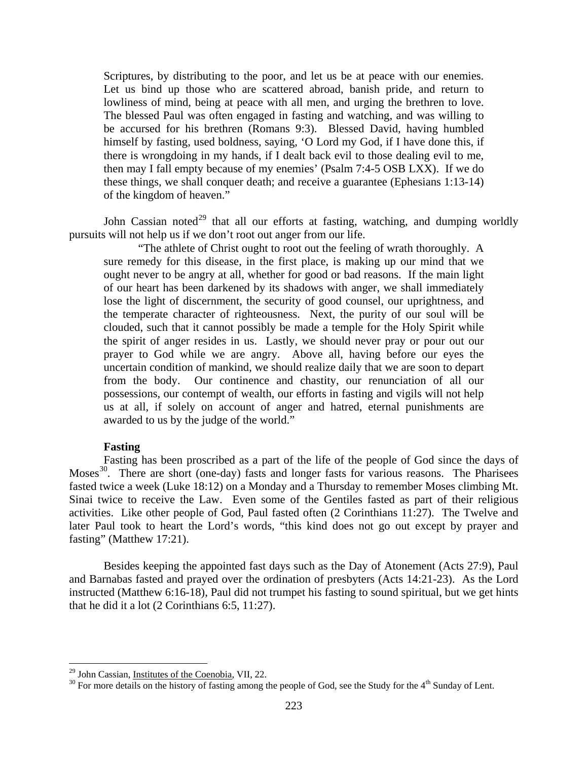> Scriptures, by distributing to the poor, and let us be at peace with our enemies. Let us bind up those who are scattered abroad, banish pride, and return to lowliness of mind, being at peace with all men, and urging the brethren to love. The blessed Paul was often engaged in fasting and watching, and was willing to be accursed for his brethren (Romans 9:3). Blessed David, having humbled himself by fasting, used boldness, saying, 'O Lord my God, if I have done this, if there is wrongdoing in my hands, if I dealt back evil to those dealing evil to me, then may I fall empty because of my enemies' (Psalm 7:4-5 OSB LXX). If we do these things, we shall conquer death; and receive a guarantee (Ephesians 1:13-14) of the kingdom of heaven."

John Cassian noted[29] that all our efforts at fasting, watching, and dumping worldly pursuits will not help us if we don't root out anger from our life.

> "The athlete of Christ ought to root out the feeling of wrath thoroughly. A sure remedy for this disease, in the first place, is making up our mind that we ought never to be angry at all, whether for good or bad reasons. If the main light of our heart has been darkened by its shadows with anger, we shall immediately lose the light of discernment, the security of good counsel, our uprightness, and the temperate character of righteousness. Next, the purity of our soul will be clouded, such that it cannot possibly be made a temple for the Holy Spirit while the spirit of anger resides in us. Lastly, we should never pray or pour out our prayer to God while we are angry. Above all, having before our eyes the uncertain condition of mankind, we should realize daily that we are soon to depart from the body. Our continence and chastity, our renunciation of all our possessions, our contempt of wealth, our efforts in fasting and vigils will not help us at all, if solely on account of anger and hatred, eternal punishments are awarded to us by the judge of the world."

**Fasting**

Fasting has been proscribed as a part of the life of the people of God since the days of Moses[30]. There are short (one-day) fasts and longer fasts for various reasons. The Pharisees fasted twice a week (Luke 18:12) on a Monday and a Thursday to remember Moses climbing Mt. Sinai twice to receive the Law. Even some of the Gentiles fasted as part of their religious activities. Like other people of God, Paul fasted often (2 Corinthians 11:27). The Twelve and later Paul took to heart the Lord's words, "this kind does not go out except by prayer and fasting" (Matthew 17:21).

Besides keeping the appointed fast days such as the Day of Atonement (Acts 27:9), Paul and Barnabas fasted and prayed over the ordination of presbyters (Acts 14:21-23). As the Lord instructed (Matthew 6:16-18), Paul did not trumpet his fasting to sound spiritual, but we get hints that he did it a lot (2 Corinthians 6:5, 11:27).

---

[29] John Cassian, Institutes of the Coenobia, VII, 22.

[30] For more details on the history of fasting among the people of God, see the Study for the 4th Sunday of Lent.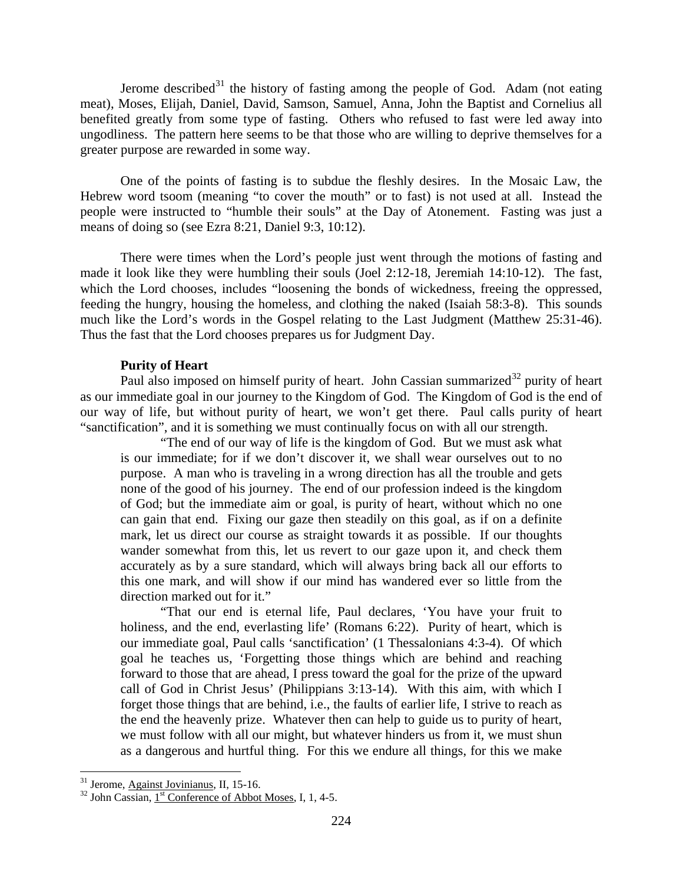Jerome described[31] the history of fasting among the people of God. Adam (not eating meat), Moses, Elijah, Daniel, David, Samson, Samuel, Anna, John the Baptist and Cornelius all benefited greatly from some type of fasting. Others who refused to fast were led away into ungodliness. The pattern here seems to be that those who are willing to deprive themselves for a greater purpose are rewarded in some way.

One of the points of fasting is to subdue the fleshly desires. In the Mosaic Law, the Hebrew word tsoom (meaning "to cover the mouth" or to fast) is not used at all. Instead the people were instructed to "humble their souls" at the Day of Atonement. Fasting was just a means of doing so (see Ezra 8:21, Daniel 9:3, 10:12).

There were times when the Lord's people just went through the motions of fasting and made it look like they were humbling their souls (Joel 2:12-18, Jeremiah 14:10-12). The fast, which the Lord chooses, includes "loosening the bonds of wickedness, freeing the oppressed, feeding the hungry, housing the homeless, and clothing the naked (Isaiah 58:3-8). This sounds much like the Lord's words in the Gospel relating to the Last Judgment (Matthew 25:31-46). Thus the fast that the Lord chooses prepares us for Judgment Day.

**Purity of Heart**

Paul also imposed on himself purity of heart. John Cassian summarized[32] purity of heart as our immediate goal in our journey to the Kingdom of God. The Kingdom of God is the end of our way of life, but without purity of heart, we won't get there. Paul calls purity of heart "sanctification", and it is something we must continually focus on with all our strength.

> "The end of our way of life is the kingdom of God. But we must ask what is our immediate; for if we don't discover it, we shall wear ourselves out to no purpose. A man who is traveling in a wrong direction has all the trouble and gets none of the good of his journey. The end of our profession indeed is the kingdom of God; but the immediate aim or goal, is purity of heart, without which no one can gain that end. Fixing our gaze then steadily on this goal, as if on a definite mark, let us direct our course as straight towards it as possible. If our thoughts wander somewhat from this, let us revert to our gaze upon it, and check them accurately as by a sure standard, which will always bring back all our efforts to this one mark, and will show if our mind has wandered ever so little from the direction marked out for it."
>
> "That our end is eternal life, Paul declares, 'You have your fruit to holiness, and the end, everlasting life' (Romans 6:22). Purity of heart, which is our immediate goal, Paul calls 'sanctification' (1 Thessalonians 4:3-4). Of which goal he teaches us, 'Forgetting those things which are behind and reaching forward to those that are ahead, I press toward the goal for the prize of the upward call of God in Christ Jesus' (Philippians 3:13-14). With this aim, with which I forget those things that are behind, i.e., the faults of earlier life, I strive to reach as the end the heavenly prize. Whatever then can help to guide us to purity of heart, we must follow with all our might, but whatever hinders us from it, we must shun as a dangerous and hurtful thing. For this we endure all things, for this we make

---

[31] Jerome, Against Jovinianus, II, 15-16.

[32] John Cassian, 1st Conference of Abbot Moses, I, 1, 4-5.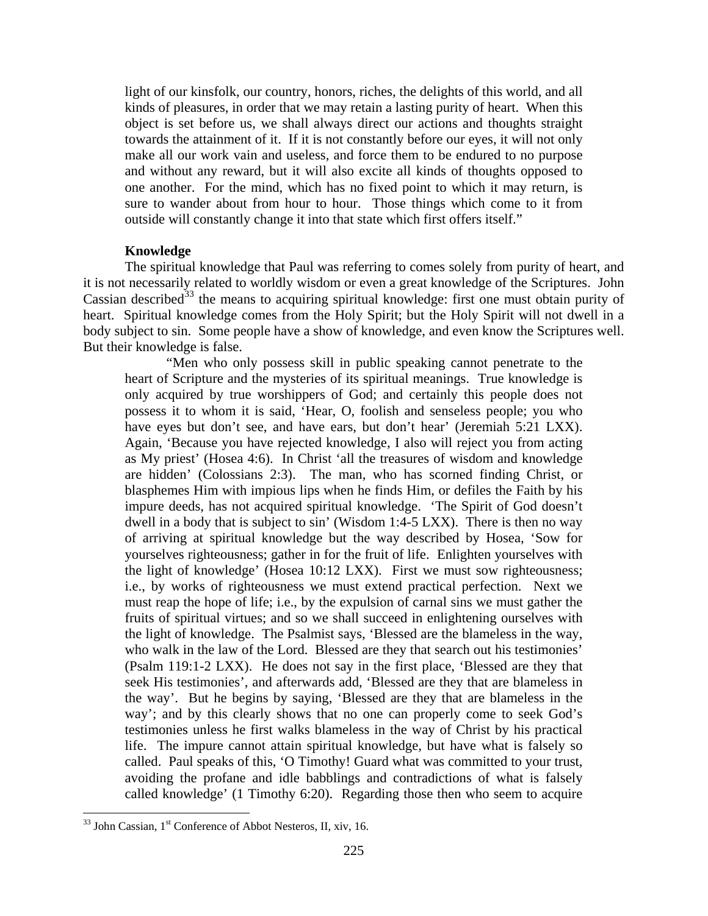> light of our kinsfolk, our country, honors, riches, the delights of this world, and all kinds of pleasures, in order that we may retain a lasting purity of heart. When this object is set before us, we shall always direct our actions and thoughts straight towards the attainment of it. If it is not constantly before our eyes, it will not only make all our work vain and useless, and force them to be endured to no purpose and without any reward, but it will also excite all kinds of thoughts opposed to one another. For the mind, which has no fixed point to which it may return, is sure to wander about from hour to hour. Those things which come to it from outside will constantly change it into that state which first offers itself."

**Knowledge**

The spiritual knowledge that Paul was referring to comes solely from purity of heart, and it is not necessarily related to worldly wisdom or even a great knowledge of the Scriptures. John Cassian described[33] the means to acquiring spiritual knowledge: first one must obtain purity of heart. Spiritual knowledge comes from the Holy Spirit; but the Holy Spirit will not dwell in a body subject to sin. Some people have a show of knowledge, and even know the Scriptures well. But their knowledge is false.

> "Men who only possess skill in public speaking cannot penetrate to the heart of Scripture and the mysteries of its spiritual meanings. True knowledge is only acquired by true worshippers of God; and certainly this people does not possess it to whom it is said, 'Hear, O, foolish and senseless people; you who have eyes but don't see, and have ears, but don't hear' (Jeremiah 5:21 LXX). Again, 'Because you have rejected knowledge, I also will reject you from acting as My priest' (Hosea 4:6). In Christ 'all the treasures of wisdom and knowledge are hidden' (Colossians 2:3). The man, who has scorned finding Christ, or blasphemes Him with impious lips when he finds Him, or defiles the Faith by his impure deeds, has not acquired spiritual knowledge. 'The Spirit of God doesn't dwell in a body that is subject to sin' (Wisdom 1:4-5 LXX). There is then no way of arriving at spiritual knowledge but the way described by Hosea, 'Sow for yourselves righteousness; gather in for the fruit of life. Enlighten yourselves with the light of knowledge' (Hosea 10:12 LXX). First we must sow righteousness; i.e., by works of righteousness we must extend practical perfection. Next we must reap the hope of life; i.e., by the expulsion of carnal sins we must gather the fruits of spiritual virtues; and so we shall succeed in enlightening ourselves with the light of knowledge. The Psalmist says, 'Blessed are the blameless in the way, who walk in the law of the Lord. Blessed are they that search out his testimonies' (Psalm 119:1-2 LXX). He does not say in the first place, 'Blessed are they that seek His testimonies', and afterwards add, 'Blessed are they that are blameless in the way'. But he begins by saying, 'Blessed are they that are blameless in the way'; and by this clearly shows that no one can properly come to seek God's testimonies unless he first walks blameless in the way of Christ by his practical life. The impure cannot attain spiritual knowledge, but have what is falsely so called. Paul speaks of this, 'O Timothy! Guard what was committed to your trust, avoiding the profane and idle babblings and contradictions of what is falsely called knowledge' (1 Timothy 6:20). Regarding those then who seem to acquire

[33] John Cassian, 1st Conference of Abbot Nesteros, II, xiv, 16.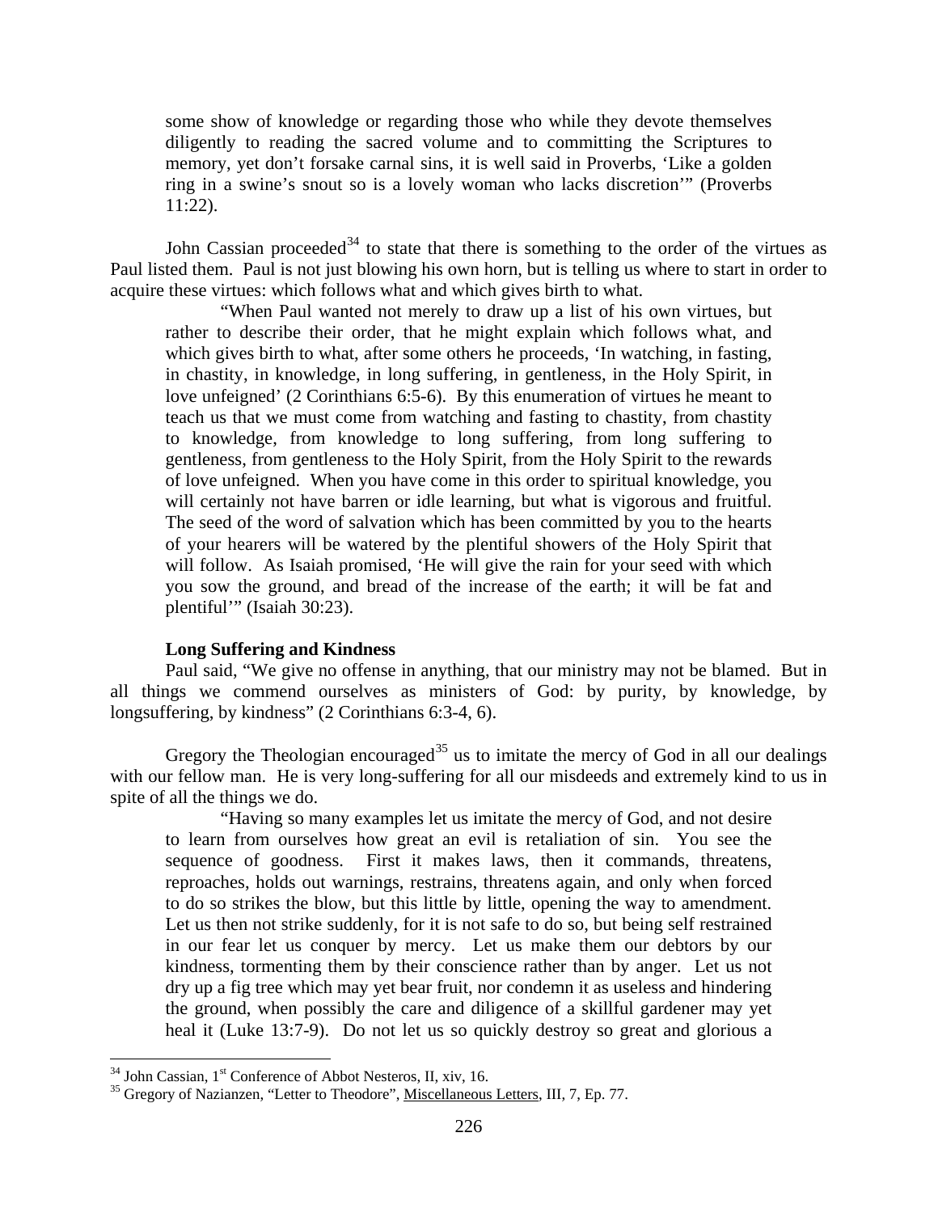some show of knowledge or regarding those who while they devote themselves diligently to reading the sacred volume and to committing the Scriptures to memory, yet don't forsake carnal sins, it is well said in Proverbs, 'Like a golden ring in a swine's snout so is a lovely woman who lacks discretion'" (Proverbs 11:22).

John Cassian proceeded[34] to state that there is something to the order of the virtues as Paul listed them. Paul is not just blowing his own horn, but is telling us where to start in order to acquire these virtues: which follows what and which gives birth to what.

> "When Paul wanted not merely to draw up a list of his own virtues, but rather to describe their order, that he might explain which follows what, and which gives birth to what, after some others he proceeds, 'In watching, in fasting, in chastity, in knowledge, in long suffering, in gentleness, in the Holy Spirit, in love unfeigned' (2 Corinthians 6:5-6). By this enumeration of virtues he meant to teach us that we must come from watching and fasting to chastity, from chastity to knowledge, from knowledge to long suffering, from long suffering to gentleness, from gentleness to the Holy Spirit, from the Holy Spirit to the rewards of love unfeigned. When you have come in this order to spiritual knowledge, you will certainly not have barren or idle learning, but what is vigorous and fruitful. The seed of the word of salvation which has been committed by you to the hearts of your hearers will be watered by the plentiful showers of the Holy Spirit that will follow. As Isaiah promised, 'He will give the rain for your seed with which you sow the ground, and bread of the increase of the earth; it will be fat and plentiful'" (Isaiah 30:23).

**Long Suffering and Kindness**

Paul said, "We give no offense in anything, that our ministry may not be blamed. But in all things we commend ourselves as ministers of God: by purity, by knowledge, by longsuffering, by kindness" (2 Corinthians 6:3-4, 6).

Gregory the Theologian encouraged[35] us to imitate the mercy of God in all our dealings with our fellow man. He is very long-suffering for all our misdeeds and extremely kind to us in spite of all the things we do.

> "Having so many examples let us imitate the mercy of God, and not desire to learn from ourselves how great an evil is retaliation of sin. You see the sequence of goodness. First it makes laws, then it commands, threatens, reproaches, holds out warnings, restrains, threatens again, and only when forced to do so strikes the blow, but this little by little, opening the way to amendment. Let us then not strike suddenly, for it is not safe to do so, but being self restrained in our fear let us conquer by mercy. Let us make them our debtors by our kindness, tormenting them by their conscience rather than by anger. Let us not dry up a fig tree which may yet bear fruit, nor condemn it as useless and hindering the ground, when possibly the care and diligence of a skillful gardener may yet heal it (Luke 13:7-9). Do not let us so quickly destroy so great and glorious a

---

[34] John Cassian, 1st Conference of Abbot Nesteros, II, xiv, 16.

[35] Gregory of Nazianzen, "Letter to Theodore", Miscellaneous Letters, III, 7, Ep. 77.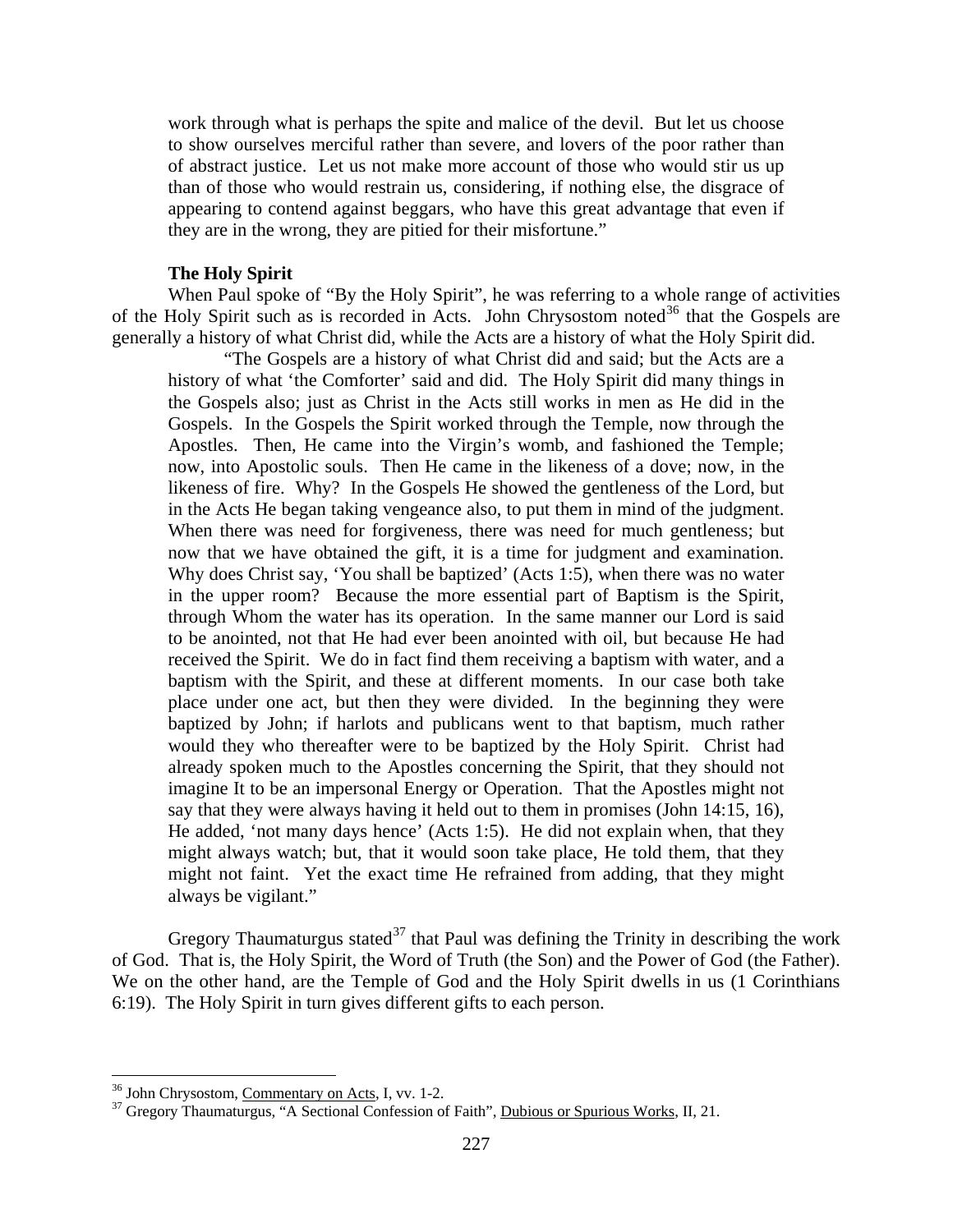> work through what is perhaps the spite and malice of the devil. But let us choose to show ourselves merciful rather than severe, and lovers of the poor rather than of abstract justice. Let us not make more account of those who would stir us up than of those who would restrain us, considering, if nothing else, the disgrace of appearing to contend against beggars, who have this great advantage that even if they are in the wrong, they are pitied for their misfortune."

**The Holy Spirit**

When Paul spoke of "By the Holy Spirit", he was referring to a whole range of activities of the Holy Spirit such as is recorded in Acts. John Chrysostom noted[36] that the Gospels are generally a history of what Christ did, while the Acts are a history of what the Holy Spirit did.

> "The Gospels are a history of what Christ did and said; but the Acts are a history of what 'the Comforter' said and did. The Holy Spirit did many things in the Gospels also; just as Christ in the Acts still works in men as He did in the Gospels. In the Gospels the Spirit worked through the Temple, now through the Apostles. Then, He came into the Virgin's womb, and fashioned the Temple; now, into Apostolic souls. Then He came in the likeness of a dove; now, in the likeness of fire. Why? In the Gospels He showed the gentleness of the Lord, but in the Acts He began taking vengeance also, to put them in mind of the judgment. When there was need for forgiveness, there was need for much gentleness; but now that we have obtained the gift, it is a time for judgment and examination. Why does Christ say, 'You shall be baptized' (Acts 1:5), when there was no water in the upper room? Because the more essential part of Baptism is the Spirit, through Whom the water has its operation. In the same manner our Lord is said to be anointed, not that He had ever been anointed with oil, but because He had received the Spirit. We do in fact find them receiving a baptism with water, and a baptism with the Spirit, and these at different moments. In our case both take place under one act, but then they were divided. In the beginning they were baptized by John; if harlots and publicans went to that baptism, much rather would they who thereafter were to be baptized by the Holy Spirit. Christ had already spoken much to the Apostles concerning the Spirit, that they should not imagine It to be an impersonal Energy or Operation. That the Apostles might not say that they were always having it held out to them in promises (John 14:15, 16), He added, 'not many days hence' (Acts 1:5). He did not explain when, that they might always watch; but, that it would soon take place, He told them, that they might not faint. Yet the exact time He refrained from adding, that they might always be vigilant."

Gregory Thaumaturgus stated[37] that Paul was defining the Trinity in describing the work of God. That is, the Holy Spirit, the Word of Truth (the Son) and the Power of God (the Father). We on the other hand, are the Temple of God and the Holy Spirit dwells in us (1 Corinthians 6:19). The Holy Spirit in turn gives different gifts to each person.

---

[36] John Chrysostom, Commentary on Acts, I, vv. 1-2.

[37] Gregory Thaumaturgus, "A Sectional Confession of Faith", Dubious or Spurious Works, II, 21.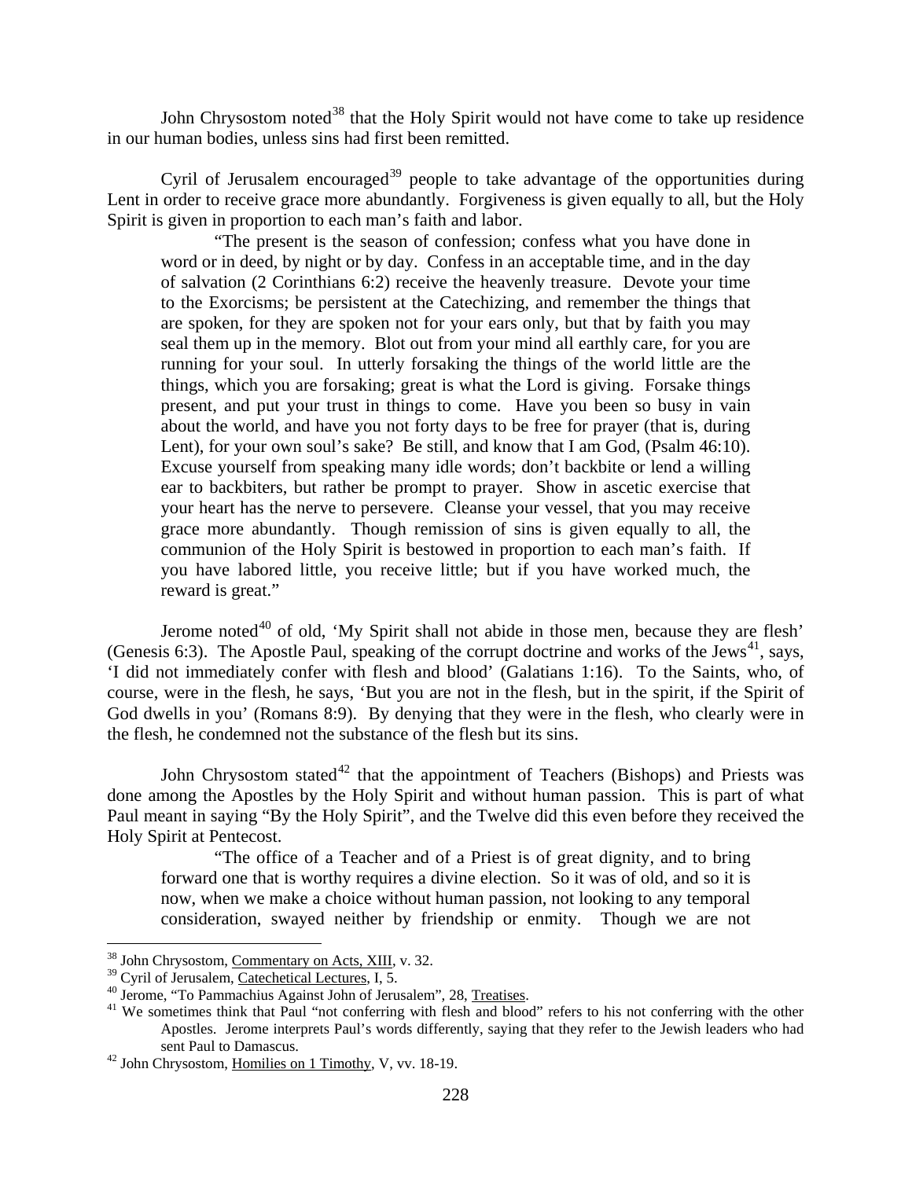John Chrysostom noted[38] that the Holy Spirit would not have come to take up residence in our human bodies, unless sins had first been remitted.

Cyril of Jerusalem encouraged[39] people to take advantage of the opportunities during Lent in order to receive grace more abundantly. Forgiveness is given equally to all, but the Holy Spirit is given in proportion to each man's faith and labor.

> "The present is the season of confession; confess what you have done in word or in deed, by night or by day. Confess in an acceptable time, and in the day of salvation (2 Corinthians 6:2) receive the heavenly treasure. Devote your time to the Exorcisms; be persistent at the Catechizing, and remember the things that are spoken, for they are spoken not for your ears only, but that by faith you may seal them up in the memory. Blot out from your mind all earthly care, for you are running for your soul. In utterly forsaking the things of the world little are the things, which you are forsaking; great is what the Lord is giving. Forsake things present, and put your trust in things to come. Have you been so busy in vain about the world, and have you not forty days to be free for prayer (that is, during Lent), for your own soul's sake? Be still, and know that I am God, (Psalm 46:10). Excuse yourself from speaking many idle words; don't backbite or lend a willing ear to backbiters, but rather be prompt to prayer. Show in ascetic exercise that your heart has the nerve to persevere. Cleanse your vessel, that you may receive grace more abundantly. Though remission of sins is given equally to all, the communion of the Holy Spirit is bestowed in proportion to each man's faith. If you have labored little, you receive little; but if you have worked much, the reward is great."

Jerome noted[40] of old, 'My Spirit shall not abide in those men, because they are flesh' (Genesis 6:3). The Apostle Paul, speaking of the corrupt doctrine and works of the Jews[41], says, 'I did not immediately confer with flesh and blood' (Galatians 1:16). To the Saints, who, of course, were in the flesh, he says, 'But you are not in the flesh, but in the spirit, if the Spirit of God dwells in you' (Romans 8:9). By denying that they were in the flesh, who clearly were in the flesh, he condemned not the substance of the flesh but its sins.

John Chrysostom stated[42] that the appointment of Teachers (Bishops) and Priests was done among the Apostles by the Holy Spirit and without human passion. This is part of what Paul meant in saying "By the Holy Spirit", and the Twelve did this even before they received the Holy Spirit at Pentecost.

> "The office of a Teacher and of a Priest is of great dignity, and to bring forward one that is worthy requires a divine election. So it was of old, and so it is now, when we make a choice without human passion, not looking to any temporal consideration, swayed neither by friendship or enmity. Though we are not

---

[38] John Chrysostom, Commentary on Acts, XIII, v. 32.

[39] Cyril of Jerusalem, Catechetical Lectures, I, 5.

[40] Jerome, "To Pammachius Against John of Jerusalem", 28, Treatises.

[41] We sometimes think that Paul "not conferring with flesh and blood" refers to his not conferring with the other Apostles. Jerome interprets Paul's words differently, saying that they refer to the Jewish leaders who had sent Paul to Damascus.

[42] John Chrysostom, Homilies on 1 Timothy, V, vv. 18-19.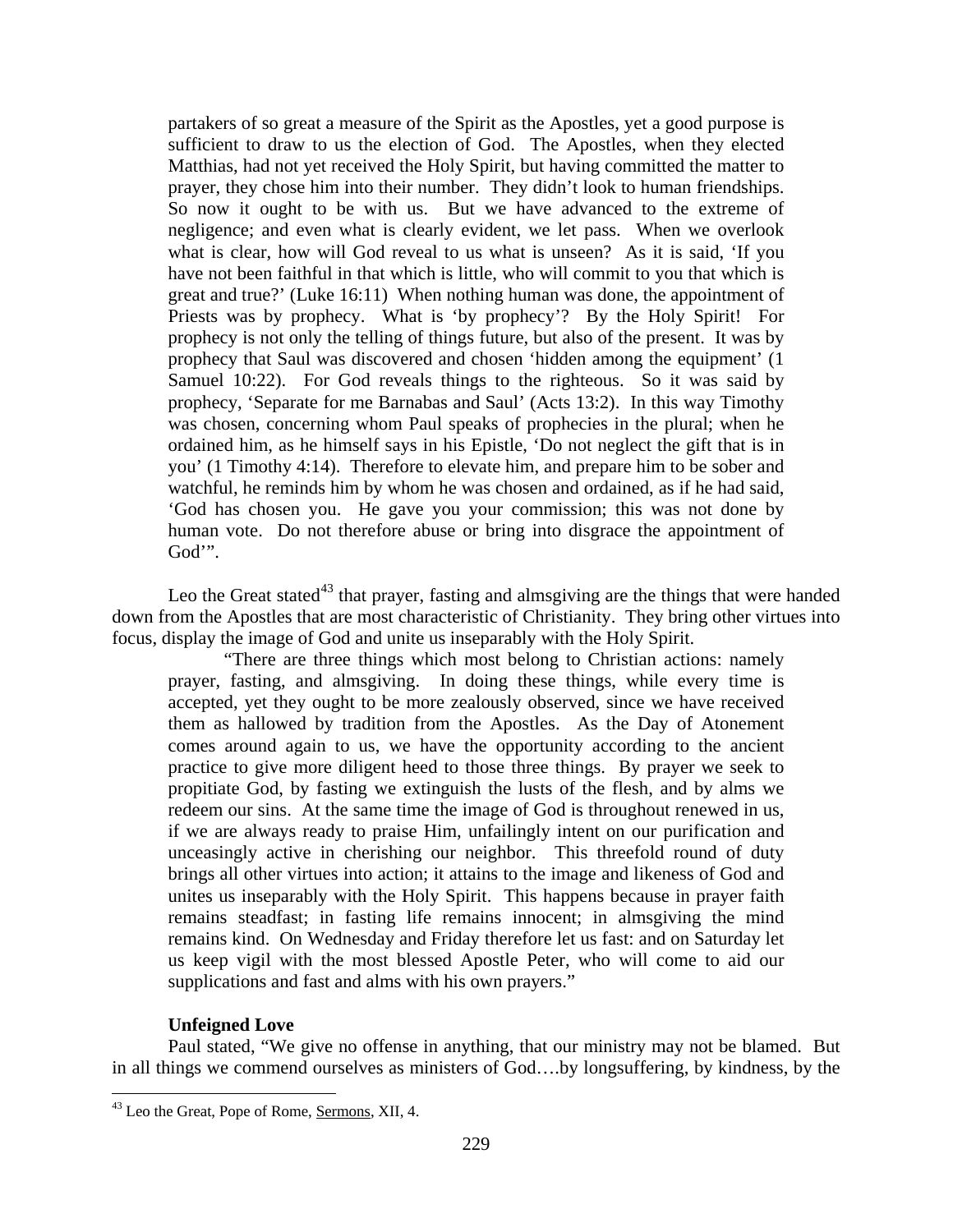> partakers of so great a measure of the Spirit as the Apostles, yet a good purpose is sufficient to draw to us the election of God. The Apostles, when they elected Matthias, had not yet received the Holy Spirit, but having committed the matter to prayer, they chose him into their number. They didn't look to human friendships. So now it ought to be with us. But we have advanced to the extreme of negligence; and even what is clearly evident, we let pass. When we overlook what is clear, how will God reveal to us what is unseen? As it is said, 'If you have not been faithful in that which is little, who will commit to you that which is great and true?' (Luke 16:11) When nothing human was done, the appointment of Priests was by prophecy. What is 'by prophecy'? By the Holy Spirit! For prophecy is not only the telling of things future, but also of the present. It was by prophecy that Saul was discovered and chosen 'hidden among the equipment' (1 Samuel 10:22). For God reveals things to the righteous. So it was said by prophecy, 'Separate for me Barnabas and Saul' (Acts 13:2). In this way Timothy was chosen, concerning whom Paul speaks of prophecies in the plural; when he ordained him, as he himself says in his Epistle, 'Do not neglect the gift that is in you' (1 Timothy 4:14). Therefore to elevate him, and prepare him to be sober and watchful, he reminds him by whom he was chosen and ordained, as if he had said, 'God has chosen you. He gave you your commission; this was not done by human vote. Do not therefore abuse or bring into disgrace the appointment of God'".

Leo the Great stated[43] that prayer, fasting and almsgiving are the things that were handed down from the Apostles that are most characteristic of Christianity. They bring other virtues into focus, display the image of God and unite us inseparably with the Holy Spirit.

> "There are three things which most belong to Christian actions: namely prayer, fasting, and almsgiving. In doing these things, while every time is accepted, yet they ought to be more zealously observed, since we have received them as hallowed by tradition from the Apostles. As the Day of Atonement comes around again to us, we have the opportunity according to the ancient practice to give more diligent heed to those three things. By prayer we seek to propitiate God, by fasting we extinguish the lusts of the flesh, and by alms we redeem our sins. At the same time the image of God is throughout renewed in us, if we are always ready to praise Him, unfailingly intent on our purification and unceasingly active in cherishing our neighbor. This threefold round of duty brings all other virtues into action; it attains to the image and likeness of God and unites us inseparably with the Holy Spirit. This happens because in prayer faith remains steadfast; in fasting life remains innocent; in almsgiving the mind remains kind. On Wednesday and Friday therefore let us fast: and on Saturday let us keep vigil with the most blessed Apostle Peter, who will come to aid our supplications and fast and alms with his own prayers."

**Unfeigned Love**

Paul stated, "We give no offense in anything, that our ministry may not be blamed. But in all things we commend ourselves as ministers of God….by longsuffering, by kindness, by the

[43] Leo the Great, Pope of Rome, Sermons, XII, 4.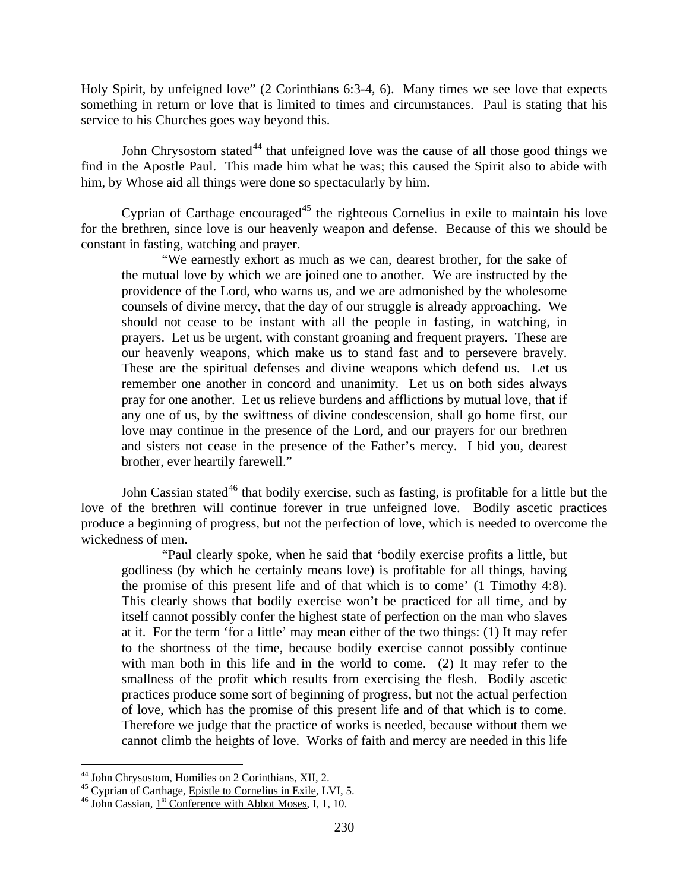Holy Spirit, by unfeigned love" (2 Corinthians 6:3-4, 6). Many times we see love that expects something in return or love that is limited to times and circumstances. Paul is stating that his service to his Churches goes way beyond this.

John Chrysostom stated[44] that unfeigned love was the cause of all those good things we find in the Apostle Paul. This made him what he was; this caused the Spirit also to abide with him, by Whose aid all things were done so spectacularly by him.

Cyprian of Carthage encouraged[45] the righteous Cornelius in exile to maintain his love for the brethren, since love is our heavenly weapon and defense. Because of this we should be constant in fasting, watching and prayer.

> "We earnestly exhort as much as we can, dearest brother, for the sake of the mutual love by which we are joined one to another. We are instructed by the providence of the Lord, who warns us, and we are admonished by the wholesome counsels of divine mercy, that the day of our struggle is already approaching. We should not cease to be instant with all the people in fasting, in watching, in prayers. Let us be urgent, with constant groaning and frequent prayers. These are our heavenly weapons, which make us to stand fast and to persevere bravely. These are the spiritual defenses and divine weapons which defend us. Let us remember one another in concord and unanimity. Let us on both sides always pray for one another. Let us relieve burdens and afflictions by mutual love, that if any one of us, by the swiftness of divine condescension, shall go home first, our love may continue in the presence of the Lord, and our prayers for our brethren and sisters not cease in the presence of the Father's mercy. I bid you, dearest brother, ever heartily farewell."

John Cassian stated[46] that bodily exercise, such as fasting, is profitable for a little but the love of the brethren will continue forever in true unfeigned love. Bodily ascetic practices produce a beginning of progress, but not the perfection of love, which is needed to overcome the wickedness of men.

> "Paul clearly spoke, when he said that 'bodily exercise profits a little, but godliness (by which he certainly means love) is profitable for all things, having the promise of this present life and of that which is to come' (1 Timothy 4:8). This clearly shows that bodily exercise won't be practiced for all time, and by itself cannot possibly confer the highest state of perfection on the man who slaves at it. For the term 'for a little' may mean either of the two things: (1) It may refer to the shortness of the time, because bodily exercise cannot possibly continue with man both in this life and in the world to come. (2) It may refer to the smallness of the profit which results from exercising the flesh. Bodily ascetic practices produce some sort of beginning of progress, but not the actual perfection of love, which has the promise of this present life and of that which is to come. Therefore we judge that the practice of works is needed, because without them we cannot climb the heights of love. Works of faith and mercy are needed in this life

---

[44] John Chrysostom, Homilies on 2 Corinthians, XII, 2.

[45] Cyprian of Carthage, Epistle to Cornelius in Exile, LVI, 5.

[46] John Cassian, 1st Conference with Abbot Moses, I, 1, 10.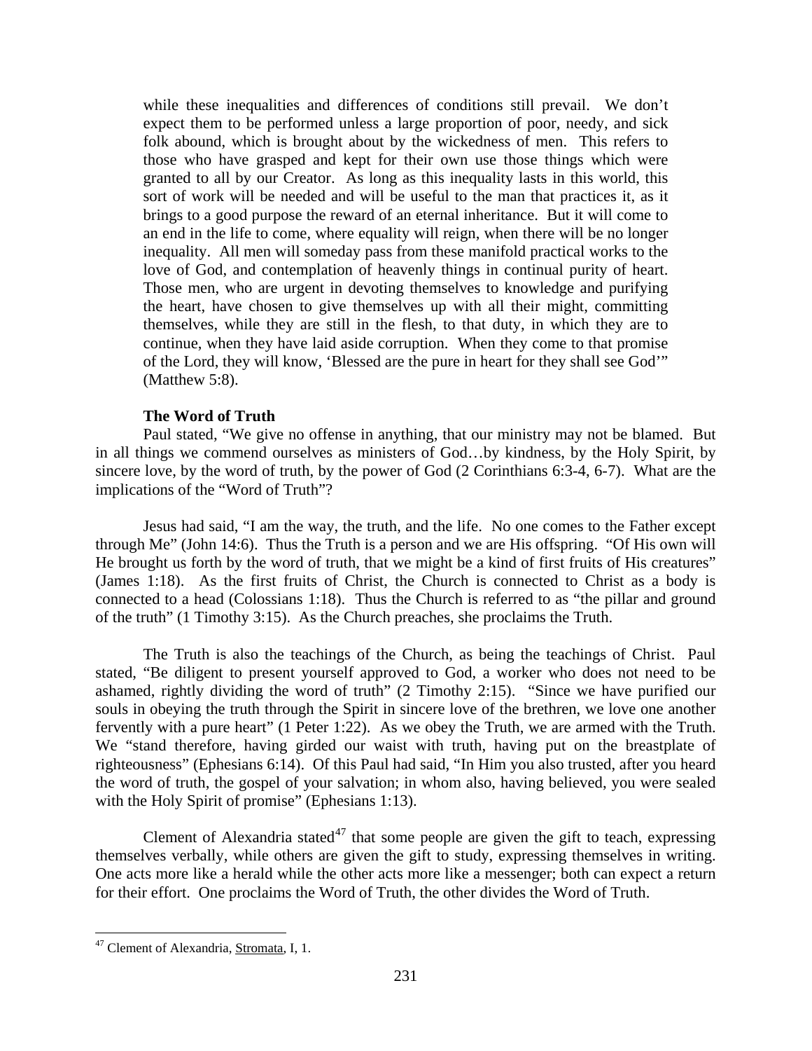> while these inequalities and differences of conditions still prevail. We don't expect them to be performed unless a large proportion of poor, needy, and sick folk abound, which is brought about by the wickedness of men. This refers to those who have grasped and kept for their own use those things which were granted to all by our Creator. As long as this inequality lasts in this world, this sort of work will be needed and will be useful to the man that practices it, as it brings to a good purpose the reward of an eternal inheritance. But it will come to an end in the life to come, where equality will reign, when there will be no longer inequality. All men will someday pass from these manifold practical works to the love of God, and contemplation of heavenly things in continual purity of heart. Those men, who are urgent in devoting themselves to knowledge and purifying the heart, have chosen to give themselves up with all their might, committing themselves, while they are still in the flesh, to that duty, in which they are to continue, when they have laid aside corruption. When they come to that promise of the Lord, they will know, 'Blessed are the pure in heart for they shall see God'" (Matthew 5:8).

### The Word of Truth

Paul stated, "We give no offense in anything, that our ministry may not be blamed. But in all things we commend ourselves as ministers of God…by kindness, by the Holy Spirit, by sincere love, by the word of truth, by the power of God (2 Corinthians 6:3-4, 6-7). What are the implications of the "Word of Truth"?

Jesus had said, "I am the way, the truth, and the life. No one comes to the Father except through Me" (John 14:6). Thus the Truth is a person and we are His offspring. "Of His own will He brought us forth by the word of truth, that we might be a kind of first fruits of His creatures" (James 1:18). As the first fruits of Christ, the Church is connected to Christ as a body is connected to a head (Colossians 1:18). Thus the Church is referred to as "the pillar and ground of the truth" (1 Timothy 3:15). As the Church preaches, she proclaims the Truth.

The Truth is also the teachings of the Church, as being the teachings of Christ. Paul stated, "Be diligent to present yourself approved to God, a worker who does not need to be ashamed, rightly dividing the word of truth" (2 Timothy 2:15). "Since we have purified our souls in obeying the truth through the Spirit in sincere love of the brethren, we love one another fervently with a pure heart" (1 Peter 1:22). As we obey the Truth, we are armed with the Truth. We "stand therefore, having girded our waist with truth, having put on the breastplate of righteousness" (Ephesians 6:14). Of this Paul had said, "In Him you also trusted, after you heard the word of truth, the gospel of your salvation; in whom also, having believed, you were sealed with the Holy Spirit of promise" (Ephesians 1:13).

Clement of Alexandria stated[47] that some people are given the gift to teach, expressing themselves verbally, while others are given the gift to study, expressing themselves in writing. One acts more like a herald while the other acts more like a messenger; both can expect a return for their effort. One proclaims the Word of Truth, the other divides the Word of Truth.

---

[47] Clement of Alexandria, Stromata, I, 1.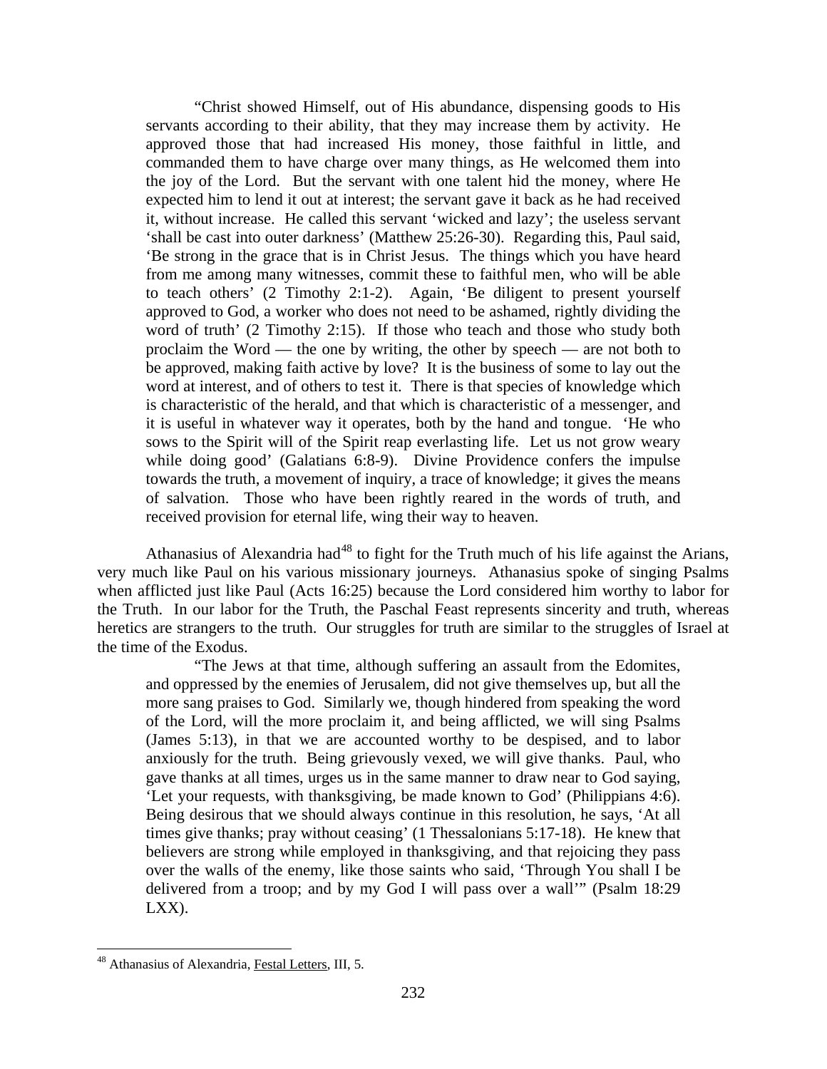> "Christ showed Himself, out of His abundance, dispensing goods to His servants according to their ability, that they may increase them by activity. He approved those that had increased His money, those faithful in little, and commanded them to have charge over many things, as He welcomed them into the joy of the Lord. But the servant with one talent hid the money, where He expected him to lend it out at interest; the servant gave it back as he had received it, without increase. He called this servant 'wicked and lazy'; the useless servant 'shall be cast into outer darkness' (Matthew 25:26-30). Regarding this, Paul said, 'Be strong in the grace that is in Christ Jesus. The things which you have heard from me among many witnesses, commit these to faithful men, who will be able to teach others' (2 Timothy 2:1-2). Again, 'Be diligent to present yourself approved to God, a worker who does not need to be ashamed, rightly dividing the word of truth' (2 Timothy 2:15). If those who teach and those who study both proclaim the Word — the one by writing, the other by speech — are not both to be approved, making faith active by love? It is the business of some to lay out the word at interest, and of others to test it. There is that species of knowledge which is characteristic of the herald, and that which is characteristic of a messenger, and it is useful in whatever way it operates, both by the hand and tongue. 'He who sows to the Spirit will of the Spirit reap everlasting life. Let us not grow weary while doing good' (Galatians 6:8-9). Divine Providence confers the impulse towards the truth, a movement of inquiry, a trace of knowledge; it gives the means of salvation. Those who have been rightly reared in the words of truth, and received provision for eternal life, wing their way to heaven.

Athanasius of Alexandria had[48] to fight for the Truth much of his life against the Arians, very much like Paul on his various missionary journeys. Athanasius spoke of singing Psalms when afflicted just like Paul (Acts 16:25) because the Lord considered him worthy to labor for the Truth. In our labor for the Truth, the Paschal Feast represents sincerity and truth, whereas heretics are strangers to the truth. Our struggles for truth are similar to the struggles of Israel at the time of the Exodus.

> "The Jews at that time, although suffering an assault from the Edomites, and oppressed by the enemies of Jerusalem, did not give themselves up, but all the more sang praises to God. Similarly we, though hindered from speaking the word of the Lord, will the more proclaim it, and being afflicted, we will sing Psalms (James 5:13), in that we are accounted worthy to be despised, and to labor anxiously for the truth. Being grievously vexed, we will give thanks. Paul, who gave thanks at all times, urges us in the same manner to draw near to God saying, 'Let your requests, with thanksgiving, be made known to God' (Philippians 4:6). Being desirous that we should always continue in this resolution, he says, 'At all times give thanks; pray without ceasing' (1 Thessalonians 5:17-18). He knew that believers are strong while employed in thanksgiving, and that rejoicing they pass over the walls of the enemy, like those saints who said, 'Through You shall I be delivered from a troop; and by my God I will pass over a wall'" (Psalm 18:29 LXX).

---

[48] Athanasius of Alexandria, Festal Letters, III, 5.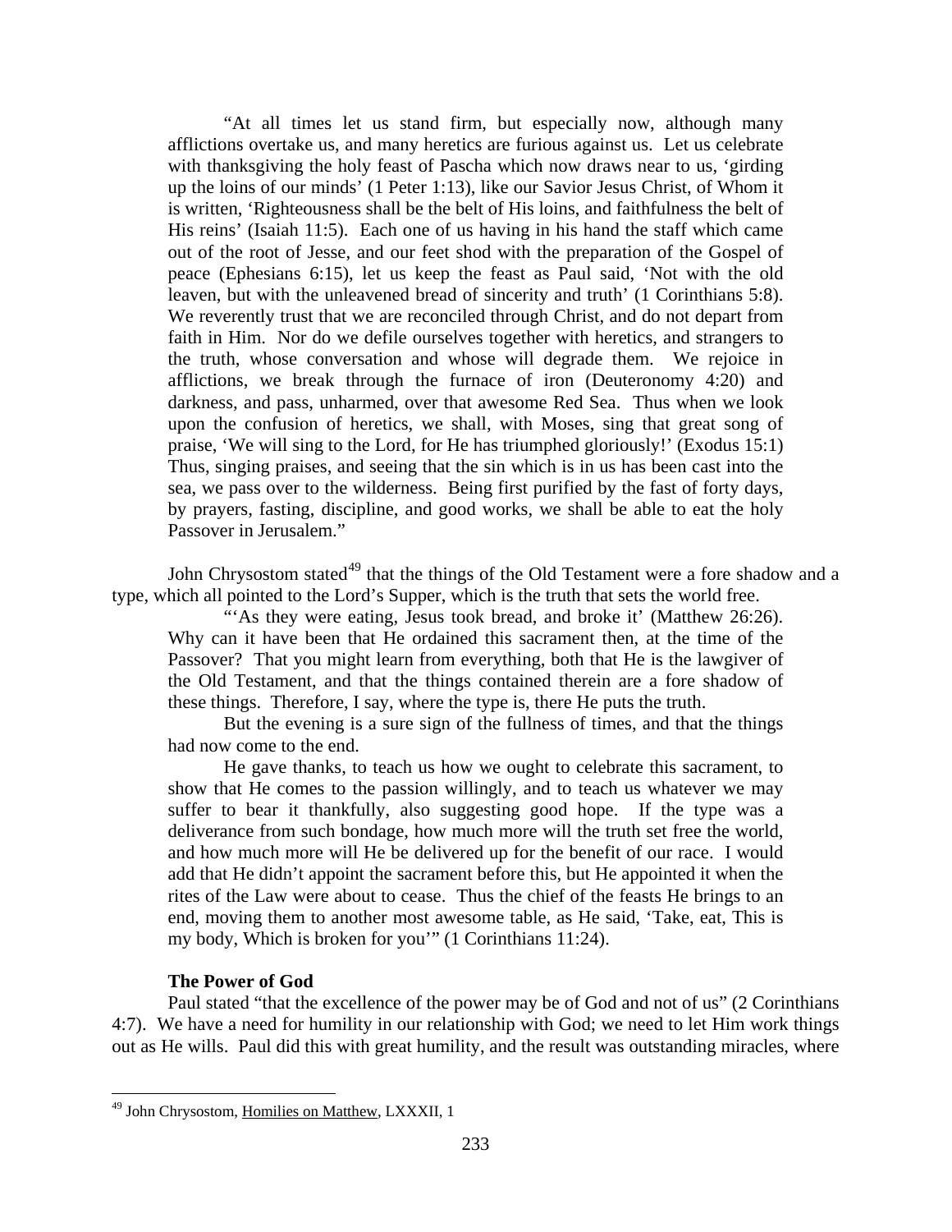> "At all times let us stand firm, but especially now, although many afflictions overtake us, and many heretics are furious against us. Let us celebrate with thanksgiving the holy feast of Pascha which now draws near to us, 'girding up the loins of our minds' (1 Peter 1:13), like our Savior Jesus Christ, of Whom it is written, 'Righteousness shall be the belt of His loins, and faithfulness the belt of His reins' (Isaiah 11:5). Each one of us having in his hand the staff which came out of the root of Jesse, and our feet shod with the preparation of the Gospel of peace (Ephesians 6:15), let us keep the feast as Paul said, 'Not with the old leaven, but with the unleavened bread of sincerity and truth' (1 Corinthians 5:8). We reverently trust that we are reconciled through Christ, and do not depart from faith in Him. Nor do we defile ourselves together with heretics, and strangers to the truth, whose conversation and whose will degrade them. We rejoice in afflictions, we break through the furnace of iron (Deuteronomy 4:20) and darkness, and pass, unharmed, over that awesome Red Sea. Thus when we look upon the confusion of heretics, we shall, with Moses, sing that great song of praise, 'We will sing to the Lord, for He has triumphed gloriously!' (Exodus 15:1) Thus, singing praises, and seeing that the sin which is in us has been cast into the sea, we pass over to the wilderness. Being first purified by the fast of forty days, by prayers, fasting, discipline, and good works, we shall be able to eat the holy Passover in Jerusalem."

John Chrysostom stated[49] that the things of the Old Testament were a fore shadow and a type, which all pointed to the Lord's Supper, which is the truth that sets the world free.

> "'As they were eating, Jesus took bread, and broke it' (Matthew 26:26). Why can it have been that He ordained this sacrament then, at the time of the Passover? That you might learn from everything, both that He is the lawgiver of the Old Testament, and that the things contained therein are a fore shadow of these things. Therefore, I say, where the type is, there He puts the truth.
>
> But the evening is a sure sign of the fullness of times, and that the things had now come to the end.
>
> He gave thanks, to teach us how we ought to celebrate this sacrament, to show that He comes to the passion willingly, and to teach us whatever we may suffer to bear it thankfully, also suggesting good hope. If the type was a deliverance from such bondage, how much more will the truth set free the world, and how much more will He be delivered up for the benefit of our race. I would add that He didn't appoint the sacrament before this, but He appointed it when the rites of the Law were about to cease. Thus the chief of the feasts He brings to an end, moving them to another most awesome table, as He said, 'Take, eat, This is my body, Which is broken for you'" (1 Corinthians 11:24).

### The Power of God

Paul stated "that the excellence of the power may be of God and not of us" (2 Corinthians 4:7). We have a need for humility in our relationship with God; we need to let Him work things out as He wills. Paul did this with great humility, and the result was outstanding miracles, where

---

[49] John Chrysostom, Homilies on Matthew, LXXXII, 1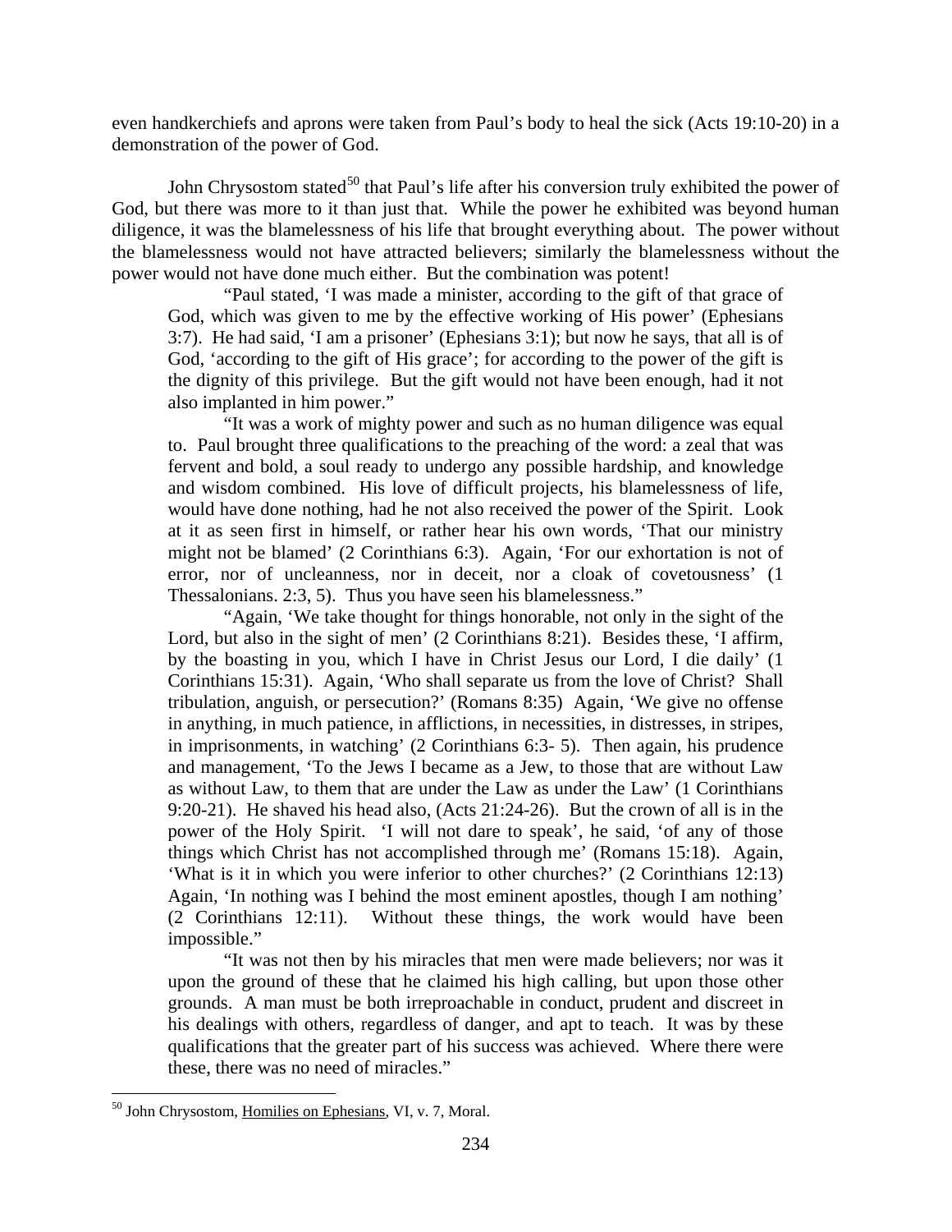even handkerchiefs and aprons were taken from Paul's body to heal the sick (Acts 19:10-20) in a demonstration of the power of God.

John Chrysostom stated[50] that Paul's life after his conversion truly exhibited the power of God, but there was more to it than just that. While the power he exhibited was beyond human diligence, it was the blamelessness of his life that brought everything about. The power without the blamelessness would not have attracted believers; similarly the blamelessness without the power would not have done much either. But the combination was potent!

> "Paul stated, 'I was made a minister, according to the gift of that grace of God, which was given to me by the effective working of His power' (Ephesians 3:7). He had said, 'I am a prisoner' (Ephesians 3:1); but now he says, that all is of God, 'according to the gift of His grace'; for according to the power of the gift is the dignity of this privilege. But the gift would not have been enough, had it not also implanted in him power."
>
> "It was a work of mighty power and such as no human diligence was equal to. Paul brought three qualifications to the preaching of the word: a zeal that was fervent and bold, a soul ready to undergo any possible hardship, and knowledge and wisdom combined. His love of difficult projects, his blamelessness of life, would have done nothing, had he not also received the power of the Spirit. Look at it as seen first in himself, or rather hear his own words, 'That our ministry might not be blamed' (2 Corinthians 6:3). Again, 'For our exhortation is not of error, nor of uncleanness, nor in deceit, nor a cloak of covetousness' (1 Thessalonians. 2:3, 5). Thus you have seen his blamelessness."
>
> "Again, 'We take thought for things honorable, not only in the sight of the Lord, but also in the sight of men' (2 Corinthians 8:21). Besides these, 'I affirm, by the boasting in you, which I have in Christ Jesus our Lord, I die daily' (1 Corinthians 15:31). Again, 'Who shall separate us from the love of Christ? Shall tribulation, anguish, or persecution?' (Romans 8:35) Again, 'We give no offense in anything, in much patience, in afflictions, in necessities, in distresses, in stripes, in imprisonments, in watching' (2 Corinthians 6:3- 5). Then again, his prudence and management, 'To the Jews I became as a Jew, to those that are without Law as without Law, to them that are under the Law as under the Law' (1 Corinthians 9:20-21). He shaved his head also, (Acts 21:24-26). But the crown of all is in the power of the Holy Spirit. 'I will not dare to speak', he said, 'of any of those things which Christ has not accomplished through me' (Romans 15:18). Again, 'What is it in which you were inferior to other churches?' (2 Corinthians 12:13) Again, 'In nothing was I behind the most eminent apostles, though I am nothing' (2 Corinthians 12:11). Without these things, the work would have been impossible."
>
> "It was not then by his miracles that men were made believers; nor was it upon the ground of these that he claimed his high calling, but upon those other grounds. A man must be both irreproachable in conduct, prudent and discreet in his dealings with others, regardless of danger, and apt to teach. It was by these qualifications that the greater part of his success was achieved. Where there were these, there was no need of miracles."

---

[50] John Chrysostom, Homilies on Ephesians, VI, v. 7, Moral.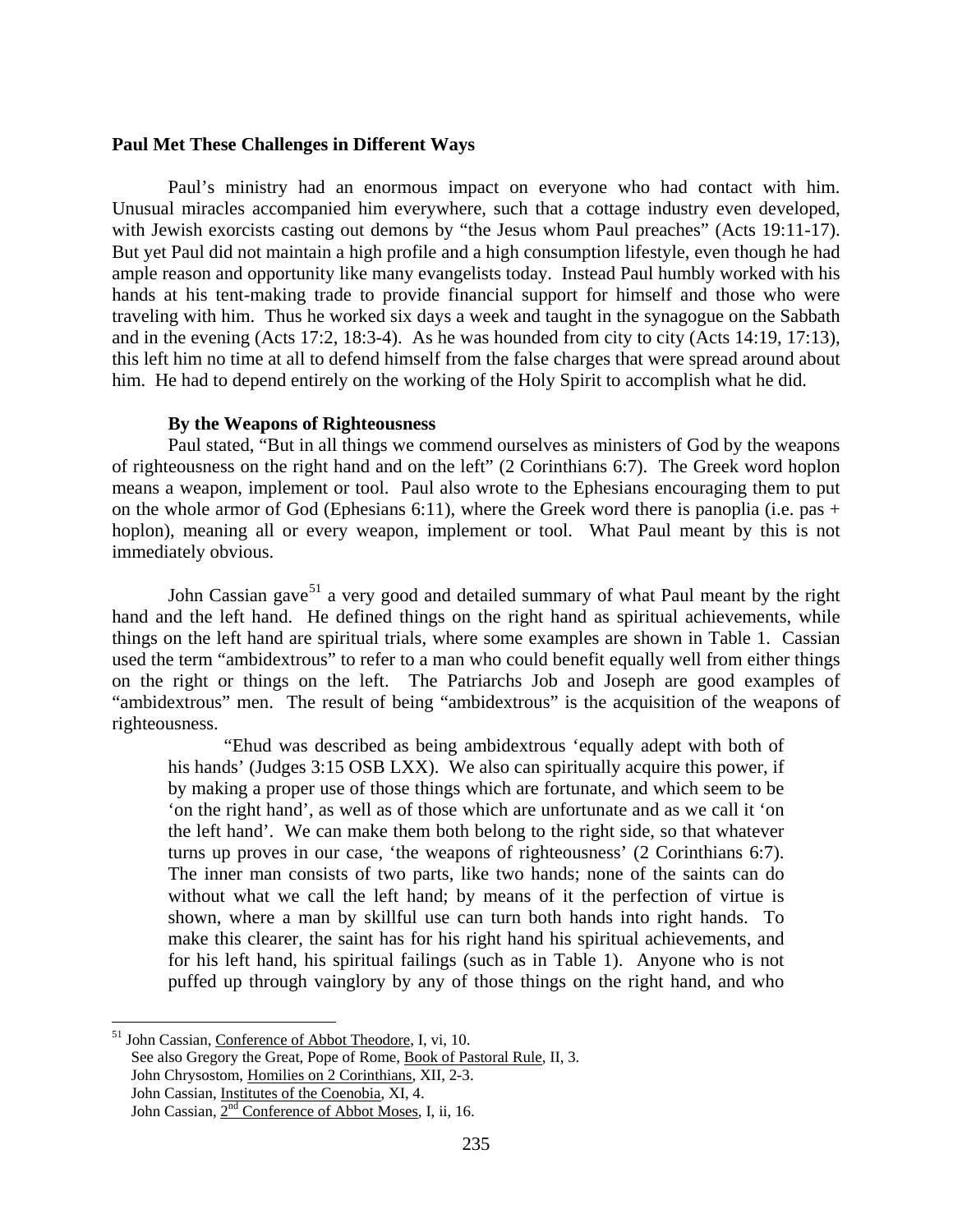### Paul Met These Challenges in Different Ways

Paul's ministry had an enormous impact on everyone who had contact with him. Unusual miracles accompanied him everywhere, such that a cottage industry even developed, with Jewish exorcists casting out demons by "the Jesus whom Paul preaches" (Acts 19:11-17). But yet Paul did not maintain a high profile and a high consumption lifestyle, even though he had ample reason and opportunity like many evangelists today. Instead Paul humbly worked with his hands at his tent-making trade to provide financial support for himself and those who were traveling with him. Thus he worked six days a week and taught in the synagogue on the Sabbath and in the evening (Acts 17:2, 18:3-4). As he was hounded from city to city (Acts 14:19, 17:13), this left him no time at all to defend himself from the false charges that were spread around about him. He had to depend entirely on the working of the Holy Spirit to accomplish what he did.

#### By the Weapons of Righteousness

Paul stated, "But in all things we commend ourselves as ministers of God by the weapons of righteousness on the right hand and on the left" (2 Corinthians 6:7). The Greek word hoplon means a weapon, implement or tool. Paul also wrote to the Ephesians encouraging them to put on the whole armor of God (Ephesians 6:11), where the Greek word there is panoplia (i.e. pas + hoplon), meaning all or every weapon, implement or tool. What Paul meant by this is not immediately obvious.

John Cassian gave[51] a very good and detailed summary of what Paul meant by the right hand and the left hand. He defined things on the right hand as spiritual achievements, while things on the left hand are spiritual trials, where some examples are shown in Table 1. Cassian used the term "ambidextrous" to refer to a man who could benefit equally well from either things on the right or things on the left. The Patriarchs Job and Joseph are good examples of "ambidextrous" men. The result of being "ambidextrous" is the acquisition of the weapons of righteousness.

> "Ehud was described as being ambidextrous 'equally adept with both of his hands' (Judges 3:15 OSB LXX). We also can spiritually acquire this power, if by making a proper use of those things which are fortunate, and which seem to be 'on the right hand', as well as of those which are unfortunate and as we call it 'on the left hand'. We can make them both belong to the right side, so that whatever turns up proves in our case, 'the weapons of righteousness' (2 Corinthians 6:7). The inner man consists of two parts, like two hands; none of the saints can do without what we call the left hand; by means of it the perfection of virtue is shown, where a man by skillful use can turn both hands into right hands. To make this clearer, the saint has for his right hand his spiritual achievements, and for his left hand, his spiritual failings (such as in Table 1). Anyone who is not puffed up through vainglory by any of those things on the right hand, and who

---

[51] John Cassian, Conference of Abbot Theodore, I, vi, 10.
See also Gregory the Great, Pope of Rome, Book of Pastoral Rule, II, 3.
John Chrysostom, Homilies on 2 Corinthians, XII, 2-3.
John Cassian, Institutes of the Coenobia, XI, 4.
John Cassian, 2nd Conference of Abbot Moses, I, ii, 16.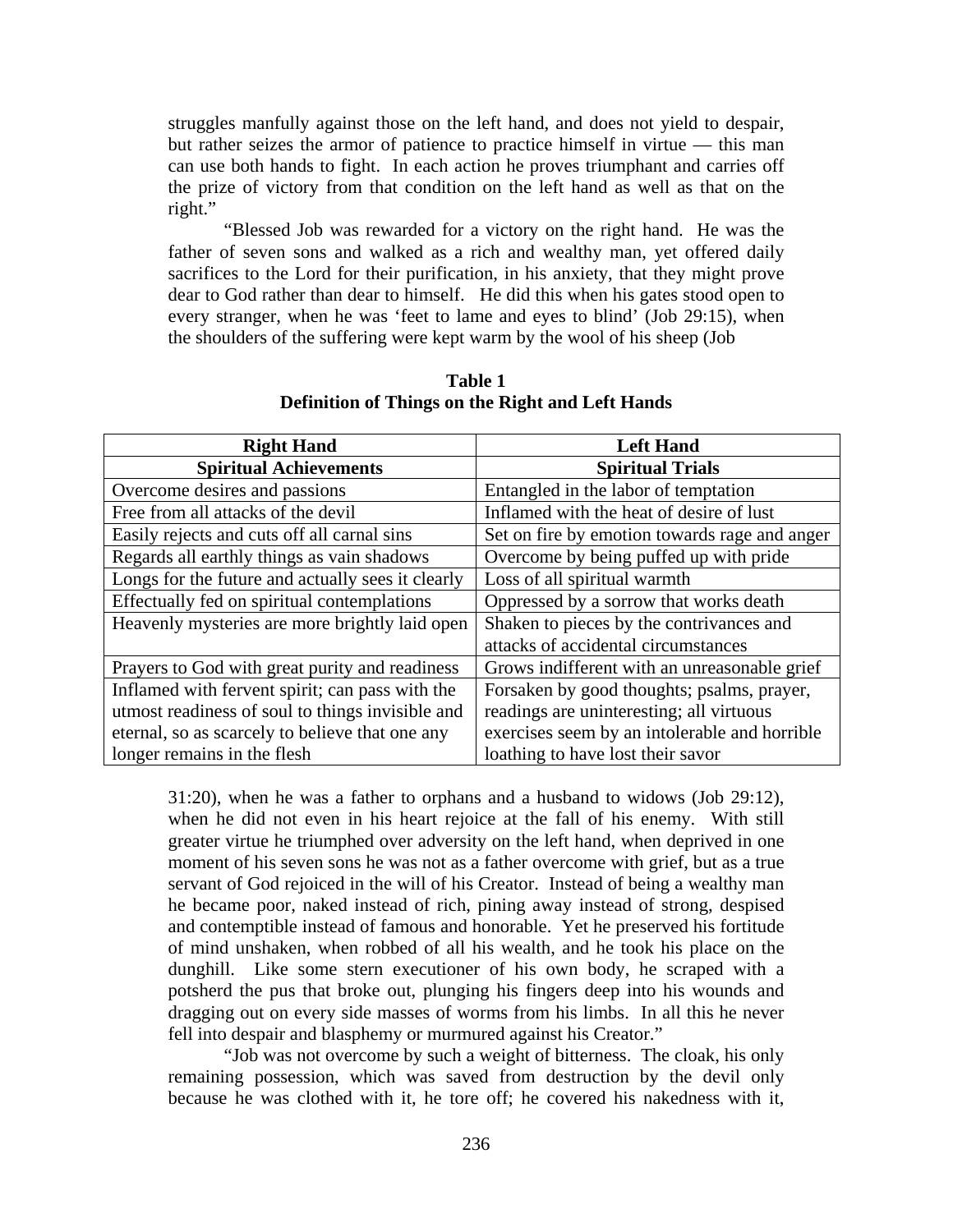struggles manfully against those on the left hand, and does not yield to despair, but rather seizes the armor of patience to practice himself in virtue — this man can use both hands to fight. In each action he proves triumphant and carries off the prize of victory from that condition on the left hand as well as that on the right."

"Blessed Job was rewarded for a victory on the right hand. He was the father of seven sons and walked as a rich and wealthy man, yet offered daily sacrifices to the Lord for their purification, in his anxiety, that they might prove dear to God rather than dear to himself. He did this when his gates stood open to every stranger, when he was 'feet to lame and eyes to blind' (Job 29:15), when the shoulders of the suffering were kept warm by the wool of his sheep (Job 31:20), when he was a father to orphans and a husband to widows (Job 29:12), when he did not even in his heart rejoice at the fall of his enemy. With still greater virtue he triumphed over adversity on the left hand, when deprived in one moment of his seven sons he was not as a father overcome with grief, but as a true servant of God rejoiced in the will of his Creator. Instead of being a wealthy man he became poor, naked instead of rich, pining away instead of strong, despised and contemptible instead of famous and honorable. Yet he preserved his fortitude of mind unshaken, when robbed of all his wealth, and he took his place on the dunghill. Like some stern executioner of his own body, he scraped with a potsherd the pus that broke out, plunging his fingers deep into his wounds and dragging out on every side masses of worms from his limbs. In all this he never fell into despair and blasphemy or murmured against his Creator."

**Table 1**
**Definition of Things on the Right and Left Hands**

| Right Hand | Left Hand |
|---|---|
| **Spiritual Achievements** | **Spiritual Trials** |
| Overcome desires and passions | Entangled in the labor of temptation |
| Free from all attacks of the devil | Inflamed with the heat of desire of lust |
| Easily rejects and cuts off all carnal sins | Set on fire by emotion towards rage and anger |
| Regards all earthly things as vain shadows | Overcome by being puffed up with pride |
| Longs for the future and actually sees it clearly | Loss of all spiritual warmth |
| Effectually fed on spiritual contemplations | Oppressed by a sorrow that works death |
| Heavenly mysteries are more brightly laid open | Shaken to pieces by the contrivances and attacks of accidental circumstances |
| Prayers to God with great purity and readiness | Grows indifferent with an unreasonable grief |
| Inflamed with fervent spirit; can pass with the utmost readiness of soul to things invisible and eternal, so as scarcely to believe that one any longer remains in the flesh | Forsaken by good thoughts; psalms, prayer, readings are uninteresting; all virtuous exercises seem by an intolerable and horrible loathing to have lost their savor |

"Job was not overcome by such a weight of bitterness. The cloak, his only remaining possession, which was saved from destruction by the devil only because he was clothed with it, he tore off; he covered his nakedness with it,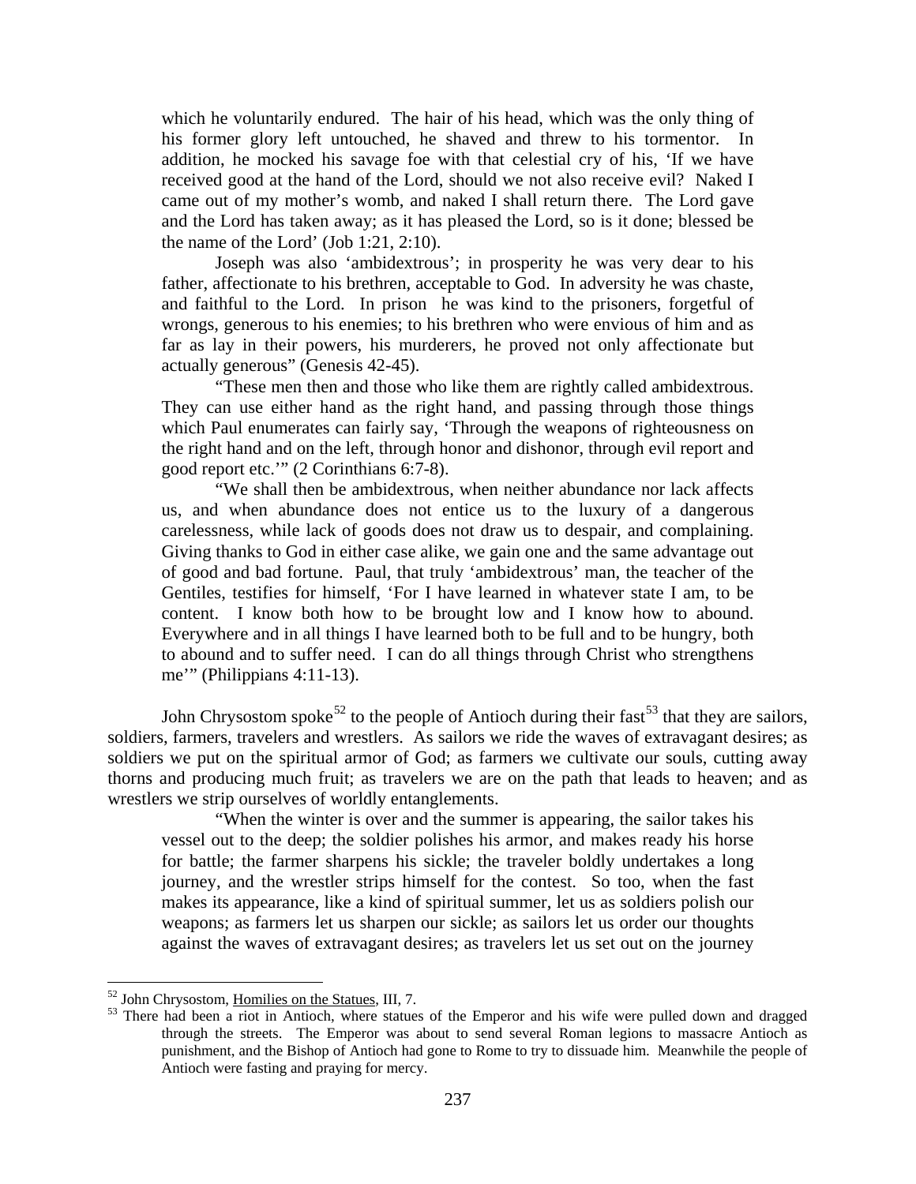which he voluntarily endured. The hair of his head, which was the only thing of his former glory left untouched, he shaved and threw to his tormentor. In addition, he mocked his savage foe with that celestial cry of his, 'If we have received good at the hand of the Lord, should we not also receive evil? Naked I came out of my mother's womb, and naked I shall return there. The Lord gave and the Lord has taken away; as it has pleased the Lord, so is it done; blessed be the name of the Lord' (Job 1:21, 2:10).

Joseph was also 'ambidextrous'; in prosperity he was very dear to his father, affectionate to his brethren, acceptable to God. In adversity he was chaste, and faithful to the Lord. In prison he was kind to the prisoners, forgetful of wrongs, generous to his enemies; to his brethren who were envious of him and as far as lay in their powers, his murderers, he proved not only affectionate but actually generous" (Genesis 42-45).

"These men then and those who like them are rightly called ambidextrous. They can use either hand as the right hand, and passing through those things which Paul enumerates can fairly say, 'Through the weapons of righteousness on the right hand and on the left, through honor and dishonor, through evil report and good report etc.'" (2 Corinthians 6:7-8).

"We shall then be ambidextrous, when neither abundance nor lack affects us, and when abundance does not entice us to the luxury of a dangerous carelessness, while lack of goods does not draw us to despair, and complaining. Giving thanks to God in either case alike, we gain one and the same advantage out of good and bad fortune. Paul, that truly 'ambidextrous' man, the teacher of the Gentiles, testifies for himself, 'For I have learned in whatever state I am, to be content. I know both how to be brought low and I know how to abound. Everywhere and in all things I have learned both to be full and to be hungry, both to abound and to suffer need. I can do all things through Christ who strengthens me'" (Philippians 4:11-13).

John Chrysostom spoke[52] to the people of Antioch during their fast[53] that they are sailors, soldiers, farmers, travelers and wrestlers. As sailors we ride the waves of extravagant desires; as soldiers we put on the spiritual armor of God; as farmers we cultivate our souls, cutting away thorns and producing much fruit; as travelers we are on the path that leads to heaven; and as wrestlers we strip ourselves of worldly entanglements.

"When the winter is over and the summer is appearing, the sailor takes his vessel out to the deep; the soldier polishes his armor, and makes ready his horse for battle; the farmer sharpens his sickle; the traveler boldly undertakes a long journey, and the wrestler strips himself for the contest. So too, when the fast makes its appearance, like a kind of spiritual summer, let us as soldiers polish our weapons; as farmers let us sharpen our sickle; as sailors let us order our thoughts against the waves of extravagant desires; as travelers let us set out on the journey

---

[52] John Chrysostom, Homilies on the Statues, III, 7.

[53] There had been a riot in Antioch, where statues of the Emperor and his wife were pulled down and dragged through the streets. The Emperor was about to send several Roman legions to massacre Antioch as punishment, and the Bishop of Antioch had gone to Rome to try to dissuade him. Meanwhile the people of Antioch were fasting and praying for mercy.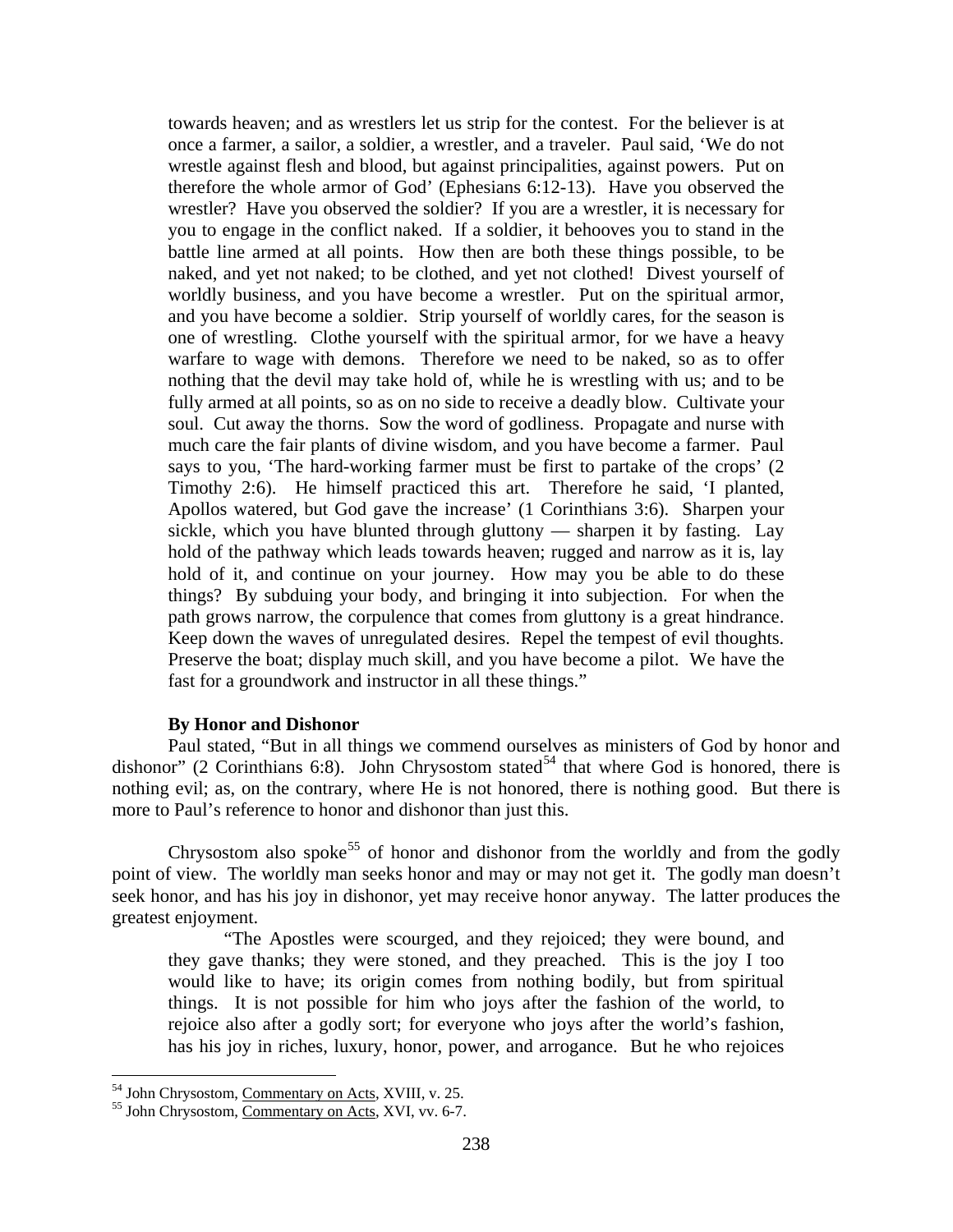> towards heaven; and as wrestlers let us strip for the contest. For the believer is at once a farmer, a sailor, a soldier, a wrestler, and a traveler. Paul said, 'We do not wrestle against flesh and blood, but against principalities, against powers. Put on therefore the whole armor of God' (Ephesians 6:12-13). Have you observed the wrestler? Have you observed the soldier? If you are a wrestler, it is necessary for you to engage in the conflict naked. If a soldier, it behooves you to stand in the battle line armed at all points. How then are both these things possible, to be naked, and yet not naked; to be clothed, and yet not clothed! Divest yourself of worldly business, and you have become a wrestler. Put on the spiritual armor, and you have become a soldier. Strip yourself of worldly cares, for the season is one of wrestling. Clothe yourself with the spiritual armor, for we have a heavy warfare to wage with demons. Therefore we need to be naked, so as to offer nothing that the devil may take hold of, while he is wrestling with us; and to be fully armed at all points, so as on no side to receive a deadly blow. Cultivate your soul. Cut away the thorns. Sow the word of godliness. Propagate and nurse with much care the fair plants of divine wisdom, and you have become a farmer. Paul says to you, 'The hard-working farmer must be first to partake of the crops' (2 Timothy 2:6). He himself practiced this art. Therefore he said, 'I planted, Apollos watered, but God gave the increase' (1 Corinthians 3:6). Sharpen your sickle, which you have blunted through gluttony — sharpen it by fasting. Lay hold of the pathway which leads towards heaven; rugged and narrow as it is, lay hold of it, and continue on your journey. How may you be able to do these things? By subduing your body, and bringing it into subjection. For when the path grows narrow, the corpulence that comes from gluttony is a great hindrance. Keep down the waves of unregulated desires. Repel the tempest of evil thoughts. Preserve the boat; display much skill, and you have become a pilot. We have the fast for a groundwork and instructor in all these things."

**By Honor and Dishonor**

Paul stated, "But in all things we commend ourselves as ministers of God by honor and dishonor" (2 Corinthians 6:8). John Chrysostom stated[54] that where God is honored, there is nothing evil; as, on the contrary, where He is not honored, there is nothing good. But there is more to Paul's reference to honor and dishonor than just this.

Chrysostom also spoke[55] of honor and dishonor from the worldly and from the godly point of view. The worldly man seeks honor and may or may not get it. The godly man doesn't seek honor, and has his joy in dishonor, yet may receive honor anyway. The latter produces the greatest enjoyment.

> "The Apostles were scourged, and they rejoiced; they were bound, and they gave thanks; they were stoned, and they preached. This is the joy I too would like to have; its origin comes from nothing bodily, but from spiritual things. It is not possible for him who joys after the fashion of the world, to rejoice also after a godly sort; for everyone who joys after the world's fashion, has his joy in riches, luxury, honor, power, and arrogance. But he who rejoices

---

[54] John Chrysostom, Commentary on Acts, XVIII, v. 25.

[55] John Chrysostom, Commentary on Acts, XVI, vv. 6-7.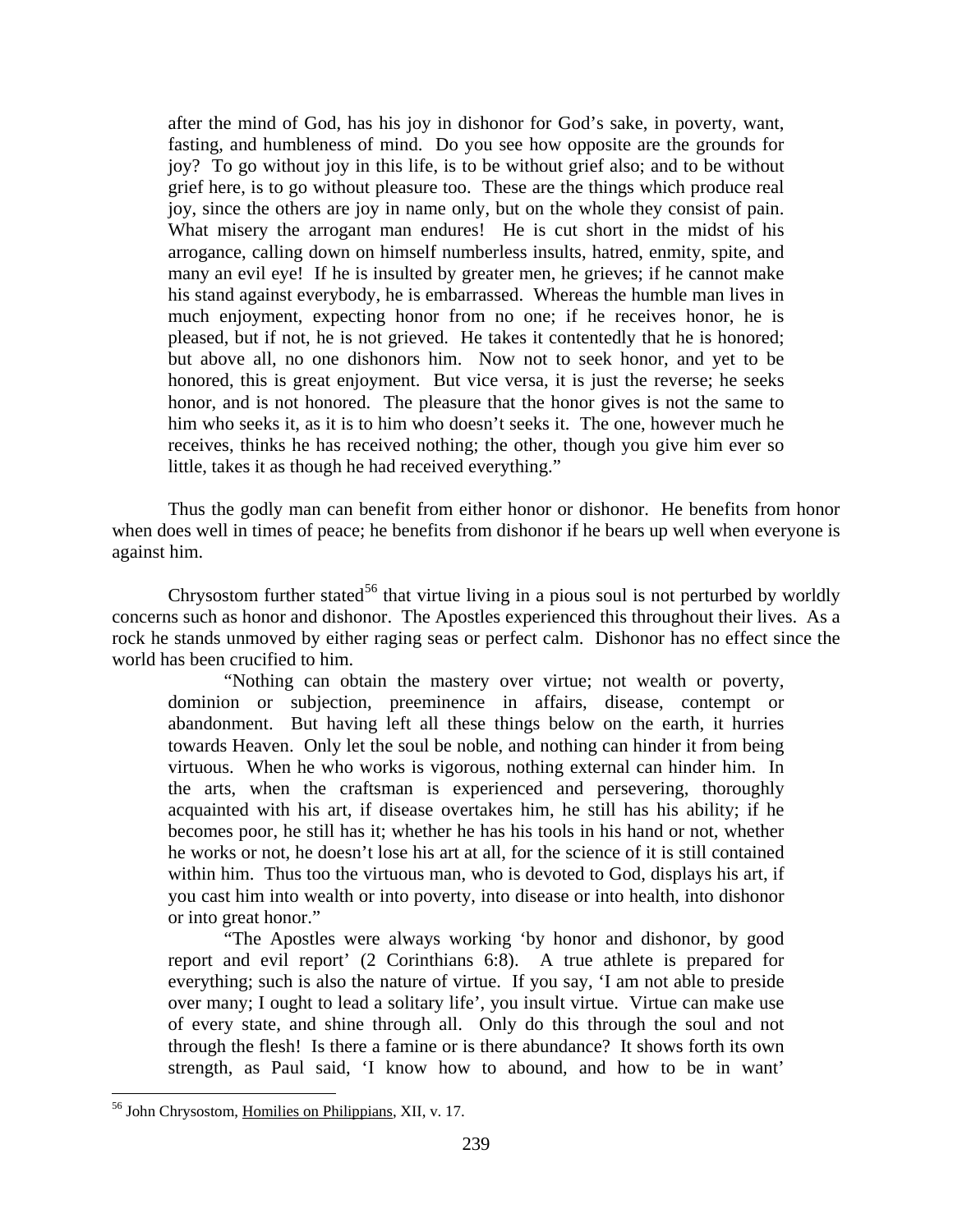after the mind of God, has his joy in dishonor for God's sake, in poverty, want, fasting, and humbleness of mind. Do you see how opposite are the grounds for joy? To go without joy in this life, is to be without grief also; and to be without grief here, is to go without pleasure too. These are the things which produce real joy, since the others are joy in name only, but on the whole they consist of pain. What misery the arrogant man endures! He is cut short in the midst of his arrogance, calling down on himself numberless insults, hatred, enmity, spite, and many an evil eye! If he is insulted by greater men, he grieves; if he cannot make his stand against everybody, he is embarrassed. Whereas the humble man lives in much enjoyment, expecting honor from no one; if he receives honor, he is pleased, but if not, he is not grieved. He takes it contentedly that he is honored; but above all, no one dishonors him. Now not to seek honor, and yet to be honored, this is great enjoyment. But vice versa, it is just the reverse; he seeks honor, and is not honored. The pleasure that the honor gives is not the same to him who seeks it, as it is to him who doesn't seeks it. The one, however much he receives, thinks he has received nothing; the other, though you give him ever so little, takes it as though he had received everything."

Thus the godly man can benefit from either honor or dishonor. He benefits from honor when does well in times of peace; he benefits from dishonor if he bears up well when everyone is against him.

Chrysostom further stated[56] that virtue living in a pious soul is not perturbed by worldly concerns such as honor and dishonor. The Apostles experienced this throughout their lives. As a rock he stands unmoved by either raging seas or perfect calm. Dishonor has no effect since the world has been crucified to him.

> "Nothing can obtain the mastery over virtue; not wealth or poverty, dominion or subjection, preeminence in affairs, disease, contempt or abandonment. But having left all these things below on the earth, it hurries towards Heaven. Only let the soul be noble, and nothing can hinder it from being virtuous. When he who works is vigorous, nothing external can hinder him. In the arts, when the craftsman is experienced and persevering, thoroughly acquainted with his art, if disease overtakes him, he still has his ability; if he becomes poor, he still has it; whether he has his tools in his hand or not, whether he works or not, he doesn't lose his art at all, for the science of it is still contained within him. Thus too the virtuous man, who is devoted to God, displays his art, if you cast him into wealth or into poverty, into disease or into health, into dishonor or into great honor."
>
> "The Apostles were always working 'by honor and dishonor, by good report and evil report' (2 Corinthians 6:8). A true athlete is prepared for everything; such is also the nature of virtue. If you say, 'I am not able to preside over many; I ought to lead a solitary life', you insult virtue. Virtue can make use of every state, and shine through all. Only do this through the soul and not through the flesh! Is there a famine or is there abundance? It shows forth its own strength, as Paul said, 'I know how to abound, and how to be in want'

[56] John Chrysostom, Homilies on Philippians, XII, v. 17.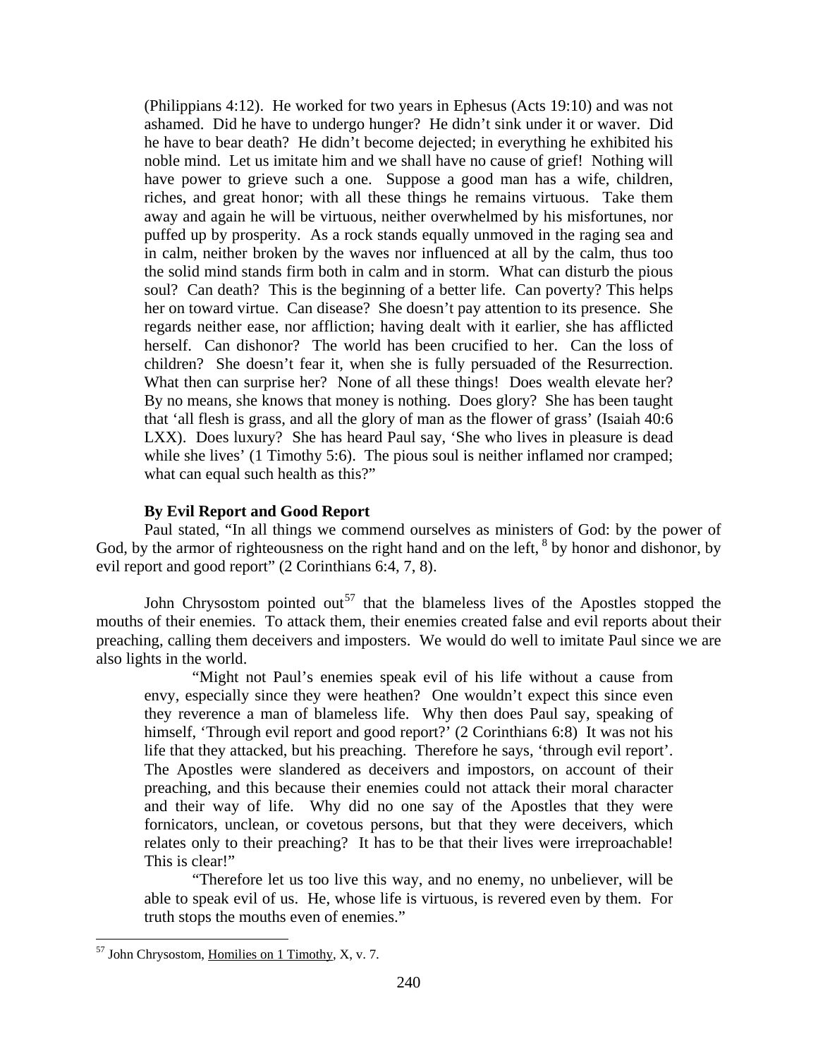(Philippians 4:12). He worked for two years in Ephesus (Acts 19:10) and was not ashamed. Did he have to undergo hunger? He didn't sink under it or waver. Did he have to bear death? He didn't become dejected; in everything he exhibited his noble mind. Let us imitate him and we shall have no cause of grief! Nothing will have power to grieve such a one. Suppose a good man has a wife, children, riches, and great honor; with all these things he remains virtuous. Take them away and again he will be virtuous, neither overwhelmed by his misfortunes, nor puffed up by prosperity. As a rock stands equally unmoved in the raging sea and in calm, neither broken by the waves nor influenced at all by the calm, thus too the solid mind stands firm both in calm and in storm. What can disturb the pious soul? Can death? This is the beginning of a better life. Can poverty? This helps her on toward virtue. Can disease? She doesn't pay attention to its presence. She regards neither ease, nor affliction; having dealt with it earlier, she has afflicted herself. Can dishonor? The world has been crucified to her. Can the loss of children? She doesn't fear it, when she is fully persuaded of the Resurrection. What then can surprise her? None of all these things! Does wealth elevate her? By no means, she knows that money is nothing. Does glory? She has been taught that 'all flesh is grass, and all the glory of man as the flower of grass' (Isaiah 40:6 LXX). Does luxury? She has heard Paul say, 'She who lives in pleasure is dead while she lives' (1 Timothy 5:6). The pious soul is neither inflamed nor cramped; what can equal such health as this?"

**By Evil Report and Good Report**

Paul stated, "In all things we commend ourselves as ministers of God: by the power of God, by the armor of righteousness on the right hand and on the left, [8] by honor and dishonor, by evil report and good report" (2 Corinthians 6:4, 7, 8).

John Chrysostom pointed out[57] that the blameless lives of the Apostles stopped the mouths of their enemies. To attack them, their enemies created false and evil reports about their preaching, calling them deceivers and imposters. We would do well to imitate Paul since we are also lights in the world.

> "Might not Paul's enemies speak evil of his life without a cause from envy, especially since they were heathen? One wouldn't expect this since even they reverence a man of blameless life. Why then does Paul say, speaking of himself, 'Through evil report and good report?' (2 Corinthians 6:8) It was not his life that they attacked, but his preaching. Therefore he says, 'through evil report'. The Apostles were slandered as deceivers and impostors, on account of their preaching, and this because their enemies could not attack their moral character and their way of life. Why did no one say of the Apostles that they were fornicators, unclean, or covetous persons, but that they were deceivers, which relates only to their preaching? It has to be that their lives were irreproachable! This is clear!"
>
> "Therefore let us too live this way, and no enemy, no unbeliever, will be able to speak evil of us. He, whose life is virtuous, is revered even by them. For truth stops the mouths even of enemies."

---

[57] John Chrysostom, Homilies on 1 Timothy, X, v. 7.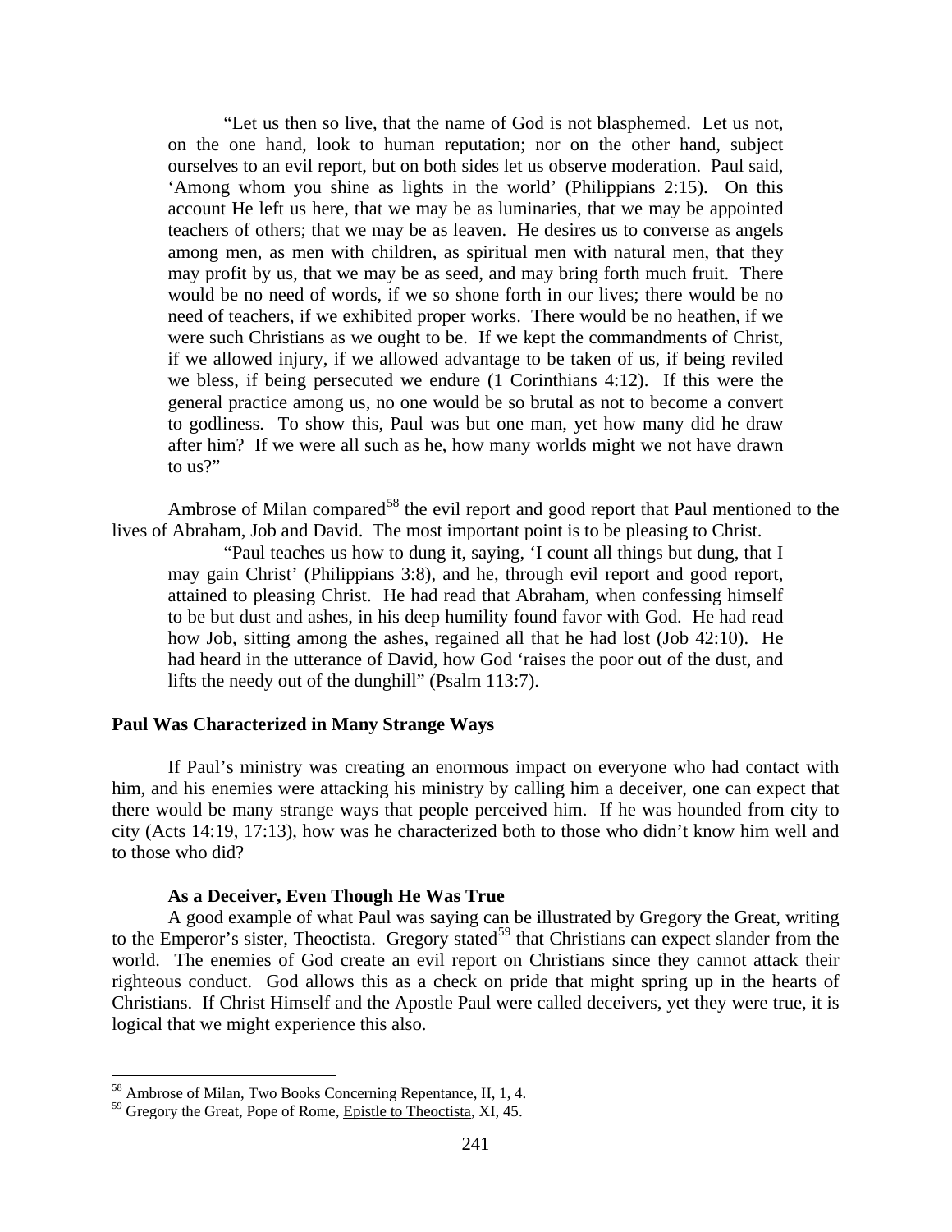"Let us then so live, that the name of God is not blasphemed. Let us not, on the one hand, look to human reputation; nor on the other hand, subject ourselves to an evil report, but on both sides let us observe moderation. Paul said, 'Among whom you shine as lights in the world' (Philippians 2:15). On this account He left us here, that we may be as luminaries, that we may be appointed teachers of others; that we may be as leaven. He desires us to converse as angels among men, as men with children, as spiritual men with natural men, that they may profit by us, that we may be as seed, and may bring forth much fruit. There would be no need of words, if we so shone forth in our lives; there would be no need of teachers, if we exhibited proper works. There would be no heathen, if we were such Christians as we ought to be. If we kept the commandments of Christ, if we allowed injury, if we allowed advantage to be taken of us, if being reviled we bless, if being persecuted we endure (1 Corinthians 4:12). If this were the general practice among us, no one would be so brutal as not to become a convert to godliness. To show this, Paul was but one man, yet how many did he draw after him? If we were all such as he, how many worlds might we not have drawn to us?"

Ambrose of Milan compared[58] the evil report and good report that Paul mentioned to the lives of Abraham, Job and David. The most important point is to be pleasing to Christ.

"Paul teaches us how to dung it, saying, 'I count all things but dung, that I may gain Christ' (Philippians 3:8), and he, through evil report and good report, attained to pleasing Christ. He had read that Abraham, when confessing himself to be but dust and ashes, in his deep humility found favor with God. He had read how Job, sitting among the ashes, regained all that he had lost (Job 42:10). He had heard in the utterance of David, how God 'raises the poor out of the dust, and lifts the needy out of the dunghill" (Psalm 113:7).

## Paul Was Characterized in Many Strange Ways

If Paul's ministry was creating an enormous impact on everyone who had contact with him, and his enemies were attacking his ministry by calling him a deceiver, one can expect that there would be many strange ways that people perceived him. If he was hounded from city to city (Acts 14:19, 17:13), how was he characterized both to those who didn't know him well and to those who did?

### As a Deceiver, Even Though He Was True

A good example of what Paul was saying can be illustrated by Gregory the Great, writing to the Emperor's sister, Theoctista. Gregory stated[59] that Christians can expect slander from the world. The enemies of God create an evil report on Christians since they cannot attack their righteous conduct. God allows this as a check on pride that might spring up in the hearts of Christians. If Christ Himself and the Apostle Paul were called deceivers, yet they were true, it is logical that we might experience this also.

---

[58] Ambrose of Milan, Two Books Concerning Repentance, II, 1, 4.

[59] Gregory the Great, Pope of Rome, Epistle to Theoctista, XI, 45.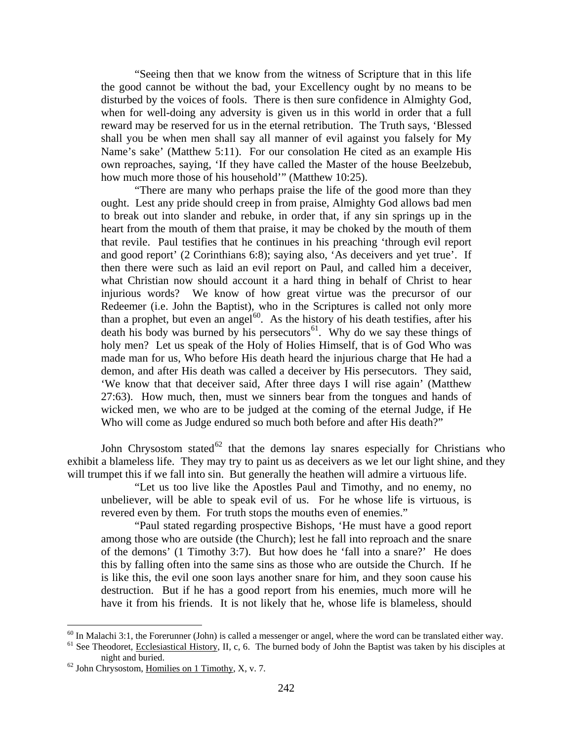"Seeing then that we know from the witness of Scripture that in this life the good cannot be without the bad, your Excellency ought by no means to be disturbed by the voices of fools. There is then sure confidence in Almighty God, when for well-doing any adversity is given us in this world in order that a full reward may be reserved for us in the eternal retribution. The Truth says, 'Blessed shall you be when men shall say all manner of evil against you falsely for My Name's sake' (Matthew 5:11). For our consolation He cited as an example His own reproaches, saying, 'If they have called the Master of the house Beelzebub, how much more those of his household'" (Matthew 10:25).

"There are many who perhaps praise the life of the good more than they ought. Lest any pride should creep in from praise, Almighty God allows bad men to break out into slander and rebuke, in order that, if any sin springs up in the heart from the mouth of them that praise, it may be choked by the mouth of them that revile. Paul testifies that he continues in his preaching 'through evil report and good report' (2 Corinthians 6:8); saying also, 'As deceivers and yet true'. If then there were such as laid an evil report on Paul, and called him a deceiver, what Christian now should account it a hard thing in behalf of Christ to hear injurious words? We know of how great virtue was the precursor of our Redeemer (i.e. John the Baptist), who in the Scriptures is called not only more than a prophet, but even an angel[60]. As the history of his death testifies, after his death his body was burned by his persecutors[61]. Why do we say these things of holy men? Let us speak of the Holy of Holies Himself, that is of God Who was made man for us, Who before His death heard the injurious charge that He had a demon, and after His death was called a deceiver by His persecutors. They said, 'We know that that deceiver said, After three days I will rise again' (Matthew 27:63). How much, then, must we sinners bear from the tongues and hands of wicked men, we who are to be judged at the coming of the eternal Judge, if He Who will come as Judge endured so much both before and after His death?"

John Chrysostom stated[62] that the demons lay snares especially for Christians who exhibit a blameless life. They may try to paint us as deceivers as we let our light shine, and they will trumpet this if we fall into sin. But generally the heathen will admire a virtuous life.

"Let us too live like the Apostles Paul and Timothy, and no enemy, no unbeliever, will be able to speak evil of us. For he whose life is virtuous, is revered even by them. For truth stops the mouths even of enemies."

"Paul stated regarding prospective Bishops, 'He must have a good report among those who are outside (the Church); lest he fall into reproach and the snare of the demons' (1 Timothy 3:7). But how does he 'fall into a snare?' He does this by falling often into the same sins as those who are outside the Church. If he is like this, the evil one soon lays another snare for him, and they soon cause his destruction. But if he has a good report from his enemies, much more will he have it from his friends. It is not likely that he, whose life is blameless, should

---

[60] In Malachi 3:1, the Forerunner (John) is called a messenger or angel, where the word can be translated either way.

[61] See Theodoret, Ecclesiastical History, II, c, 6. The burned body of John the Baptist was taken by his disciples at night and buried.

[62] John Chrysostom, Homilies on 1 Timothy, X, v. 7.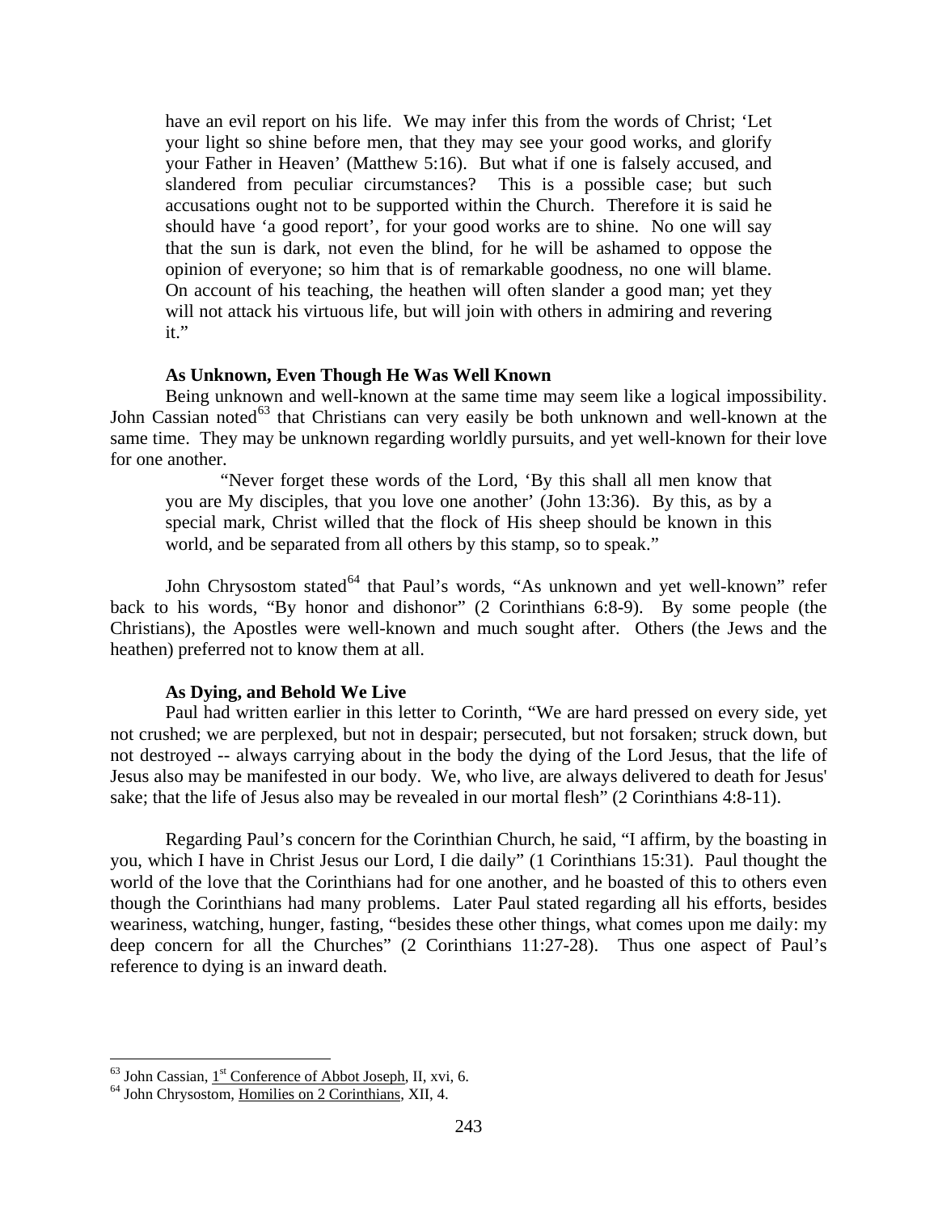> have an evil report on his life. We may infer this from the words of Christ; 'Let your light so shine before men, that they may see your good works, and glorify your Father in Heaven' (Matthew 5:16). But what if one is falsely accused, and slandered from peculiar circumstances? This is a possible case; but such accusations ought not to be supported within the Church. Therefore it is said he should have 'a good report', for your good works are to shine. No one will say that the sun is dark, not even the blind, for he will be ashamed to oppose the opinion of everyone; so him that is of remarkable goodness, no one will blame. On account of his teaching, the heathen will often slander a good man; yet they will not attack his virtuous life, but will join with others in admiring and revering it."

**As Unknown, Even Though He Was Well Known**

Being unknown and well-known at the same time may seem like a logical impossibility. John Cassian noted[63] that Christians can very easily be both unknown and well-known at the same time. They may be unknown regarding worldly pursuits, and yet well-known for their love for one another.

> "Never forget these words of the Lord, 'By this shall all men know that you are My disciples, that you love one another' (John 13:36). By this, as by a special mark, Christ willed that the flock of His sheep should be known in this world, and be separated from all others by this stamp, so to speak."

John Chrysostom stated[64] that Paul's words, "As unknown and yet well-known" refer back to his words, "By honor and dishonor" (2 Corinthians 6:8-9). By some people (the Christians), the Apostles were well-known and much sought after. Others (the Jews and the heathen) preferred not to know them at all.

**As Dying, and Behold We Live**

Paul had written earlier in this letter to Corinth, "We are hard pressed on every side, yet not crushed; we are perplexed, but not in despair; persecuted, but not forsaken; struck down, but not destroyed -- always carrying about in the body the dying of the Lord Jesus, that the life of Jesus also may be manifested in our body. We, who live, are always delivered to death for Jesus' sake; that the life of Jesus also may be revealed in our mortal flesh" (2 Corinthians 4:8-11).

Regarding Paul's concern for the Corinthian Church, he said, "I affirm, by the boasting in you, which I have in Christ Jesus our Lord, I die daily" (1 Corinthians 15:31). Paul thought the world of the love that the Corinthians had for one another, and he boasted of this to others even though the Corinthians had many problems. Later Paul stated regarding all his efforts, besides weariness, watching, hunger, fasting, "besides these other things, what comes upon me daily: my deep concern for all the Churches" (2 Corinthians 11:27-28). Thus one aspect of Paul's reference to dying is an inward death.

---

[63] John Cassian, 1st Conference of Abbot Joseph, II, xvi, 6.

[64] John Chrysostom, Homilies on 2 Corinthians, XII, 4.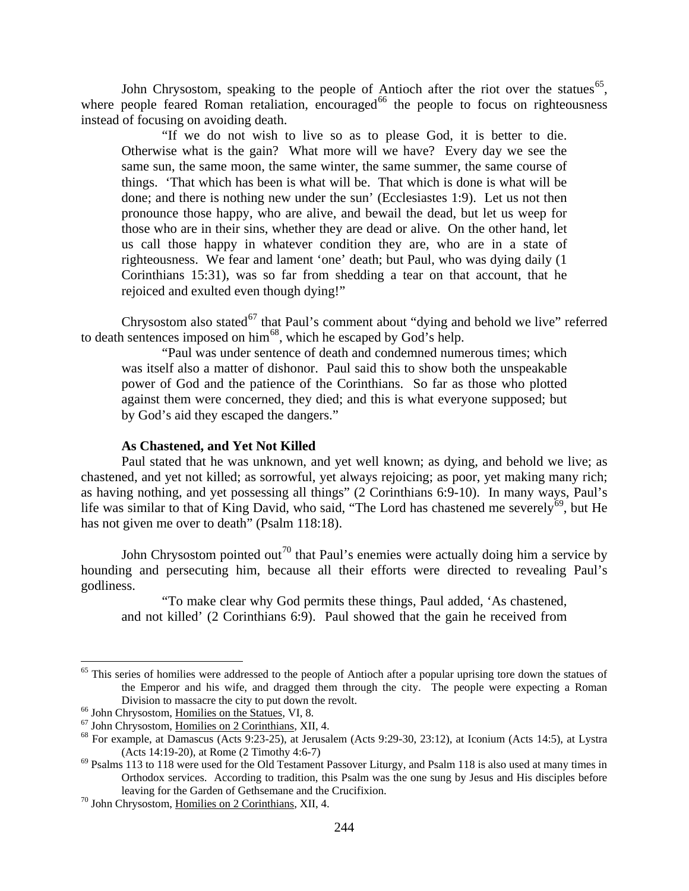John Chrysostom, speaking to the people of Antioch after the riot over the statues[65], where people feared Roman retaliation, encouraged[66] the people to focus on righteousness instead of focusing on avoiding death.

> "If we do not wish to live so as to please God, it is better to die. Otherwise what is the gain? What more will we have? Every day we see the same sun, the same moon, the same winter, the same summer, the same course of things. 'That which has been is what will be. That which is done is what will be done; and there is nothing new under the sun' (Ecclesiastes 1:9). Let us not then pronounce those happy, who are alive, and bewail the dead, but let us weep for those who are in their sins, whether they are dead or alive. On the other hand, let us call those happy in whatever condition they are, who are in a state of righteousness. We fear and lament 'one' death; but Paul, who was dying daily (1 Corinthians 15:31), was so far from shedding a tear on that account, that he rejoiced and exulted even though dying!"

Chrysostom also stated[67] that Paul's comment about "dying and behold we live" referred to death sentences imposed on him[68], which he escaped by God's help.

> "Paul was under sentence of death and condemned numerous times; which was itself also a matter of dishonor. Paul said this to show both the unspeakable power of God and the patience of the Corinthians. So far as those who plotted against them were concerned, they died; and this is what everyone supposed; but by God's aid they escaped the dangers."

### As Chastened, and Yet Not Killed

Paul stated that he was unknown, and yet well known; as dying, and behold we live; as chastened, and yet not killed; as sorrowful, yet always rejoicing; as poor, yet making many rich; as having nothing, and yet possessing all things" (2 Corinthians 6:9-10). In many ways, Paul's life was similar to that of King David, who said, "The Lord has chastened me severely[69], but He has not given me over to death" (Psalm 118:18).

John Chrysostom pointed out[70] that Paul's enemies were actually doing him a service by hounding and persecuting him, because all their efforts were directed to revealing Paul's godliness.

> "To make clear why God permits these things, Paul added, 'As chastened, and not killed' (2 Corinthians 6:9). Paul showed that the gain he received from

---

[65] This series of homilies were addressed to the people of Antioch after a popular uprising tore down the statues of the Emperor and his wife, and dragged them through the city. The people were expecting a Roman Division to massacre the city to put down the revolt.

[66] John Chrysostom, Homilies on the Statues, VI, 8.

[67] John Chrysostom, Homilies on 2 Corinthians, XII, 4.

[68] For example, at Damascus (Acts 9:23-25), at Jerusalem (Acts 9:29-30, 23:12), at Iconium (Acts 14:5), at Lystra (Acts 14:19-20), at Rome (2 Timothy 4:6-7)

[69] Psalms 113 to 118 were used for the Old Testament Passover Liturgy, and Psalm 118 is also used at many times in Orthodox services. According to tradition, this Psalm was the one sung by Jesus and His disciples before leaving for the Garden of Gethsemane and the Crucifixion.

[70] John Chrysostom, Homilies on 2 Corinthians, XII, 4.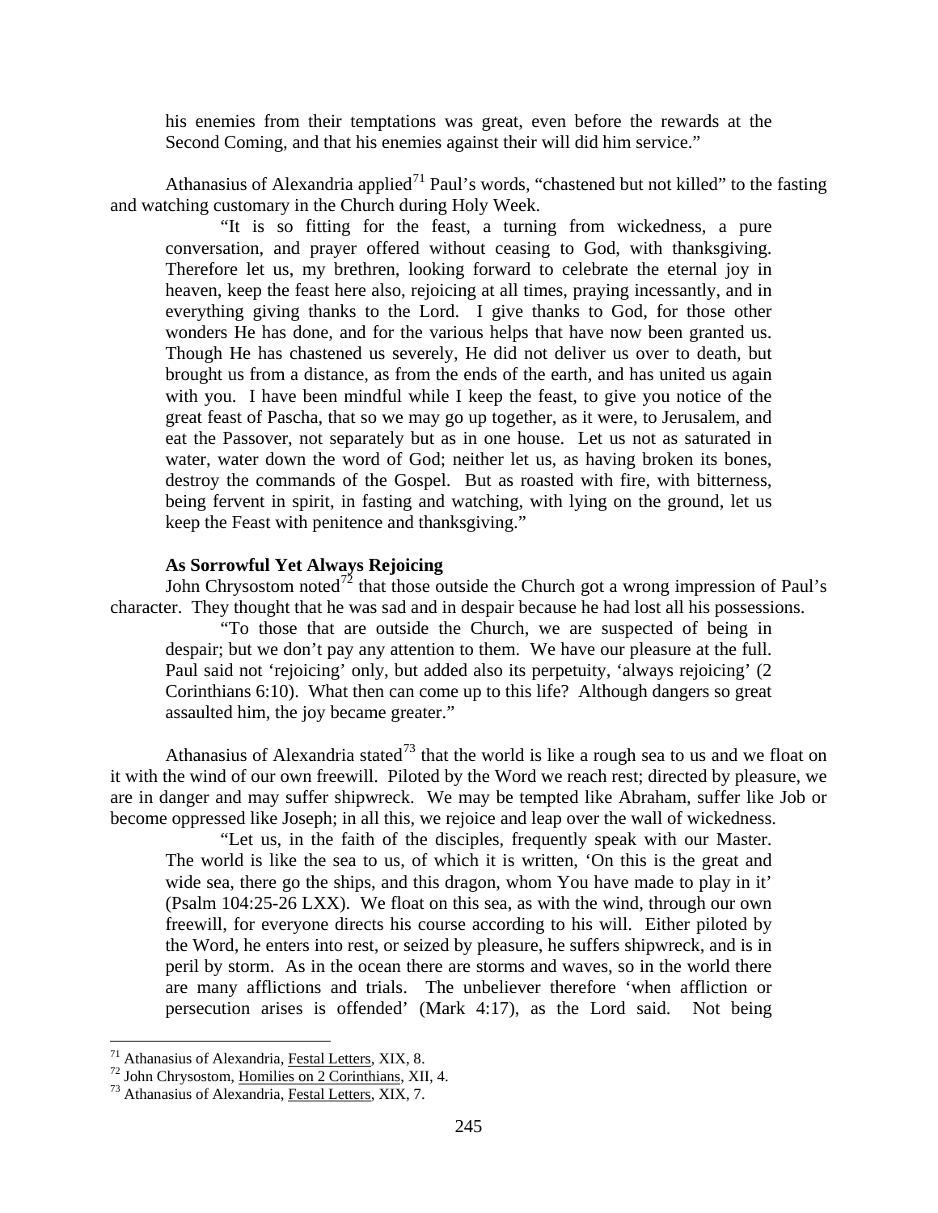his enemies from their temptations was great, even before the rewards at the Second Coming, and that his enemies against their will did him service."

Athanasius of Alexandria applied[71] Paul's words, "chastened but not killed" to the fasting and watching customary in the Church during Holy Week.

> "It is so fitting for the feast, a turning from wickedness, a pure conversation, and prayer offered without ceasing to God, with thanksgiving. Therefore let us, my brethren, looking forward to celebrate the eternal joy in heaven, keep the feast here also, rejoicing at all times, praying incessantly, and in everything giving thanks to the Lord. I give thanks to God, for those other wonders He has done, and for the various helps that have now been granted us. Though He has chastened us severely, He did not deliver us over to death, but brought us from a distance, as from the ends of the earth, and has united us again with you. I have been mindful while I keep the feast, to give you notice of the great feast of Pascha, that so we may go up together, as it were, to Jerusalem, and eat the Passover, not separately but as in one house. Let us not as saturated in water, water down the word of God; neither let us, as having broken its bones, destroy the commands of the Gospel. But as roasted with fire, with bitterness, being fervent in spirit, in fasting and watching, with lying on the ground, let us keep the Feast with penitence and thanksgiving."

### As Sorrowful Yet Always Rejoicing

John Chrysostom noted[72] that those outside the Church got a wrong impression of Paul's character. They thought that he was sad and in despair because he had lost all his possessions.

> "To those that are outside the Church, we are suspected of being in despair; but we don't pay any attention to them. We have our pleasure at the full. Paul said not 'rejoicing' only, but added also its perpetuity, 'always rejoicing' (2 Corinthians 6:10). What then can come up to this life? Although dangers so great assaulted him, the joy became greater."

Athanasius of Alexandria stated[73] that the world is like a rough sea to us and we float on it with the wind of our own freewill. Piloted by the Word we reach rest; directed by pleasure, we are in danger and may suffer shipwreck. We may be tempted like Abraham, suffer like Job or become oppressed like Joseph; in all this, we rejoice and leap over the wall of wickedness.

> "Let us, in the faith of the disciples, frequently speak with our Master. The world is like the sea to us, of which it is written, 'On this is the great and wide sea, there go the ships, and this dragon, whom You have made to play in it' (Psalm 104:25-26 LXX). We float on this sea, as with the wind, through our own freewill, for everyone directs his course according to his will. Either piloted by the Word, he enters into rest, or seized by pleasure, he suffers shipwreck, and is in peril by storm. As in the ocean there are storms and waves, so in the world there are many afflictions and trials. The unbeliever therefore 'when affliction or persecution arises is offended' (Mark 4:17), as the Lord said. Not being

---

[71] Athanasius of Alexandria, Festal Letters, XIX, 8.
[72] John Chrysostom, Homilies on 2 Corinthians, XII, 4.
[73] Athanasius of Alexandria, Festal Letters, XIX, 7.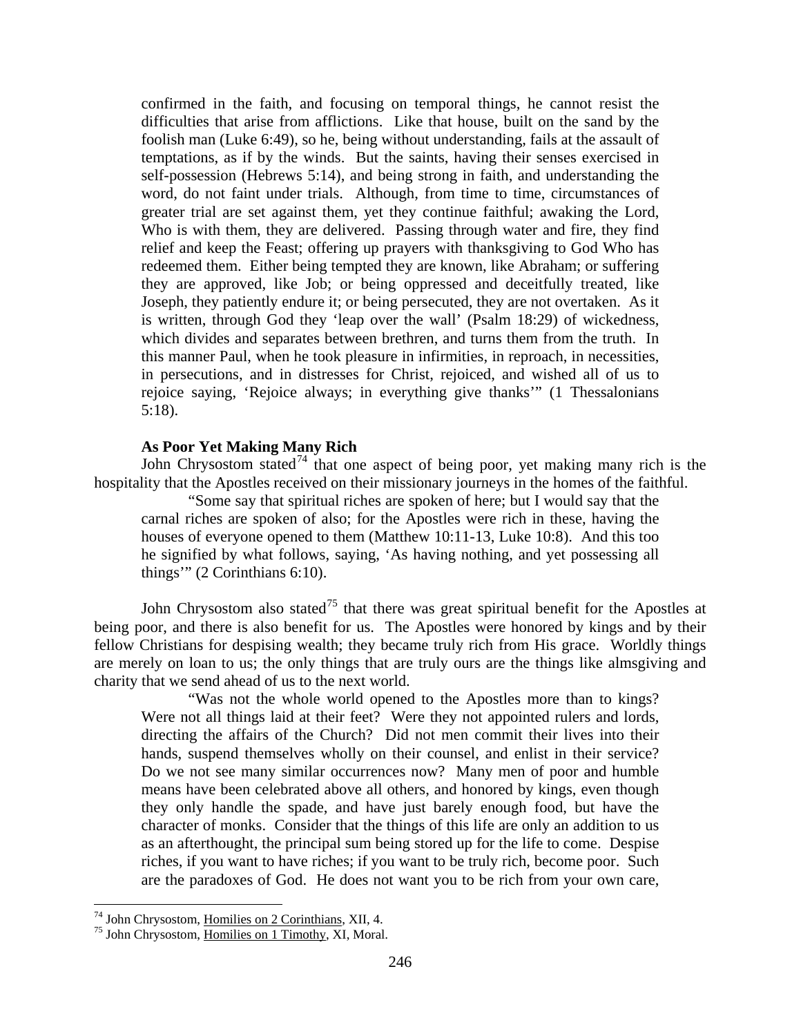> confirmed in the faith, and focusing on temporal things, he cannot resist the difficulties that arise from afflictions. Like that house, built on the sand by the foolish man (Luke 6:49), so he, being without understanding, fails at the assault of temptations, as if by the winds. But the saints, having their senses exercised in self-possession (Hebrews 5:14), and being strong in faith, and understanding the word, do not faint under trials. Although, from time to time, circumstances of greater trial are set against them, yet they continue faithful; awaking the Lord, Who is with them, they are delivered. Passing through water and fire, they find relief and keep the Feast; offering up prayers with thanksgiving to God Who has redeemed them. Either being tempted they are known, like Abraham; or suffering they are approved, like Job; or being oppressed and deceitfully treated, like Joseph, they patiently endure it; or being persecuted, they are not overtaken. As it is written, through God they 'leap over the wall' (Psalm 18:29) of wickedness, which divides and separates between brethren, and turns them from the truth. In this manner Paul, when he took pleasure in infirmities, in reproach, in necessities, in persecutions, and in distresses for Christ, rejoiced, and wished all of us to rejoice saying, 'Rejoice always; in everything give thanks'" (1 Thessalonians 5:18).

**As Poor Yet Making Many Rich**

John Chrysostom stated[74] that one aspect of being poor, yet making many rich is the hospitality that the Apostles received on their missionary journeys in the homes of the faithful.

> "Some say that spiritual riches are spoken of here; but I would say that the carnal riches are spoken of also; for the Apostles were rich in these, having the houses of everyone opened to them (Matthew 10:11-13, Luke 10:8). And this too he signified by what follows, saying, 'As having nothing, and yet possessing all things'" (2 Corinthians 6:10).

John Chrysostom also stated[75] that there was great spiritual benefit for the Apostles at being poor, and there is also benefit for us. The Apostles were honored by kings and by their fellow Christians for despising wealth; they became truly rich from His grace. Worldly things are merely on loan to us; the only things that are truly ours are the things like almsgiving and charity that we send ahead of us to the next world.

> "Was not the whole world opened to the Apostles more than to kings? Were not all things laid at their feet? Were they not appointed rulers and lords, directing the affairs of the Church? Did not men commit their lives into their hands, suspend themselves wholly on their counsel, and enlist in their service? Do we not see many similar occurrences now? Many men of poor and humble means have been celebrated above all others, and honored by kings, even though they only handle the spade, and have just barely enough food, but have the character of monks. Consider that the things of this life are only an addition to us as an afterthought, the principal sum being stored up for the life to come. Despise riches, if you want to have riches; if you want to be truly rich, become poor. Such are the paradoxes of God. He does not want you to be rich from your own care,

---

[74] John Chrysostom, Homilies on 2 Corinthians, XII, 4.

[75] John Chrysostom, Homilies on 1 Timothy, XI, Moral.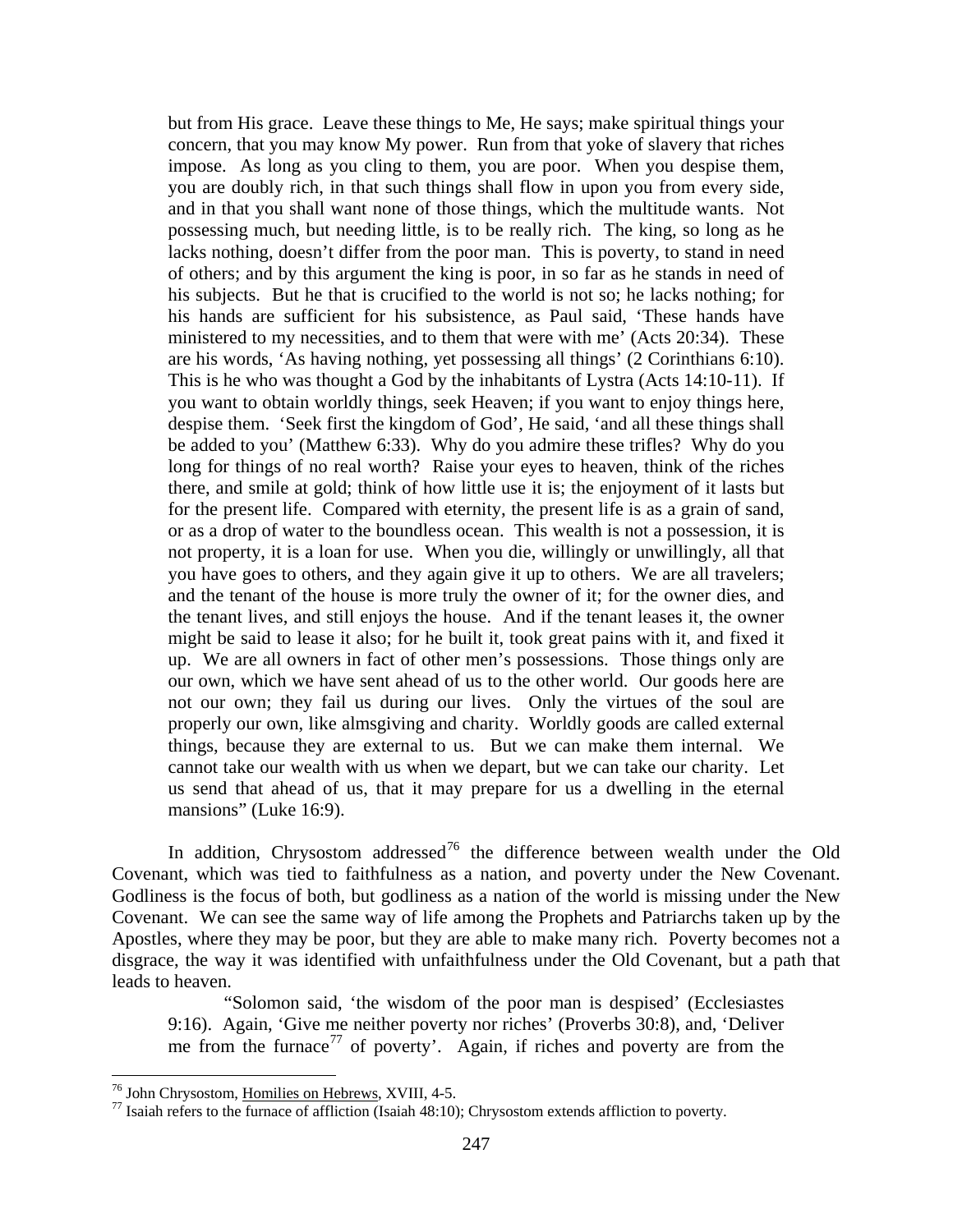> but from His grace. Leave these things to Me, He says; make spiritual things your concern, that you may know My power. Run from that yoke of slavery that riches impose. As long as you cling to them, you are poor. When you despise them, you are doubly rich, in that such things shall flow in upon you from every side, and in that you shall want none of those things, which the multitude wants. Not possessing much, but needing little, is to be really rich. The king, so long as he lacks nothing, doesn't differ from the poor man. This is poverty, to stand in need of others; and by this argument the king is poor, in so far as he stands in need of his subjects. But he that is crucified to the world is not so; he lacks nothing; for his hands are sufficient for his subsistence, as Paul said, 'These hands have ministered to my necessities, and to them that were with me' (Acts 20:34). These are his words, 'As having nothing, yet possessing all things' (2 Corinthians 6:10). This is he who was thought a God by the inhabitants of Lystra (Acts 14:10-11). If you want to obtain worldly things, seek Heaven; if you want to enjoy things here, despise them. 'Seek first the kingdom of God', He said, 'and all these things shall be added to you' (Matthew 6:33). Why do you admire these trifles? Why do you long for things of no real worth? Raise your eyes to heaven, think of the riches there, and smile at gold; think of how little use it is; the enjoyment of it lasts but for the present life. Compared with eternity, the present life is as a grain of sand, or as a drop of water to the boundless ocean. This wealth is not a possession, it is not property, it is a loan for use. When you die, willingly or unwillingly, all that you have goes to others, and they again give it up to others. We are all travelers; and the tenant of the house is more truly the owner of it; for the owner dies, and the tenant lives, and still enjoys the house. And if the tenant leases it, the owner might be said to lease it also; for he built it, took great pains with it, and fixed it up. We are all owners in fact of other men's possessions. Those things only are our own, which we have sent ahead of us to the other world. Our goods here are not our own; they fail us during our lives. Only the virtues of the soul are properly our own, like almsgiving and charity. Worldly goods are called external things, because they are external to us. But we can make them internal. We cannot take our wealth with us when we depart, but we can take our charity. Let us send that ahead of us, that it may prepare for us a dwelling in the eternal mansions" (Luke 16:9).

In addition, Chrysostom addressed[76] the difference between wealth under the Old Covenant, which was tied to faithfulness as a nation, and poverty under the New Covenant. Godliness is the focus of both, but godliness as a nation of the world is missing under the New Covenant. We can see the same way of life among the Prophets and Patriarchs taken up by the Apostles, where they may be poor, but they are able to make many rich. Poverty becomes not a disgrace, the way it was identified with unfaithfulness under the Old Covenant, but a path that leads to heaven.

> "Solomon said, 'the wisdom of the poor man is despised' (Ecclesiastes 9:16). Again, 'Give me neither poverty nor riches' (Proverbs 30:8), and, 'Deliver me from the furnace[77] of poverty'. Again, if riches and poverty are from the

---

[76] John Chrysostom, Homilies on Hebrews, XVIII, 4-5.

[77] Isaiah refers to the furnace of affliction (Isaiah 48:10); Chrysostom extends affliction to poverty.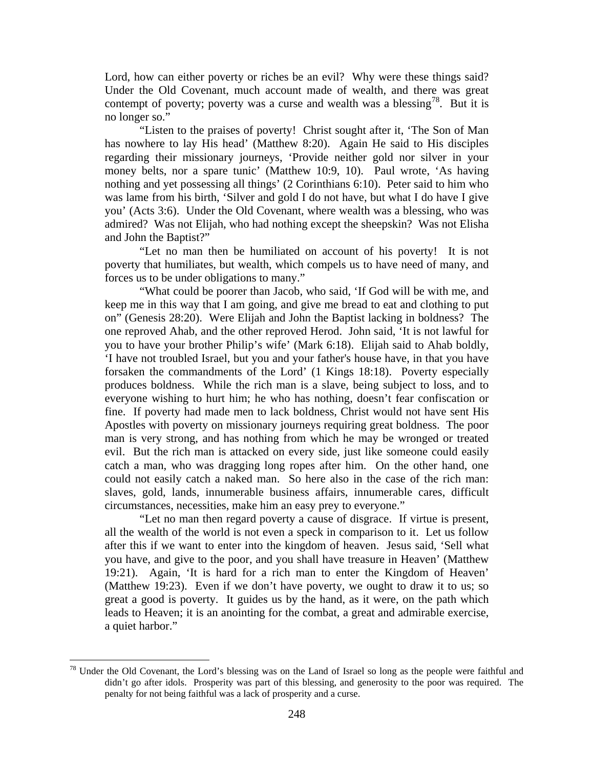Lord, how can either poverty or riches be an evil? Why were these things said? Under the Old Covenant, much account made of wealth, and there was great contempt of poverty; poverty was a curse and wealth was a blessing[78]. But it is no longer so."

"Listen to the praises of poverty! Christ sought after it, 'The Son of Man has nowhere to lay His head' (Matthew 8:20). Again He said to His disciples regarding their missionary journeys, 'Provide neither gold nor silver in your money belts, nor a spare tunic' (Matthew 10:9, 10). Paul wrote, 'As having nothing and yet possessing all things' (2 Corinthians 6:10). Peter said to him who was lame from his birth, 'Silver and gold I do not have, but what I do have I give you' (Acts 3:6). Under the Old Covenant, where wealth was a blessing, who was admired? Was not Elijah, who had nothing except the sheepskin? Was not Elisha and John the Baptist?"

"Let no man then be humiliated on account of his poverty! It is not poverty that humiliates, but wealth, which compels us to have need of many, and forces us to be under obligations to many."

"What could be poorer than Jacob, who said, 'If God will be with me, and keep me in this way that I am going, and give me bread to eat and clothing to put on" (Genesis 28:20). Were Elijah and John the Baptist lacking in boldness? The one reproved Ahab, and the other reproved Herod. John said, 'It is not lawful for you to have your brother Philip's wife' (Mark 6:18). Elijah said to Ahab boldly, 'I have not troubled Israel, but you and your father's house have, in that you have forsaken the commandments of the Lord' (1 Kings 18:18). Poverty especially produces boldness. While the rich man is a slave, being subject to loss, and to everyone wishing to hurt him; he who has nothing, doesn't fear confiscation or fine. If poverty had made men to lack boldness, Christ would not have sent His Apostles with poverty on missionary journeys requiring great boldness. The poor man is very strong, and has nothing from which he may be wronged or treated evil. But the rich man is attacked on every side, just like someone could easily catch a man, who was dragging long ropes after him. On the other hand, one could not easily catch a naked man. So here also in the case of the rich man: slaves, gold, lands, innumerable business affairs, innumerable cares, difficult circumstances, necessities, make him an easy prey to everyone."

"Let no man then regard poverty a cause of disgrace. If virtue is present, all the wealth of the world is not even a speck in comparison to it. Let us follow after this if we want to enter into the kingdom of heaven. Jesus said, 'Sell what you have, and give to the poor, and you shall have treasure in Heaven' (Matthew 19:21). Again, 'It is hard for a rich man to enter the Kingdom of Heaven' (Matthew 19:23). Even if we don't have poverty, we ought to draw it to us; so great a good is poverty. It guides us by the hand, as it were, on the path which leads to Heaven; it is an anointing for the combat, a great and admirable exercise, a quiet harbor."

---

[78] Under the Old Covenant, the Lord's blessing was on the Land of Israel so long as the people were faithful and didn't go after idols. Prosperity was part of this blessing, and generosity to the poor was required. The penalty for not being faithful was a lack of prosperity and a curse.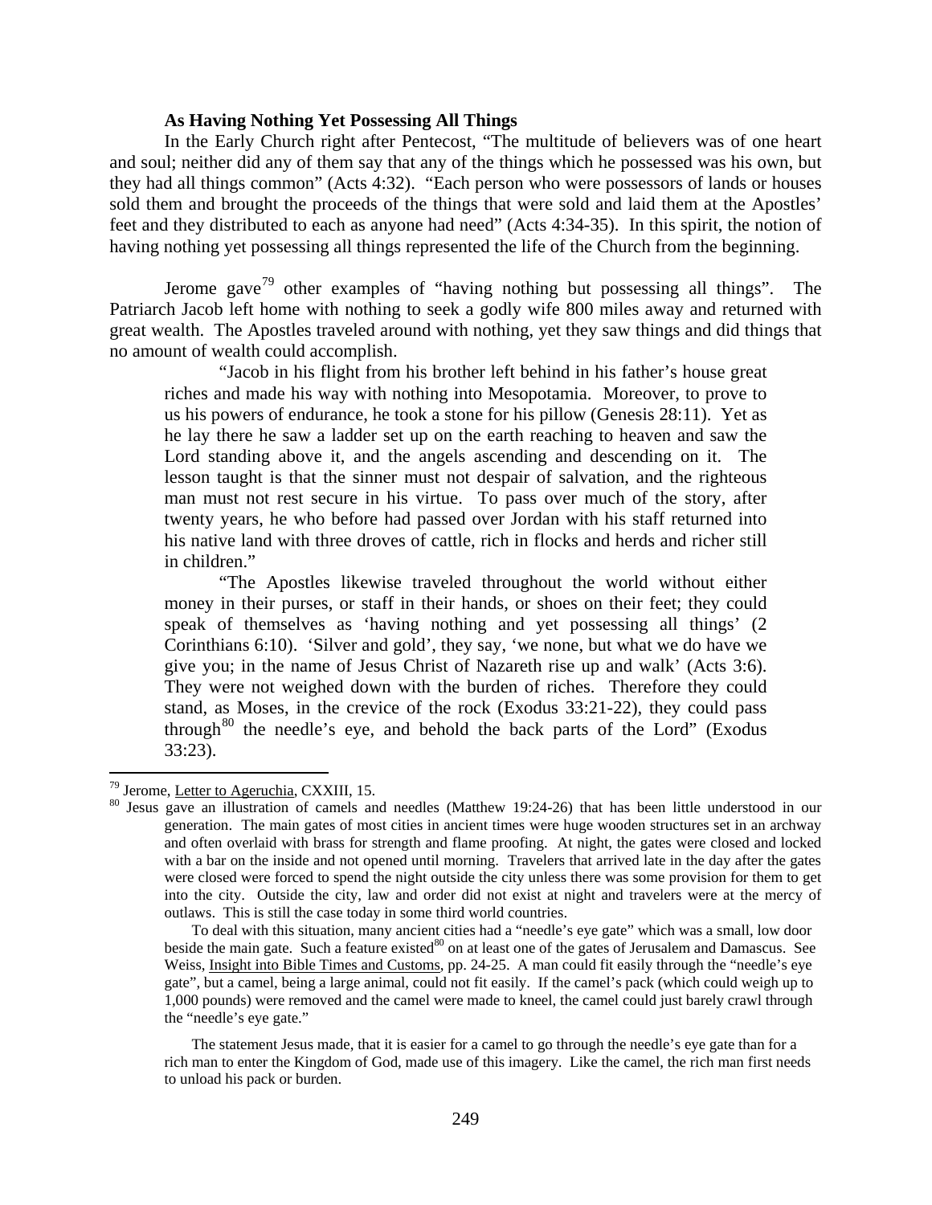### As Having Nothing Yet Possessing All Things

In the Early Church right after Pentecost, "The multitude of believers was of one heart and soul; neither did any of them say that any of the things which he possessed was his own, but they had all things common" (Acts 4:32). "Each person who were possessors of lands or houses sold them and brought the proceeds of the things that were sold and laid them at the Apostles' feet and they distributed to each as anyone had need" (Acts 4:34-35). In this spirit, the notion of having nothing yet possessing all things represented the life of the Church from the beginning.

Jerome gave[79] other examples of "having nothing but possessing all things". The Patriarch Jacob left home with nothing to seek a godly wife 800 miles away and returned with great wealth. The Apostles traveled around with nothing, yet they saw things and did things that no amount of wealth could accomplish.

> "Jacob in his flight from his brother left behind in his father's house great riches and made his way with nothing into Mesopotamia. Moreover, to prove to us his powers of endurance, he took a stone for his pillow (Genesis 28:11). Yet as he lay there he saw a ladder set up on the earth reaching to heaven and saw the Lord standing above it, and the angels ascending and descending on it. The lesson taught is that the sinner must not despair of salvation, and the righteous man must not rest secure in his virtue. To pass over much of the story, after twenty years, he who before had passed over Jordan with his staff returned into his native land with three droves of cattle, rich in flocks and herds and richer still in children."
>
> "The Apostles likewise traveled throughout the world without either money in their purses, or staff in their hands, or shoes on their feet; they could speak of themselves as 'having nothing and yet possessing all things' (2 Corinthians 6:10). 'Silver and gold', they say, 'we none, but what we do have we give you; in the name of Jesus Christ of Nazareth rise up and walk' (Acts 3:6). They were not weighed down with the burden of riches. Therefore they could stand, as Moses, in the crevice of the rock (Exodus 33:21-22), they could pass through[80] the needle's eye, and behold the back parts of the Lord" (Exodus 33:23).

---

[79] Jerome, Letter to Ageruchia, CXXIII, 15.

[80] Jesus gave an illustration of camels and needles (Matthew 19:24-26) that has been little understood in our generation. The main gates of most cities in ancient times were huge wooden structures set in an archway and often overlaid with brass for strength and flame proofing. At night, the gates were closed and locked with a bar on the inside and not opened until morning. Travelers that arrived late in the day after the gates were closed were forced to spend the night outside the city unless there was some provision for them to get into the city. Outside the city, law and order did not exist at night and travelers were at the mercy of outlaws. This is still the case today in some third world countries.

To deal with this situation, many ancient cities had a "needle's eye gate" which was a small, low door beside the main gate. Such a feature existed[80] on at least one of the gates of Jerusalem and Damascus. See Weiss, Insight into Bible Times and Customs, pp. 24-25. A man could fit easily through the "needle's eye gate", but a camel, being a large animal, could not fit easily. If the camel's pack (which could weigh up to 1,000 pounds) were removed and the camel were made to kneel, the camel could just barely crawl through the "needle's eye gate."

The statement Jesus made, that it is easier for a camel to go through the needle's eye gate than for a rich man to enter the Kingdom of God, made use of this imagery. Like the camel, the rich man first needs to unload his pack or burden.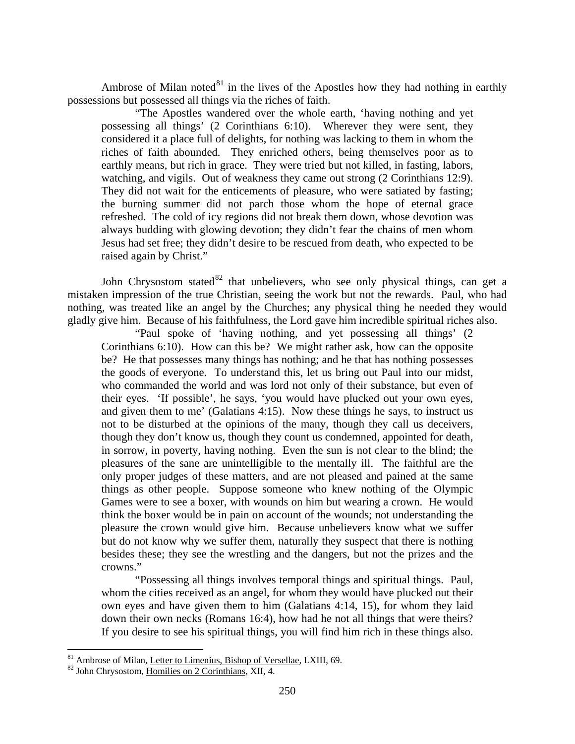Ambrose of Milan noted[81] in the lives of the Apostles how they had nothing in earthly possessions but possessed all things via the riches of faith.

> "The Apostles wandered over the whole earth, 'having nothing and yet possessing all things' (2 Corinthians 6:10). Wherever they were sent, they considered it a place full of delights, for nothing was lacking to them in whom the riches of faith abounded. They enriched others, being themselves poor as to earthly means, but rich in grace. They were tried but not killed, in fasting, labors, watching, and vigils. Out of weakness they came out strong (2 Corinthians 12:9). They did not wait for the enticements of pleasure, who were satiated by fasting; the burning summer did not parch those whom the hope of eternal grace refreshed. The cold of icy regions did not break them down, whose devotion was always budding with glowing devotion; they didn't fear the chains of men whom Jesus had set free; they didn't desire to be rescued from death, who expected to be raised again by Christ."

John Chrysostom stated[82] that unbelievers, who see only physical things, can get a mistaken impression of the true Christian, seeing the work but not the rewards. Paul, who had nothing, was treated like an angel by the Churches; any physical thing he needed they would gladly give him. Because of his faithfulness, the Lord gave him incredible spiritual riches also.

> "Paul spoke of 'having nothing, and yet possessing all things' (2 Corinthians 6:10). How can this be? We might rather ask, how can the opposite be? He that possesses many things has nothing; and he that has nothing possesses the goods of everyone. To understand this, let us bring out Paul into our midst, who commanded the world and was lord not only of their substance, but even of their eyes. 'If possible', he says, 'you would have plucked out your own eyes, and given them to me' (Galatians 4:15). Now these things he says, to instruct us not to be disturbed at the opinions of the many, though they call us deceivers, though they don't know us, though they count us condemned, appointed for death, in sorrow, in poverty, having nothing. Even the sun is not clear to the blind; the pleasures of the sane are unintelligible to the mentally ill. The faithful are the only proper judges of these matters, and are not pleased and pained at the same things as other people. Suppose someone who knew nothing of the Olympic Games were to see a boxer, with wounds on him but wearing a crown. He would think the boxer would be in pain on account of the wounds; not understanding the pleasure the crown would give him. Because unbelievers know what we suffer but do not know why we suffer them, naturally they suspect that there is nothing besides these; they see the wrestling and the dangers, but not the prizes and the crowns."
>
> "Possessing all things involves temporal things and spiritual things. Paul, whom the cities received as an angel, for whom they would have plucked out their own eyes and have given them to him (Galatians 4:14, 15), for whom they laid down their own necks (Romans 16:4), how had he not all things that were theirs? If you desire to see his spiritual things, you will find him rich in these things also.

---

[81] Ambrose of Milan, Letter to Limenius, Bishop of Versellae, LXIII, 69.

[82] John Chrysostom, Homilies on 2 Corinthians, XII, 4.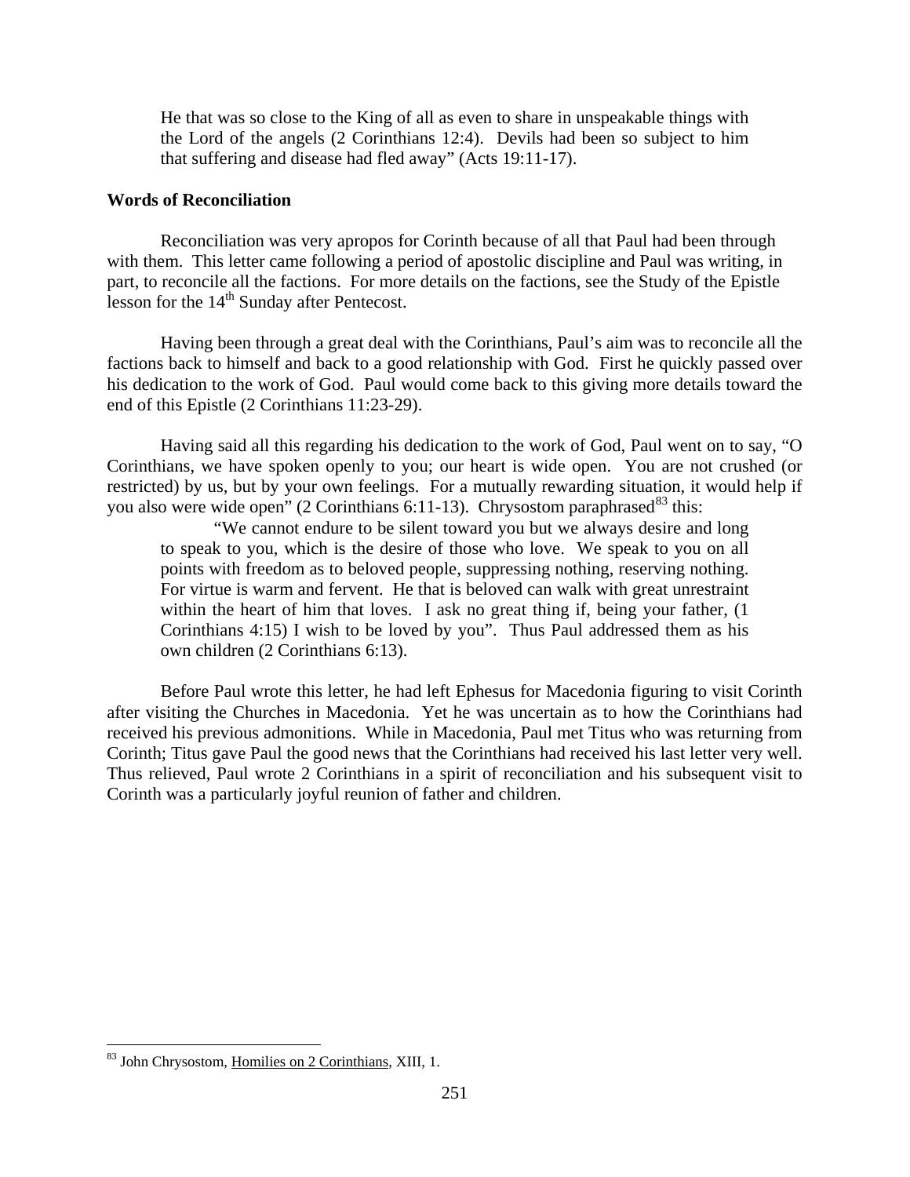> He that was so close to the King of all as even to share in unspeakable things with the Lord of the angels (2 Corinthians 12:4). Devils had been so subject to him that suffering and disease had fled away" (Acts 19:11-17).

**Words of Reconciliation**

Reconciliation was very apropos for Corinth because of all that Paul had been through with them. This letter came following a period of apostolic discipline and Paul was writing, in part, to reconcile all the factions. For more details on the factions, see the Study of the Epistle lesson for the 14th Sunday after Pentecost.

Having been through a great deal with the Corinthians, Paul's aim was to reconcile all the factions back to himself and back to a good relationship with God. First he quickly passed over his dedication to the work of God. Paul would come back to this giving more details toward the end of this Epistle (2 Corinthians 11:23-29).

Having said all this regarding his dedication to the work of God, Paul went on to say, "O Corinthians, we have spoken openly to you; our heart is wide open. You are not crushed (or restricted) by us, but by your own feelings. For a mutually rewarding situation, it would help if you also were wide open" (2 Corinthians 6:11-13). Chrysostom paraphrased[83] this:

> "We cannot endure to be silent toward you but we always desire and long to speak to you, which is the desire of those who love. We speak to you on all points with freedom as to beloved people, suppressing nothing, reserving nothing. For virtue is warm and fervent. He that is beloved can walk with great unrestraint within the heart of him that loves. I ask no great thing if, being your father, (1 Corinthians 4:15) I wish to be loved by you". Thus Paul addressed them as his own children (2 Corinthians 6:13).

Before Paul wrote this letter, he had left Ephesus for Macedonia figuring to visit Corinth after visiting the Churches in Macedonia. Yet he was uncertain as to how the Corinthians had received his previous admonitions. While in Macedonia, Paul met Titus who was returning from Corinth; Titus gave Paul the good news that the Corinthians had received his last letter very well. Thus relieved, Paul wrote 2 Corinthians in a spirit of reconciliation and his subsequent visit to Corinth was a particularly joyful reunion of father and children.

---

[83] John Chrysostom, Homilies on 2 Corinthians, XIII, 1.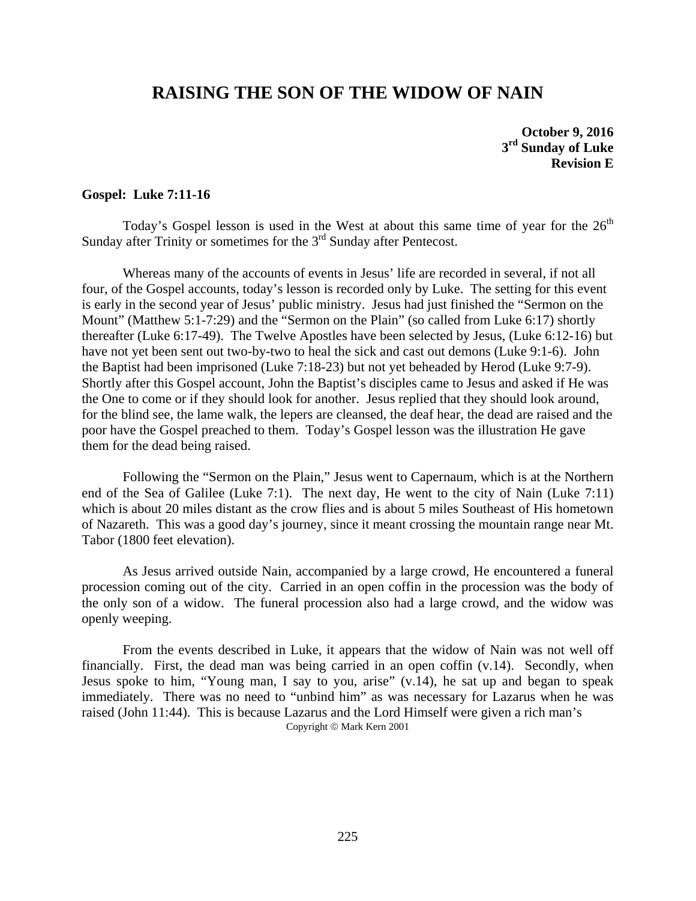# RAISING THE SON OF THE WIDOW OF NAIN

**October 9, 2016**
**3rd Sunday of Luke**
**Revision E**

**Gospel: Luke 7:11-16**

Today's Gospel lesson is used in the West at about this same time of year for the 26th Sunday after Trinity or sometimes for the 3rd Sunday after Pentecost.

Whereas many of the accounts of events in Jesus' life are recorded in several, if not all four, of the Gospel accounts, today's lesson is recorded only by Luke. The setting for this event is early in the second year of Jesus' public ministry. Jesus had just finished the "Sermon on the Mount" (Matthew 5:1-7:29) and the "Sermon on the Plain" (so called from Luke 6:17) shortly thereafter (Luke 6:17-49). The Twelve Apostles have been selected by Jesus, (Luke 6:12-16) but have not yet been sent out two-by-two to heal the sick and cast out demons (Luke 9:1-6). John the Baptist had been imprisoned (Luke 7:18-23) but not yet beheaded by Herod (Luke 9:7-9). Shortly after this Gospel account, John the Baptist's disciples came to Jesus and asked if He was the One to come or if they should look for another. Jesus replied that they should look around, for the blind see, the lame walk, the lepers are cleansed, the deaf hear, the dead are raised and the poor have the Gospel preached to them. Today's Gospel lesson was the illustration He gave them for the dead being raised.

Following the "Sermon on the Plain," Jesus went to Capernaum, which is at the Northern end of the Sea of Galilee (Luke 7:1). The next day, He went to the city of Nain (Luke 7:11) which is about 20 miles distant as the crow flies and is about 5 miles Southeast of His hometown of Nazareth. This was a good day's journey, since it meant crossing the mountain range near Mt. Tabor (1800 feet elevation).

As Jesus arrived outside Nain, accompanied by a large crowd, He encountered a funeral procession coming out of the city. Carried in an open coffin in the procession was the body of the only son of a widow. The funeral procession also had a large crowd, and the widow was openly weeping.

From the events described in Luke, it appears that the widow of Nain was not well off financially. First, the dead man was being carried in an open coffin (v.14). Secondly, when Jesus spoke to him, "Young man, I say to you, arise" (v.14), he sat up and began to speak immediately. There was no need to "unbind him" as was necessary for Lazarus when he was raised (John 11:44). This is because Lazarus and the Lord Himself were given a rich man's

Copyright © Mark Kern 2001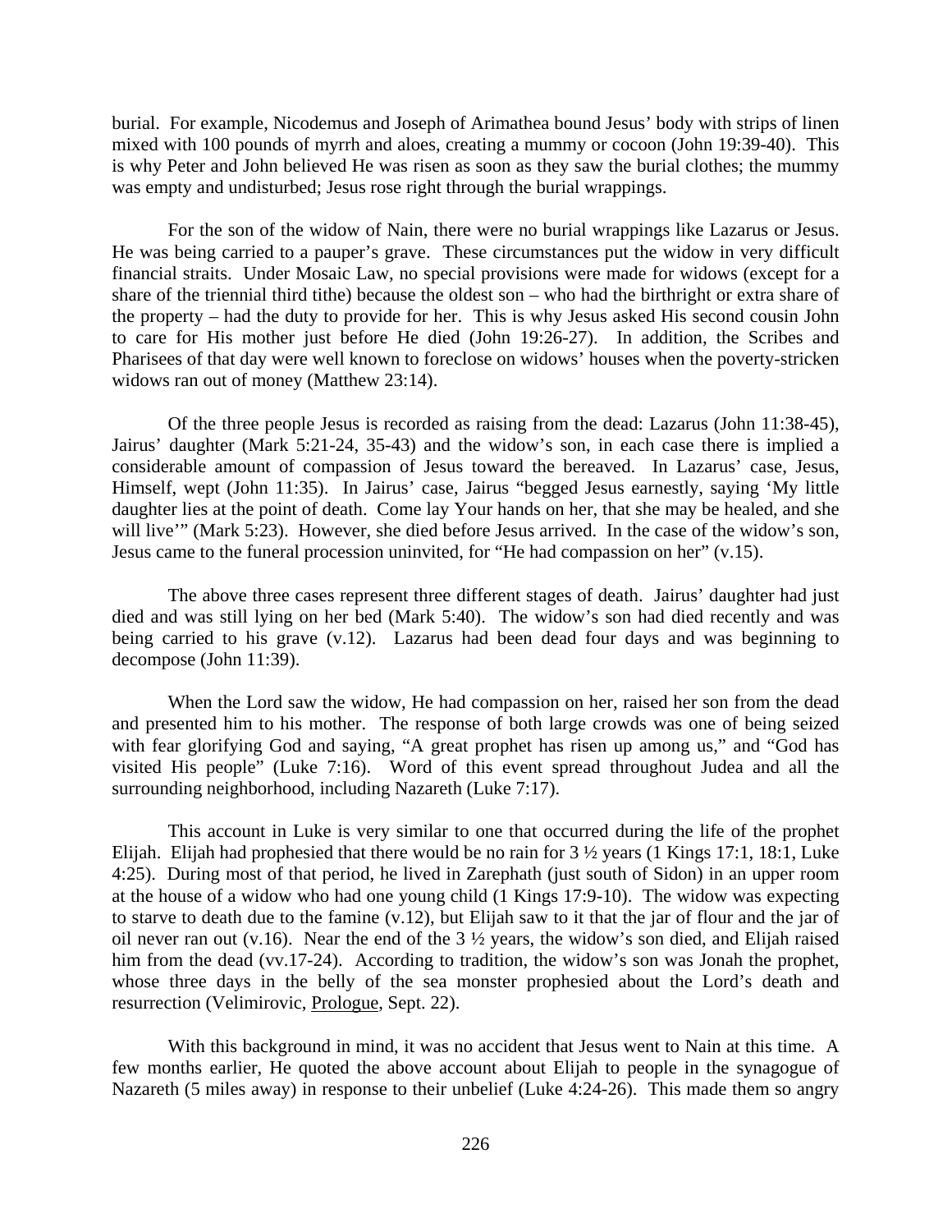burial. For example, Nicodemus and Joseph of Arimathea bound Jesus' body with strips of linen mixed with 100 pounds of myrrh and aloes, creating a mummy or cocoon (John 19:39-40). This is why Peter and John believed He was risen as soon as they saw the burial clothes; the mummy was empty and undisturbed; Jesus rose right through the burial wrappings.

For the son of the widow of Nain, there were no burial wrappings like Lazarus or Jesus. He was being carried to a pauper's grave. These circumstances put the widow in very difficult financial straits. Under Mosaic Law, no special provisions were made for widows (except for a share of the triennial third tithe) because the oldest son – who had the birthright or extra share of the property – had the duty to provide for her. This is why Jesus asked His second cousin John to care for His mother just before He died (John 19:26-27). In addition, the Scribes and Pharisees of that day were well known to foreclose on widows' houses when the poverty-stricken widows ran out of money (Matthew 23:14).

Of the three people Jesus is recorded as raising from the dead: Lazarus (John 11:38-45), Jairus' daughter (Mark 5:21-24, 35-43) and the widow's son, in each case there is implied a considerable amount of compassion of Jesus toward the bereaved. In Lazarus' case, Jesus, Himself, wept (John 11:35). In Jairus' case, Jairus "begged Jesus earnestly, saying 'My little daughter lies at the point of death. Come lay Your hands on her, that she may be healed, and she will live'" (Mark 5:23). However, she died before Jesus arrived. In the case of the widow's son, Jesus came to the funeral procession uninvited, for "He had compassion on her" (v.15).

The above three cases represent three different stages of death. Jairus' daughter had just died and was still lying on her bed (Mark 5:40). The widow's son had died recently and was being carried to his grave (v.12). Lazarus had been dead four days and was beginning to decompose (John 11:39).

When the Lord saw the widow, He had compassion on her, raised her son from the dead and presented him to his mother. The response of both large crowds was one of being seized with fear glorifying God and saying, "A great prophet has risen up among us," and "God has visited His people" (Luke 7:16). Word of this event spread throughout Judea and all the surrounding neighborhood, including Nazareth (Luke 7:17).

This account in Luke is very similar to one that occurred during the life of the prophet Elijah. Elijah had prophesied that there would be no rain for 3 ½ years (1 Kings 17:1, 18:1, Luke 4:25). During most of that period, he lived in Zarephath (just south of Sidon) in an upper room at the house of a widow who had one young child (1 Kings 17:9-10). The widow was expecting to starve to death due to the famine (v.12), but Elijah saw to it that the jar of flour and the jar of oil never ran out (v.16). Near the end of the 3 ½ years, the widow's son died, and Elijah raised him from the dead (vv.17-24). According to tradition, the widow's son was Jonah the prophet, whose three days in the belly of the sea monster prophesied about the Lord's death and resurrection (Velimirovic, Prologue, Sept. 22).

With this background in mind, it was no accident that Jesus went to Nain at this time. A few months earlier, He quoted the above account about Elijah to people in the synagogue of Nazareth (5 miles away) in response to their unbelief (Luke 4:24-26). This made them so angry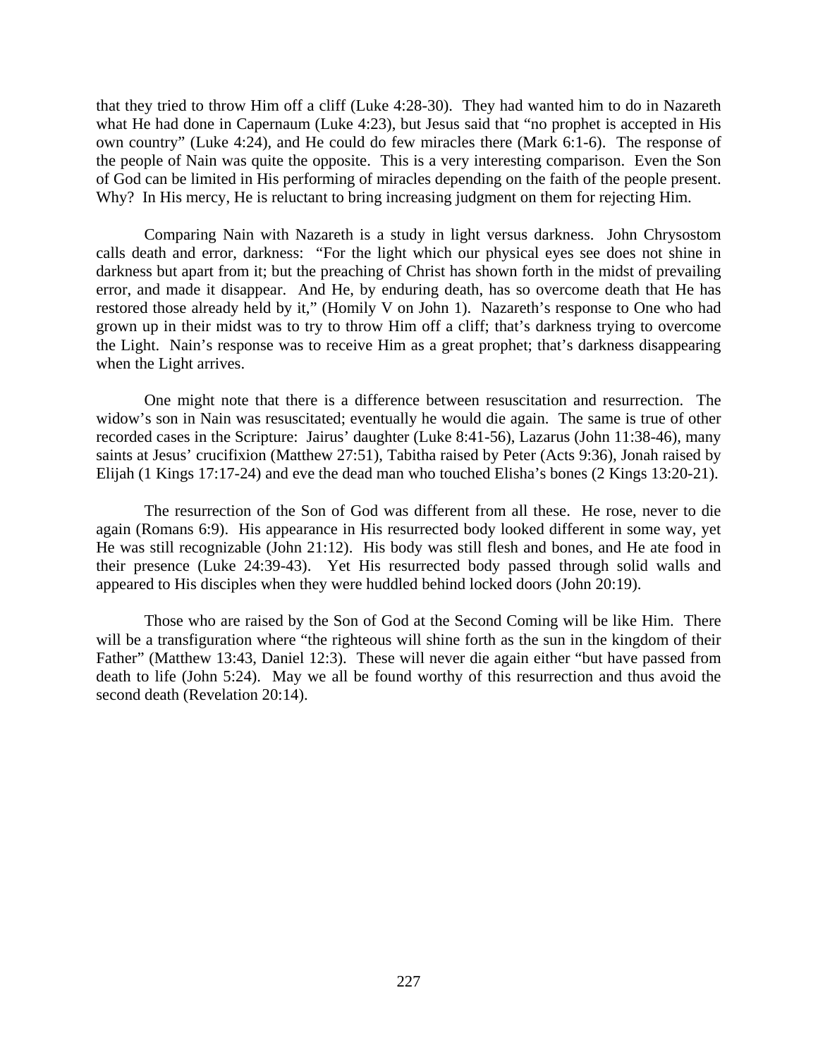that they tried to throw Him off a cliff (Luke 4:28-30). They had wanted him to do in Nazareth what He had done in Capernaum (Luke 4:23), but Jesus said that "no prophet is accepted in His own country" (Luke 4:24), and He could do few miracles there (Mark 6:1-6). The response of the people of Nain was quite the opposite. This is a very interesting comparison. Even the Son of God can be limited in His performing of miracles depending on the faith of the people present. Why? In His mercy, He is reluctant to bring increasing judgment on them for rejecting Him.

Comparing Nain with Nazareth is a study in light versus darkness. John Chrysostom calls death and error, darkness: "For the light which our physical eyes see does not shine in darkness but apart from it; but the preaching of Christ has shown forth in the midst of prevailing error, and made it disappear. And He, by enduring death, has so overcome death that He has restored those already held by it," (Homily V on John 1). Nazareth's response to One who had grown up in their midst was to try to throw Him off a cliff; that's darkness trying to overcome the Light. Nain's response was to receive Him as a great prophet; that's darkness disappearing when the Light arrives.

One might note that there is a difference between resuscitation and resurrection. The widow's son in Nain was resuscitated; eventually he would die again. The same is true of other recorded cases in the Scripture: Jairus' daughter (Luke 8:41-56), Lazarus (John 11:38-46), many saints at Jesus' crucifixion (Matthew 27:51), Tabitha raised by Peter (Acts 9:36), Jonah raised by Elijah (1 Kings 17:17-24) and eve the dead man who touched Elisha's bones (2 Kings 13:20-21).

The resurrection of the Son of God was different from all these. He rose, never to die again (Romans 6:9). His appearance in His resurrected body looked different in some way, yet He was still recognizable (John 21:12). His body was still flesh and bones, and He ate food in their presence (Luke 24:39-43). Yet His resurrected body passed through solid walls and appeared to His disciples when they were huddled behind locked doors (John 20:19).

Those who are raised by the Son of God at the Second Coming will be like Him. There will be a transfiguration where "the righteous will shine forth as the sun in the kingdom of their Father" (Matthew 13:43, Daniel 12:3). These will never die again either "but have passed from death to life (John 5:24). May we all be found worthy of this resurrection and thus avoid the second death (Revelation 20:14).